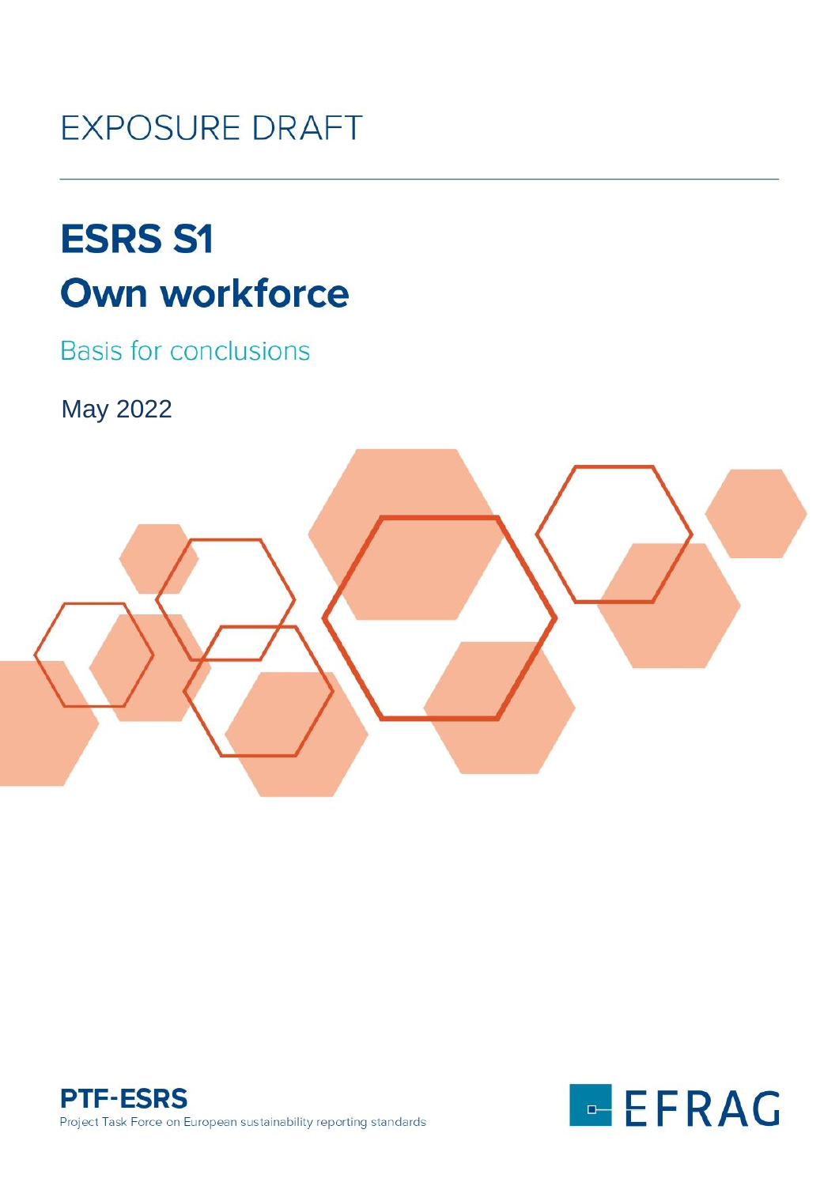EXPOSURE DRAFT

# ESRS S1
# Own workforce

## Basis for conclusions

May 2022

**PTF-ESRS**
Project Task Force on European sustainability reporting standards

EFRAG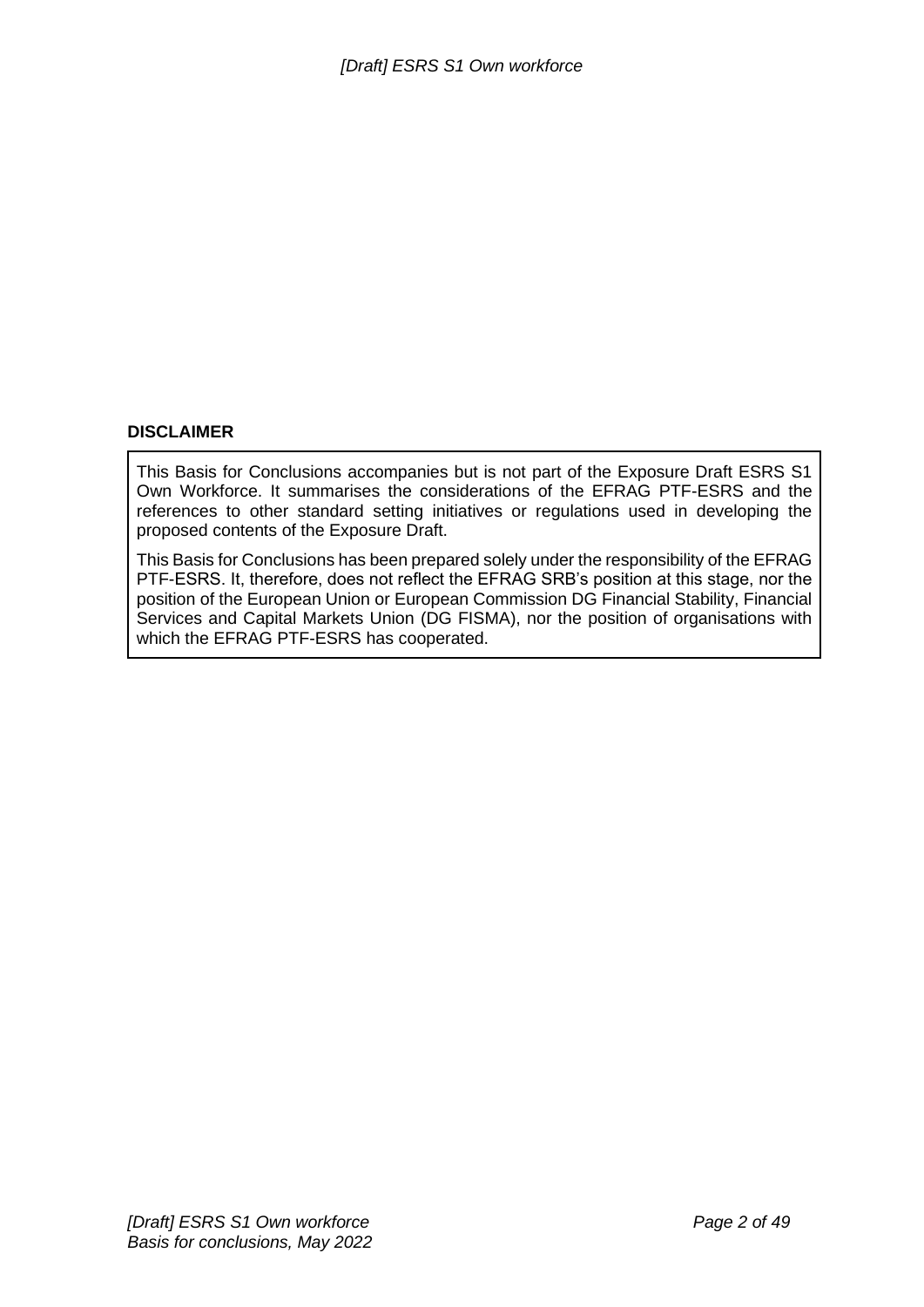**DISCLAIMER**

This Basis for Conclusions accompanies but is not part of the Exposure Draft ESRS S1 Own Workforce. It summarises the considerations of the EFRAG PTF-ESRS and the references to other standard setting initiatives or regulations used in developing the proposed contents of the Exposure Draft.

This Basis for Conclusions has been prepared solely under the responsibility of the EFRAG PTF-ESRS. It, therefore, does not reflect the EFRAG SRB's position at this stage, nor the position of the European Union or European Commission DG Financial Stability, Financial Services and Capital Markets Union (DG FISMA), nor the position of organisations with which the EFRAG PTF-ESRS has cooperated.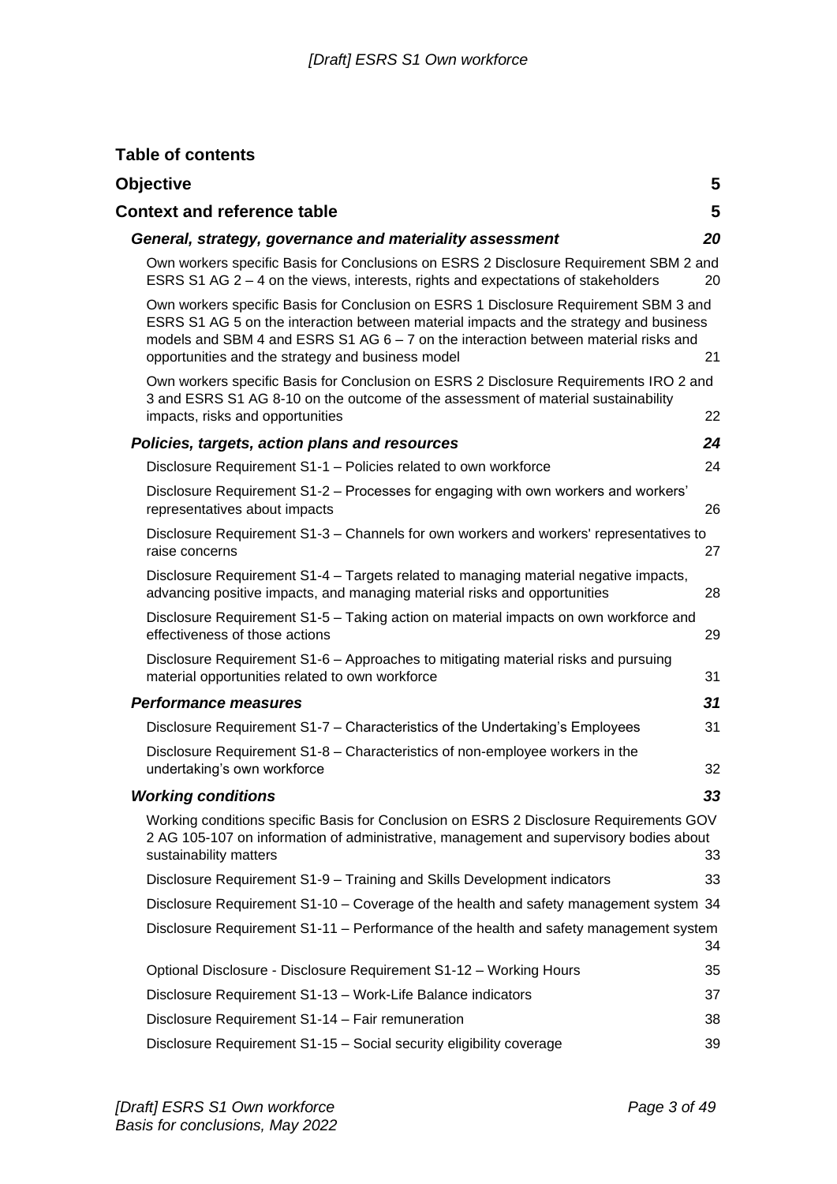## Table of contents

**Objective** 5

**Context and reference table** 5

***General, strategy, governance and materiality assessment*** ***20***

Own workers specific Basis for Conclusions on ESRS 2 Disclosure Requirement SBM 2 and ESRS S1 AG 2 – 4 on the views, interests, rights and expectations of stakeholders 20

Own workers specific Basis for Conclusion on ESRS 1 Disclosure Requirement SBM 3 and ESRS S1 AG 5 on the interaction between material impacts and the strategy and business models and SBM 4 and ESRS S1 AG 6 – 7 on the interaction between material risks and opportunities and the strategy and business model 21

Own workers specific Basis for Conclusion on ESRS 2 Disclosure Requirements IRO 2 and 3 and ESRS S1 AG 8-10 on the outcome of the assessment of material sustainability impacts, risks and opportunities 22

***Policies, targets, action plans and resources*** ***24***

Disclosure Requirement S1-1 – Policies related to own workforce 24

Disclosure Requirement S1-2 – Processes for engaging with own workers and workers' representatives about impacts 26

Disclosure Requirement S1-3 – Channels for own workers and workers' representatives to raise concerns 27

Disclosure Requirement S1-4 – Targets related to managing material negative impacts, advancing positive impacts, and managing material risks and opportunities 28

Disclosure Requirement S1-5 – Taking action on material impacts on own workforce and effectiveness of those actions 29

Disclosure Requirement S1-6 – Approaches to mitigating material risks and pursuing material opportunities related to own workforce 31

***Performance measures*** ***31***

Disclosure Requirement S1-7 – Characteristics of the Undertaking's Employees 31

Disclosure Requirement S1-8 – Characteristics of non-employee workers in the undertaking's own workforce 32

***Working conditions*** ***33***

Working conditions specific Basis for Conclusion on ESRS 2 Disclosure Requirements GOV 2 AG 105-107 on information of administrative, management and supervisory bodies about sustainability matters 33

Disclosure Requirement S1-9 – Training and Skills Development indicators 33

Disclosure Requirement S1-10 – Coverage of the health and safety management system 34

Disclosure Requirement S1-11 – Performance of the health and safety management system 34

Optional Disclosure - Disclosure Requirement S1-12 – Working Hours 35

Disclosure Requirement S1-13 – Work-Life Balance indicators 37

Disclosure Requirement S1-14 – Fair remuneration 38

Disclosure Requirement S1-15 – Social security eligibility coverage 39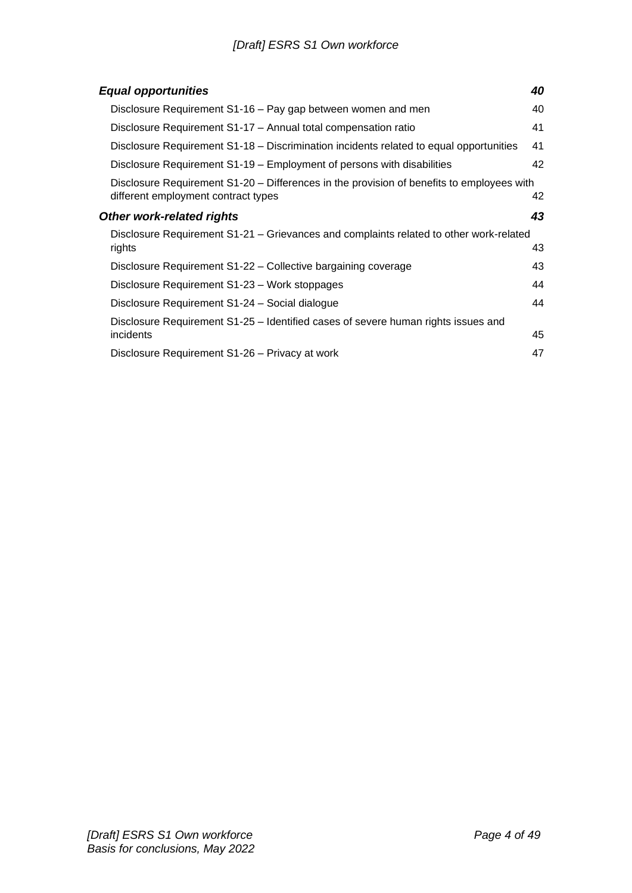***Equal opportunities*** **40**

Disclosure Requirement S1-16 – Pay gap between women and men 40

Disclosure Requirement S1-17 – Annual total compensation ratio 41

Disclosure Requirement S1-18 – Discrimination incidents related to equal opportunities 41

Disclosure Requirement S1-19 – Employment of persons with disabilities 42

Disclosure Requirement S1-20 – Differences in the provision of benefits to employees with different employment contract types 42

***Other work-related rights*** **43**

Disclosure Requirement S1-21 – Grievances and complaints related to other work-related rights 43

Disclosure Requirement S1-22 – Collective bargaining coverage 43

Disclosure Requirement S1-23 – Work stoppages 44

Disclosure Requirement S1-24 – Social dialogue 44

Disclosure Requirement S1-25 – Identified cases of severe human rights issues and incidents 45

Disclosure Requirement S1-26 – Privacy at work 47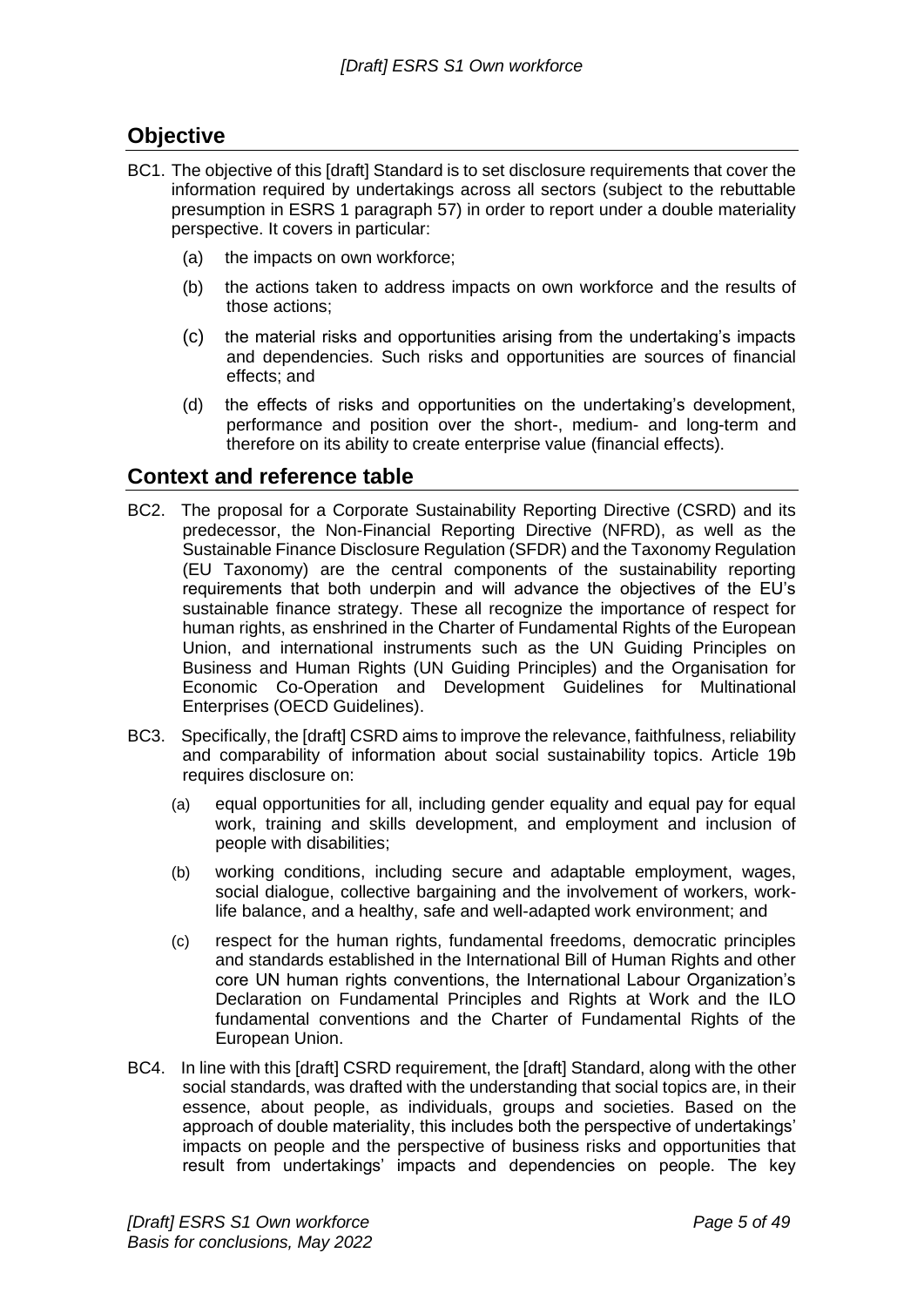## Objective

BC1. The objective of this [draft] Standard is to set disclosure requirements that cover the information required by undertakings across all sectors (subject to the rebuttable presumption in ESRS 1 paragraph 57) in order to report under a double materiality perspective. It covers in particular:

- (a) the impacts on own workforce;
- (b) the actions taken to address impacts on own workforce and the results of those actions;
- (c) the material risks and opportunities arising from the undertaking's impacts and dependencies. Such risks and opportunities are sources of financial effects; and
- (d) the effects of risks and opportunities on the undertaking's development, performance and position over the short-, medium- and long-term and therefore on its ability to create enterprise value (financial effects).

## Context and reference table

BC2. The proposal for a Corporate Sustainability Reporting Directive (CSRD) and its predecessor, the Non-Financial Reporting Directive (NFRD), as well as the Sustainable Finance Disclosure Regulation (SFDR) and the Taxonomy Regulation (EU Taxonomy) are the central components of the sustainability reporting requirements that both underpin and will advance the objectives of the EU's sustainable finance strategy. These all recognize the importance of respect for human rights, as enshrined in the Charter of Fundamental Rights of the European Union, and international instruments such as the UN Guiding Principles on Business and Human Rights (UN Guiding Principles) and the Organisation for Economic Co-Operation and Development Guidelines for Multinational Enterprises (OECD Guidelines).

BC3. Specifically, the [draft] CSRD aims to improve the relevance, faithfulness, reliability and comparability of information about social sustainability topics. Article 19b requires disclosure on:

- (a) equal opportunities for all, including gender equality and equal pay for equal work, training and skills development, and employment and inclusion of people with disabilities;
- (b) working conditions, including secure and adaptable employment, wages, social dialogue, collective bargaining and the involvement of workers, work-life balance, and a healthy, safe and well-adapted work environment; and
- (c) respect for the human rights, fundamental freedoms, democratic principles and standards established in the International Bill of Human Rights and other core UN human rights conventions, the International Labour Organization's Declaration on Fundamental Principles and Rights at Work and the ILO fundamental conventions and the Charter of Fundamental Rights of the European Union.

BC4. In line with this [draft] CSRD requirement, the [draft] Standard, along with the other social standards, was drafted with the understanding that social topics are, in their essence, about people, as individuals, groups and societies. Based on the approach of double materiality, this includes both the perspective of undertakings' impacts on people and the perspective of business risks and opportunities that result from undertakings' impacts and dependencies on people. The key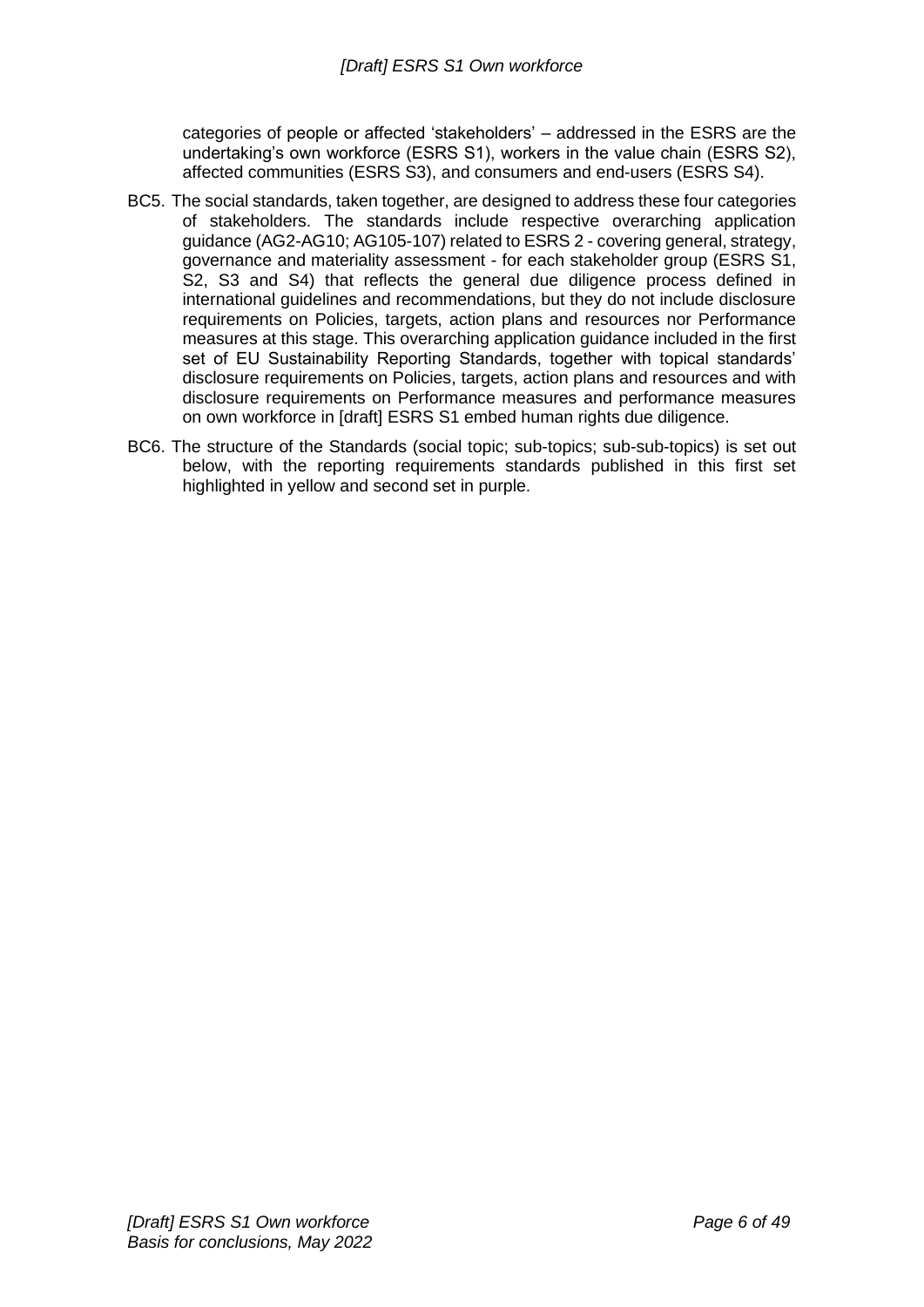categories of people or affected 'stakeholders' – addressed in the ESRS are the undertaking's own workforce (ESRS S1), workers in the value chain (ESRS S2), affected communities (ESRS S3), and consumers and end-users (ESRS S4).

BC5. The social standards, taken together, are designed to address these four categories of stakeholders. The standards include respective overarching application guidance (AG2-AG10; AG105-107) related to ESRS 2 - covering general, strategy, governance and materiality assessment - for each stakeholder group (ESRS S1, S2, S3 and S4) that reflects the general due diligence process defined in international guidelines and recommendations, but they do not include disclosure requirements on Policies, targets, action plans and resources nor Performance measures at this stage. This overarching application guidance included in the first set of EU Sustainability Reporting Standards, together with topical standards' disclosure requirements on Policies, targets, action plans and resources and with disclosure requirements on Performance measures and performance measures on own workforce in [draft] ESRS S1 embed human rights due diligence.

BC6. The structure of the Standards (social topic; sub-topics; sub-sub-topics) is set out below, with the reporting requirements standards published in this first set highlighted in yellow and second set in purple.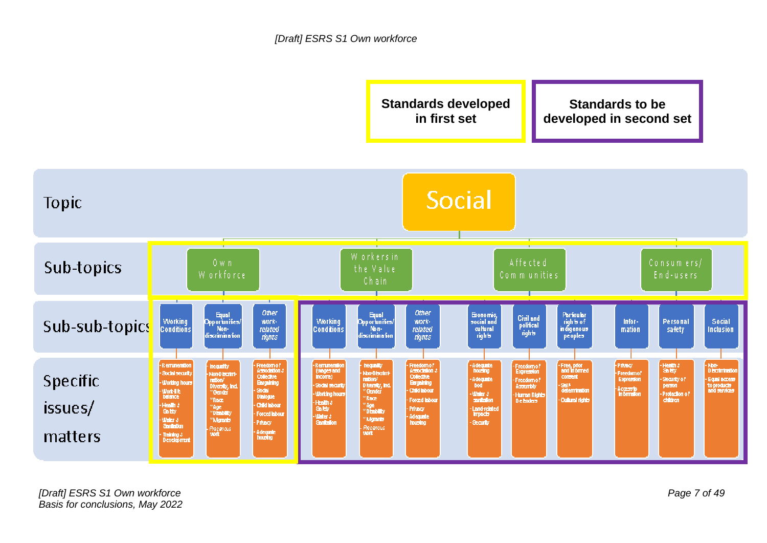**Standards developed in first set** | **Standards to be developed in second set**

**Topic:** Social

| Sub-topics | Sub-sub-topics | Specific issues/matters |
|---|---|---|
| Own Workforce | Working Conditions | Remuneration; Social security; Working hours; Work-life balance; Health & Safety; Water & Sanitation; Training & Development |
| | Equal Opportunities/ Non-discrimination | Inequality; Non-Discrimination/ Diversity, incl. ° Gender ° Race ° Age ° Disability ° Migrants; Precarious work |
| | Other work-related rights | Freedom of Association & Collective Bargaining; Social Dialogue; Child labour; Forced labour; Privacy; Adequate housing |
| Workers in the Value Chain | Working Conditions | Remuneration (wages and income); Social security; Working hours; Health & Safety; Water & Sanitation |
| | Equal Opportunities/ Non-discrimination | Inequality; Non-Discrimination/ Diversity, incl. ° Gender ° Race ° Age ° Disability ° Migrants; Precarious work |
| | Other work-related rights | Freedom of Association & Collective Bargaining; Child labour; Forced labour; Privacy; Adequate housing |
| Affected Communities | Economic, social and cultural rights | Adequate housing; Adequate food; Water & sanitation; Land-related impacts; Security |
| | Civil and political rights | Freedom of Expression; Freedom of Assembly; Human Rights Defenders |
| | Particular rights of indigenous peoples | Free, prior and informed consent; Self-determination; Cultural rights |
| Consumers/ End-users | Information | Privacy; Freedom of Expression; Access to information |
| | Personal safety | Health & Safety; Security of person; Protection of children |
| | Social Inclusion | Non-Discrimination; Equal access to products and services |

First set: all four sub-topics; for the Own Workforce sub-topic, its sub-sub-topics and specific issues/matters. Second set: sub-sub-topics and specific issues/matters for Workers in the Value Chain, Affected Communities and Consumers/End-users.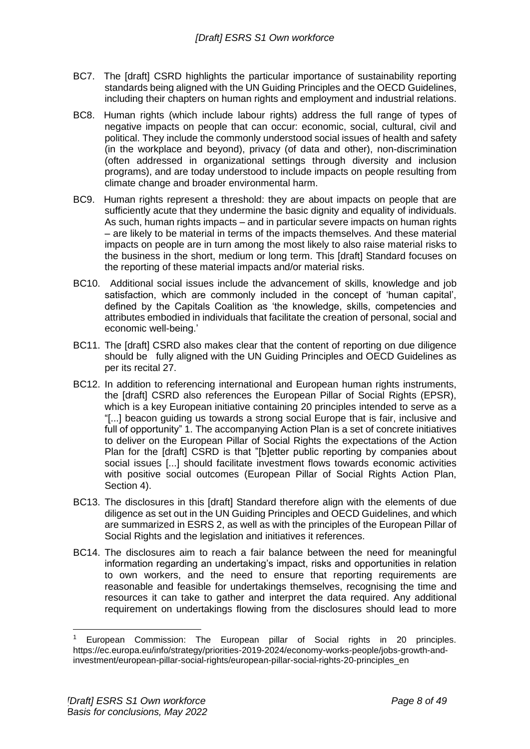BC7. The [draft] CSRD highlights the particular importance of sustainability reporting standards being aligned with the UN Guiding Principles and the OECD Guidelines, including their chapters on human rights and employment and industrial relations.

BC8. Human rights (which include labour rights) address the full range of types of negative impacts on people that can occur: economic, social, cultural, civil and political. They include the commonly understood social issues of health and safety (in the workplace and beyond), privacy (of data and other), non-discrimination (often addressed in organizational settings through diversity and inclusion programs), and are today understood to include impacts on people resulting from climate change and broader environmental harm.

BC9. Human rights represent a threshold: they are about impacts on people that are sufficiently acute that they undermine the basic dignity and equality of individuals. As such, human rights impacts – and in particular severe impacts on human rights – are likely to be material in terms of the impacts themselves. And these material impacts on people are in turn among the most likely to also raise material risks to the business in the short, medium or long term. This [draft] Standard focuses on the reporting of these material impacts and/or material risks.

BC10. Additional social issues include the advancement of skills, knowledge and job satisfaction, which are commonly included in the concept of 'human capital', defined by the Capitals Coalition as 'the knowledge, skills, competencies and attributes embodied in individuals that facilitate the creation of personal, social and economic well-being.'

BC11. The [draft] CSRD also makes clear that the content of reporting on due diligence should be fully aligned with the UN Guiding Principles and OECD Guidelines as per its recital 27.

BC12. In addition to referencing international and European human rights instruments, the [draft] CSRD also references the European Pillar of Social Rights (EPSR), which is a key European initiative containing 20 principles intended to serve as a "[...] beacon guiding us towards a strong social Europe that is fair, inclusive and full of opportunity" 1. The accompanying Action Plan is a set of concrete initiatives to deliver on the European Pillar of Social Rights the expectations of the Action Plan for the [draft] CSRD is that "[b]etter public reporting by companies about social issues [...] should facilitate investment flows towards economic activities with positive social outcomes (European Pillar of Social Rights Action Plan, Section 4).

BC13. The disclosures in this [draft] Standard therefore align with the elements of due diligence as set out in the UN Guiding Principles and OECD Guidelines, and which are summarized in ESRS 2, as well as with the principles of the European Pillar of Social Rights and the legislation and initiatives it references.

BC14. The disclosures aim to reach a fair balance between the need for meaningful information regarding an undertaking's impact, risks and opportunities in relation to own workers, and the need to ensure that reporting requirements are reasonable and feasible for undertakings themselves, recognising the time and resources it can take to gather and interpret the data required. Any additional requirement on undertakings flowing from the disclosures should lead to more

---

[1] European Commission: The European pillar of Social rights in 20 principles. https://ec.europa.eu/info/strategy/priorities-2019-2024/economy-works-people/jobs-growth-and-investment/european-pillar-social-rights/european-pillar-social-rights-20-principles_en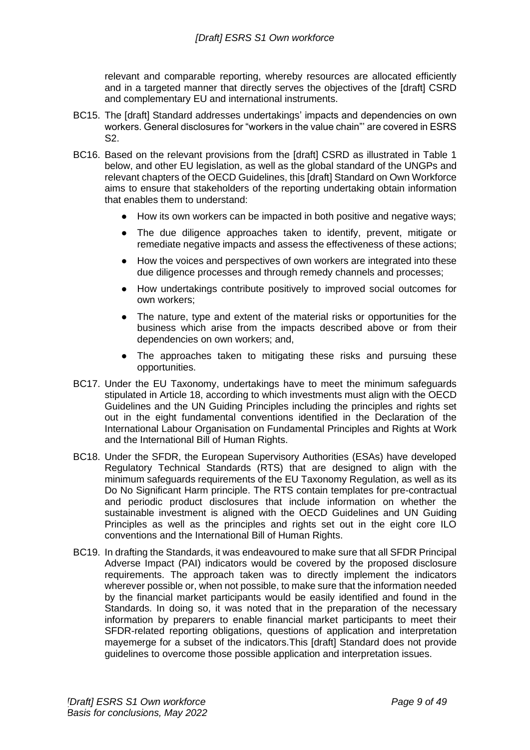relevant and comparable reporting, whereby resources are allocated efficiently and in a targeted manner that directly serves the objectives of the [draft] CSRD and complementary EU and international instruments.

BC15. The [draft] Standard addresses undertakings' impacts and dependencies on own workers. General disclosures for "workers in the value chain"' are covered in ESRS S2.

BC16. Based on the relevant provisions from the [draft] CSRD as illustrated in Table 1 below, and other EU legislation, as well as the global standard of the UNGPs and relevant chapters of the OECD Guidelines, this [draft] Standard on Own Workforce aims to ensure that stakeholders of the reporting undertaking obtain information that enables them to understand:

- How its own workers can be impacted in both positive and negative ways;
- The due diligence approaches taken to identify, prevent, mitigate or remediate negative impacts and assess the effectiveness of these actions;
- How the voices and perspectives of own workers are integrated into these due diligence processes and through remedy channels and processes;
- How undertakings contribute positively to improved social outcomes for own workers;
- The nature, type and extent of the material risks or opportunities for the business which arise from the impacts described above or from their dependencies on own workers; and,
- The approaches taken to mitigating these risks and pursuing these opportunities.

BC17. Under the EU Taxonomy, undertakings have to meet the minimum safeguards stipulated in Article 18, according to which investments must align with the OECD Guidelines and the UN Guiding Principles including the principles and rights set out in the eight fundamental conventions identified in the Declaration of the International Labour Organisation on Fundamental Principles and Rights at Work and the International Bill of Human Rights.

BC18. Under the SFDR, the European Supervisory Authorities (ESAs) have developed Regulatory Technical Standards (RTS) that are designed to align with the minimum safeguards requirements of the EU Taxonomy Regulation, as well as its Do No Significant Harm principle. The RTS contain templates for pre-contractual and periodic product disclosures that include information on whether the sustainable investment is aligned with the OECD Guidelines and UN Guiding Principles as well as the principles and rights set out in the eight core ILO conventions and the International Bill of Human Rights.

BC19. In drafting the Standards, it was endeavoured to make sure that all SFDR Principal Adverse Impact (PAI) indicators would be covered by the proposed disclosure requirements. The approach taken was to directly implement the indicators wherever possible or, when not possible, to make sure that the information needed by the financial market participants would be easily identified and found in the Standards. In doing so, it was noted that in the preparation of the necessary information by preparers to enable financial market participants to meet their SFDR-related reporting obligations, questions of application and interpretation mayemerge for a subset of the indicators.This [draft] Standard does not provide guidelines to overcome those possible application and interpretation issues.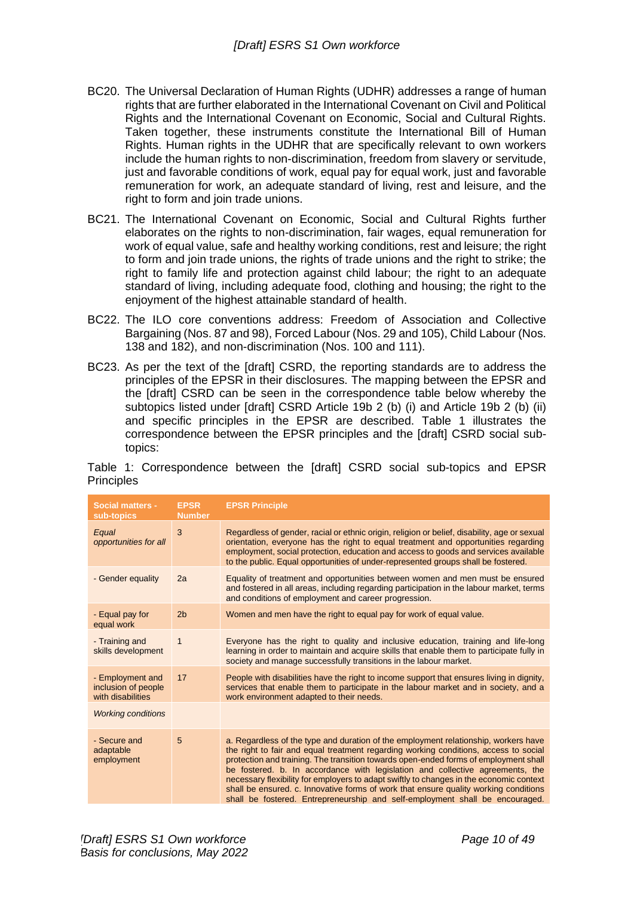BC20. The Universal Declaration of Human Rights (UDHR) addresses a range of human rights that are further elaborated in the International Covenant on Civil and Political Rights and the International Covenant on Economic, Social and Cultural Rights. Taken together, these instruments constitute the International Bill of Human Rights. Human rights in the UDHR that are specifically relevant to own workers include the human rights to non-discrimination, freedom from slavery or servitude, just and favorable conditions of work, equal pay for equal work, just and favorable remuneration for work, an adequate standard of living, rest and leisure, and the right to form and join trade unions.

BC21. The International Covenant on Economic, Social and Cultural Rights further elaborates on the rights to non-discrimination, fair wages, equal remuneration for work of equal value, safe and healthy working conditions, rest and leisure; the right to form and join trade unions, the rights of trade unions and the right to strike; the right to family life and protection against child labour; the right to an adequate standard of living, including adequate food, clothing and housing; the right to the enjoyment of the highest attainable standard of health.

BC22. The ILO core conventions address: Freedom of Association and Collective Bargaining (Nos. 87 and 98), Forced Labour (Nos. 29 and 105), Child Labour (Nos. 138 and 182), and non-discrimination (Nos. 100 and 111).

BC23. As per the text of the [draft] CSRD, the reporting standards are to address the principles of the EPSR in their disclosures. The mapping between the EPSR and the [draft] CSRD can be seen in the correspondence table below whereby the subtopics listed under [draft] CSRD Article 19b 2 (b) (i) and Article 19b 2 (b) (ii) and specific principles in the EPSR are described. Table 1 illustrates the correspondence between the EPSR principles and the [draft] CSRD social sub-topics:

Table 1: Correspondence between the [draft] CSRD social sub-topics and EPSR Principles

| Social matters - sub-topics | EPSR Number | EPSR Principle |
|---|---|---|
| *Equal opportunities for all* | 3 | Regardless of gender, racial or ethnic origin, religion or belief, disability, age or sexual orientation, everyone has the right to equal treatment and opportunities regarding employment, social protection, education and access to goods and services available to the public. Equal opportunities of under-represented groups shall be fostered. |
| - Gender equality | 2a | Equality of treatment and opportunities between women and men must be ensured and fostered in all areas, including regarding participation in the labour market, terms and conditions of employment and career progression. |
| - Equal pay for equal work | 2b | Women and men have the right to equal pay for work of equal value. |
| - Training and skills development | 1 | Everyone has the right to quality and inclusive education, training and life-long learning in order to maintain and acquire skills that enable them to participate fully in society and manage successfully transitions in the labour market. |
| - Employment and inclusion of people with disabilities | 17 | People with disabilities have the right to income support that ensures living in dignity, services that enable them to participate in the labour market and in society, and a work environment adapted to their needs. |
| *Working conditions* | | |
| - Secure and adaptable employment | 5 | a. Regardless of the type and duration of the employment relationship, workers have the right to fair and equal treatment regarding working conditions, access to social protection and training. The transition towards open-ended forms of employment shall be fostered. b. In accordance with legislation and collective agreements, the necessary flexibility for employers to adapt swiftly to changes in the economic context shall be ensured. c. Innovative forms of work that ensure quality working conditions shall be fostered. Entrepreneurship and self-employment shall be encouraged. |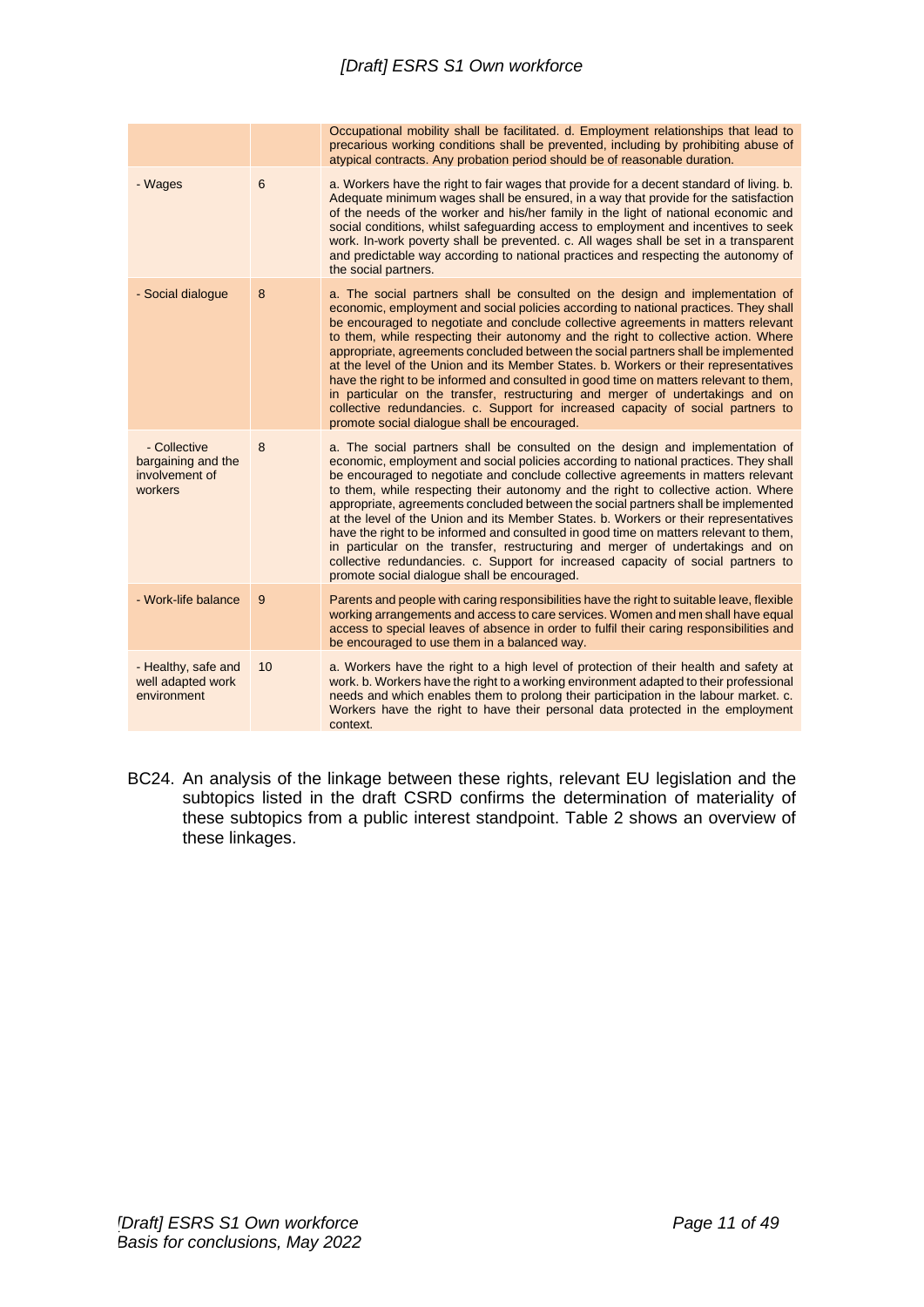| | | |
|---|---|---|
| | | Occupational mobility shall be facilitated. d. Employment relationships that lead to precarious working conditions shall be prevented, including by prohibiting abuse of atypical contracts. Any probation period should be of reasonable duration. |
| - Wages | 6 | a. Workers have the right to fair wages that provide for a decent standard of living. b. Adequate minimum wages shall be ensured, in a way that provide for the satisfaction of the needs of the worker and his/her family in the light of national economic and social conditions, whilst safeguarding access to employment and incentives to seek work. In-work poverty shall be prevented. c. All wages shall be set in a transparent and predictable way according to national practices and respecting the autonomy of the social partners. |
| - Social dialogue | 8 | a. The social partners shall be consulted on the design and implementation of economic, employment and social policies according to national practices. They shall be encouraged to negotiate and conclude collective agreements in matters relevant to them, while respecting their autonomy and the right to collective action. Where appropriate, agreements concluded between the social partners shall be implemented at the level of the Union and its Member States. b. Workers or their representatives have the right to be informed and consulted in good time on matters relevant to them, in particular on the transfer, restructuring and merger of undertakings and on collective redundancies. c. Support for increased capacity of social partners to promote social dialogue shall be encouraged. |
| - Collective bargaining and the involvement of workers | 8 | a. The social partners shall be consulted on the design and implementation of economic, employment and social policies according to national practices. They shall be encouraged to negotiate and conclude collective agreements in matters relevant to them, while respecting their autonomy and the right to collective action. Where appropriate, agreements concluded between the social partners shall be implemented at the level of the Union and its Member States. b. Workers or their representatives have the right to be informed and consulted in good time on matters relevant to them, in particular on the transfer, restructuring and merger of undertakings and on collective redundancies. c. Support for increased capacity of social partners to promote social dialogue shall be encouraged. |
| - Work-life balance | 9 | Parents and people with caring responsibilities have the right to suitable leave, flexible working arrangements and access to care services. Women and men shall have equal access to special leaves of absence in order to fulfil their caring responsibilities and be encouraged to use them in a balanced way. |
| - Healthy, safe and well adapted work environment | 10 | a. Workers have the right to a high level of protection of their health and safety at work. b. Workers have the right to a working environment adapted to their professional needs and which enables them to prolong their participation in the labour market. c. Workers have the right to have their personal data protected in the employment context. |

BC24. An analysis of the linkage between these rights, relevant EU legislation and the subtopics listed in the draft CSRD confirms the determination of materiality of these subtopics from a public interest standpoint. Table 2 shows an overview of these linkages.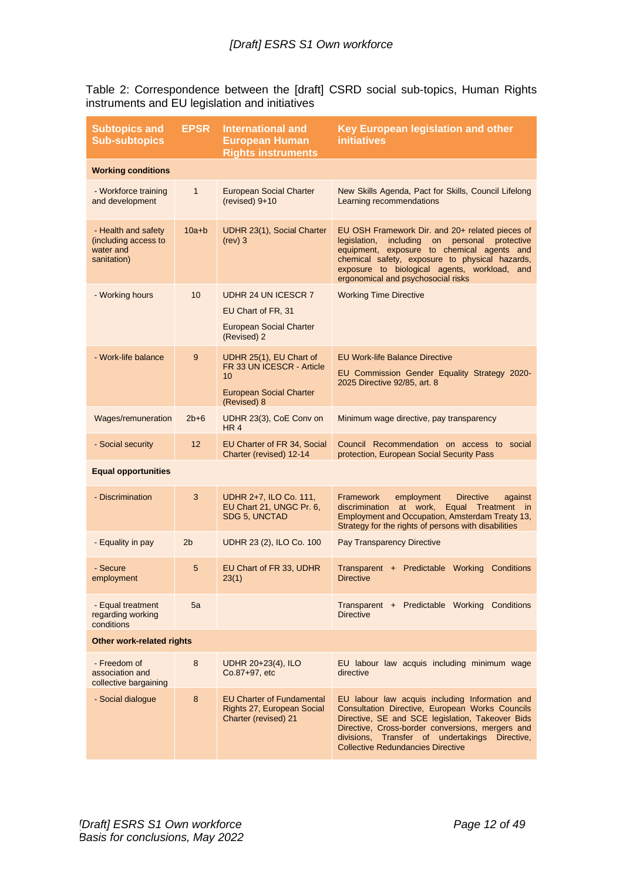Table 2: Correspondence between the [draft] CSRD social sub-topics, Human Rights instruments and EU legislation and initiatives

| Subtopics and Sub-subtopics | EPSR | International and European Human Rights instruments | Key European legislation and other initiatives |
|---|---|---|---|
| **Working conditions** | | | |
| - Workforce training and development | 1 | European Social Charter (revised) 9+10 | New Skills Agenda, Pact for Skills, Council Lifelong Learning recommendations |
| - Health and safety (including access to water and sanitation) | 10a+b | UDHR 23(1), Social Charter (rev) 3 | EU OSH Framework Dir. and 20+ related pieces of legislation, including on personal protective equipment, exposure to chemical agents and chemical safety, exposure to physical hazards, exposure to biological agents, workload, and ergonomical and psychosocial risks |
| - Working hours | 10 | UDHR 24 UN ICESCR 7<br>EU Chart of FR, 31<br>European Social Charter (Revised) 2 | Working Time Directive |
| - Work-life balance | 9 | UDHR 25(1), EU Chart of FR 33 UN ICESCR - Article 10<br>European Social Charter (Revised) 8 | EU Work-life Balance Directive<br>EU Commission Gender Equality Strategy 2020-2025 Directive 92/85, art. 8 |
| Wages/remuneration | 2b+6 | UDHR 23(3), CoE Conv on HR 4 | Minimum wage directive, pay transparency |
| - Social security | 12 | EU Charter of FR 34, Social Charter (revised) 12-14 | Council Recommendation on access to social protection, European Social Security Pass |
| **Equal opportunities** | | | |
| - Discrimination | 3 | UDHR 2+7, ILO Co. 111, EU Chart 21, UNGC Pr. 6, SDG 5, UNCTAD | Framework employment Directive against discrimination at work, Equal Treatment in Employment and Occupation, Amsterdam Treaty 13, Strategy for the rights of persons with disabilities |
| - Equality in pay | 2b | UDHR 23 (2), ILO Co. 100 | Pay Transparency Directive |
| - Secure employment | 5 | EU Chart of FR 33, UDHR 23(1) | Transparent + Predictable Working Conditions Directive |
| - Equal treatment regarding working conditions | 5a | | Transparent + Predictable Working Conditions Directive |
| **Other work-related rights** | | | |
| - Freedom of association and collective bargaining | 8 | UDHR 20+23(4), ILO Co.87+97, etc | EU labour law acquis including minimum wage directive |
| - Social dialogue | 8 | EU Charter of Fundamental Rights 27, European Social Charter (revised) 21 | EU labour law acquis including Information and Consultation Directive, European Works Councils Directive, SE and SCE legislation, Takeover Bids Directive, Cross-border conversions, mergers and divisions, Transfer of undertakings Directive, Collective Redundancies Directive |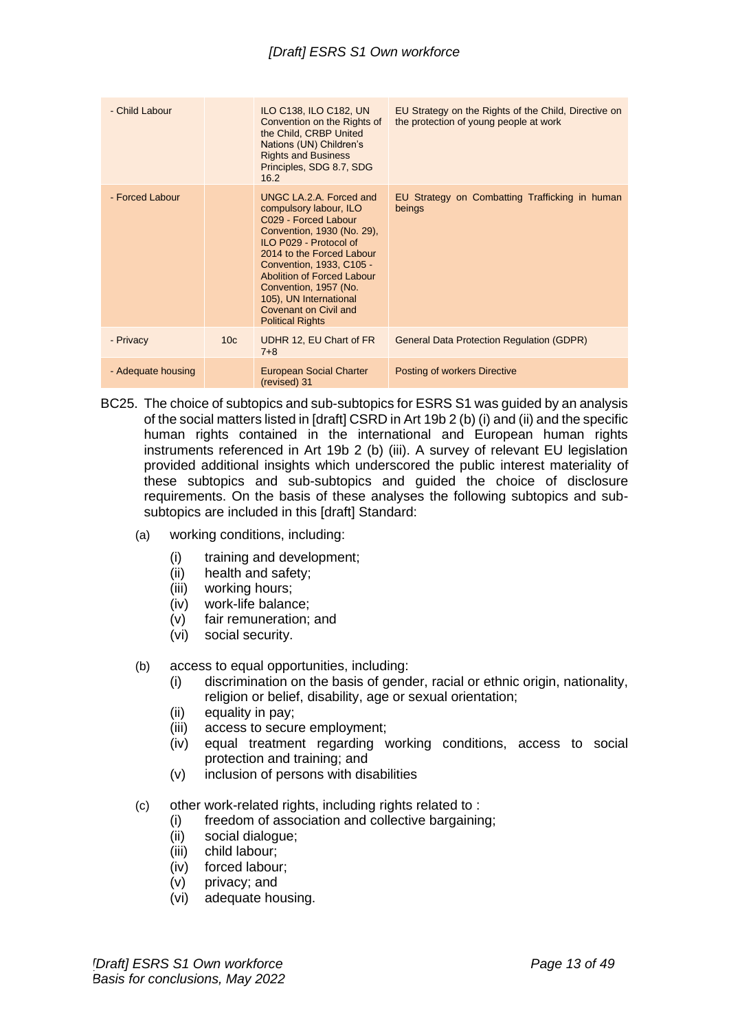| | | | |
|---|---|---|---|
| - Child Labour | | ILO C138, ILO C182, UN Convention on the Rights of the Child, CRBP United Nations (UN) Children's Rights and Business Principles, SDG 8.7, SDG 16.2 | EU Strategy on the Rights of the Child, Directive on the protection of young people at work |
| - Forced Labour | | UNGC LA.2.A. Forced and compulsory labour, ILO C029 - Forced Labour Convention, 1930 (No. 29), ILO P029 - Protocol of 2014 to the Forced Labour Convention, 1933, C105 - Abolition of Forced Labour Convention, 1957 (No. 105), UN International Covenant on Civil and Political Rights | EU Strategy on Combatting Trafficking in human beings |
| - Privacy | 10c | UDHR 12, EU Chart of FR 7+8 | General Data Protection Regulation (GDPR) |
| - Adequate housing | | European Social Charter (revised) 31 | Posting of workers Directive |

BC25. The choice of subtopics and sub-subtopics for ESRS S1 was guided by an analysis of the social matters listed in [draft] CSRD in Art 19b 2 (b) (i) and (ii) and the specific human rights contained in the international and European human rights instruments referenced in Art 19b 2 (b) (iii). A survey of relevant EU legislation provided additional insights which underscored the public interest materiality of these subtopics and sub-subtopics and guided the choice of disclosure requirements. On the basis of these analyses the following subtopics and sub-subtopics are included in this [draft] Standard:

(a) working conditions, including:
   (i) training and development;
   (ii) health and safety;
   (iii) working hours;
   (iv) work-life balance;
   (v) fair remuneration; and
   (vi) social security.

(b) access to equal opportunities, including:
   (i) discrimination on the basis of gender, racial or ethnic origin, nationality, religion or belief, disability, age or sexual orientation;
   (ii) equality in pay;
   (iii) access to secure employment;
   (iv) equal treatment regarding working conditions, access to social protection and training; and
   (v) inclusion of persons with disabilities

(c) other work-related rights, including rights related to :
   (i) freedom of association and collective bargaining;
   (ii) social dialogue;
   (iii) child labour;
   (iv) forced labour;
   (v) privacy; and
   (vi) adequate housing.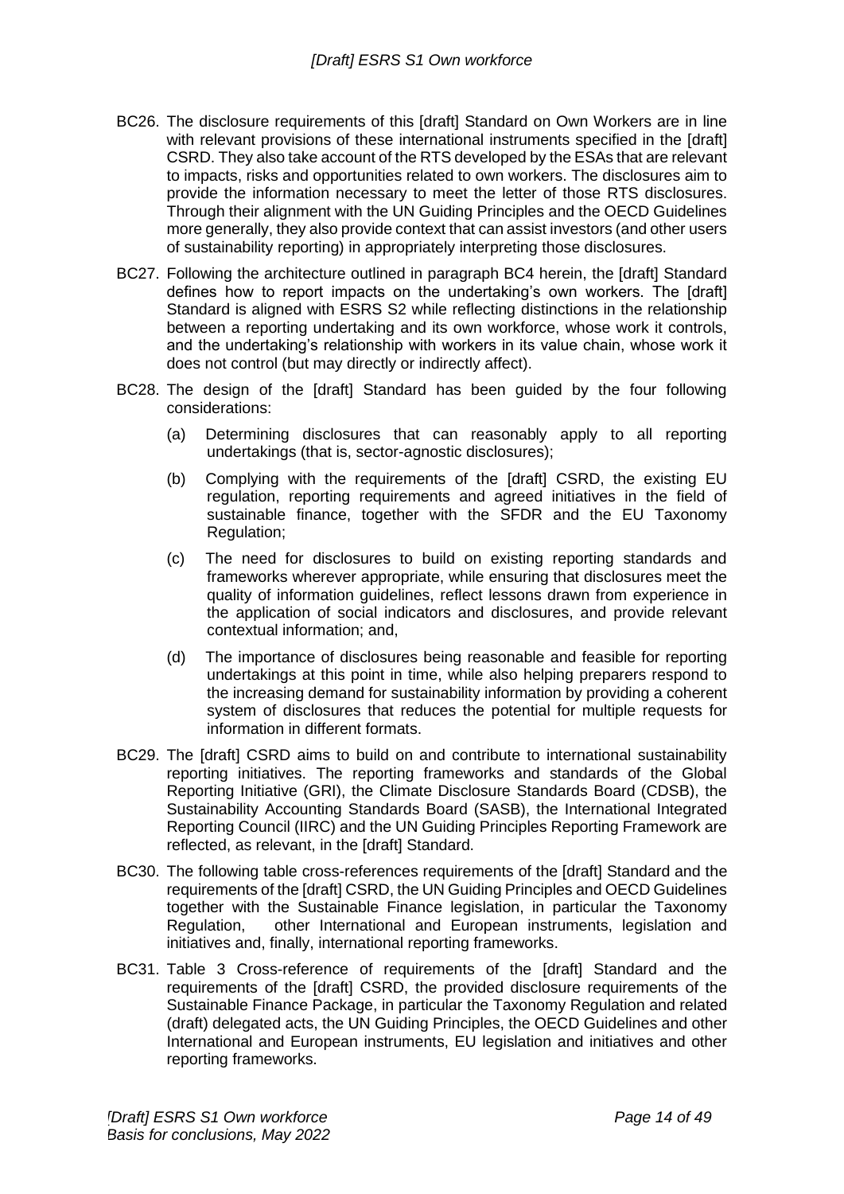BC26. The disclosure requirements of this [draft] Standard on Own Workers are in line with relevant provisions of these international instruments specified in the [draft] CSRD. They also take account of the RTS developed by the ESAs that are relevant to impacts, risks and opportunities related to own workers. The disclosures aim to provide the information necessary to meet the letter of those RTS disclosures. Through their alignment with the UN Guiding Principles and the OECD Guidelines more generally, they also provide context that can assist investors (and other users of sustainability reporting) in appropriately interpreting those disclosures.

BC27. Following the architecture outlined in paragraph BC4 herein, the [draft] Standard defines how to report impacts on the undertaking's own workers. The [draft] Standard is aligned with ESRS S2 while reflecting distinctions in the relationship between a reporting undertaking and its own workforce, whose work it controls, and the undertaking's relationship with workers in its value chain, whose work it does not control (but may directly or indirectly affect).

BC28. The design of the [draft] Standard has been guided by the four following considerations:

(a) Determining disclosures that can reasonably apply to all reporting undertakings (that is, sector-agnostic disclosures);

(b) Complying with the requirements of the [draft] CSRD, the existing EU regulation, reporting requirements and agreed initiatives in the field of sustainable finance, together with the SFDR and the EU Taxonomy Regulation;

(c) The need for disclosures to build on existing reporting standards and frameworks wherever appropriate, while ensuring that disclosures meet the quality of information guidelines, reflect lessons drawn from experience in the application of social indicators and disclosures, and provide relevant contextual information; and,

(d) The importance of disclosures being reasonable and feasible for reporting undertakings at this point in time, while also helping preparers respond to the increasing demand for sustainability information by providing a coherent system of disclosures that reduces the potential for multiple requests for information in different formats.

BC29. The [draft] CSRD aims to build on and contribute to international sustainability reporting initiatives. The reporting frameworks and standards of the Global Reporting Initiative (GRI), the Climate Disclosure Standards Board (CDSB), the Sustainability Accounting Standards Board (SASB), the International Integrated Reporting Council (IIRC) and the UN Guiding Principles Reporting Framework are reflected, as relevant, in the [draft] Standard.

BC30. The following table cross-references requirements of the [draft] Standard and the requirements of the [draft] CSRD, the UN Guiding Principles and OECD Guidelines together with the Sustainable Finance legislation, in particular the Taxonomy Regulation, other International and European instruments, legislation and initiatives and, finally, international reporting frameworks.

BC31. Table 3 Cross-reference of requirements of the [draft] Standard and the requirements of the [draft] CSRD, the provided disclosure requirements of the Sustainable Finance Package, in particular the Taxonomy Regulation and related (draft) delegated acts, the UN Guiding Principles, the OECD Guidelines and other International and European instruments, EU legislation and initiatives and other reporting frameworks.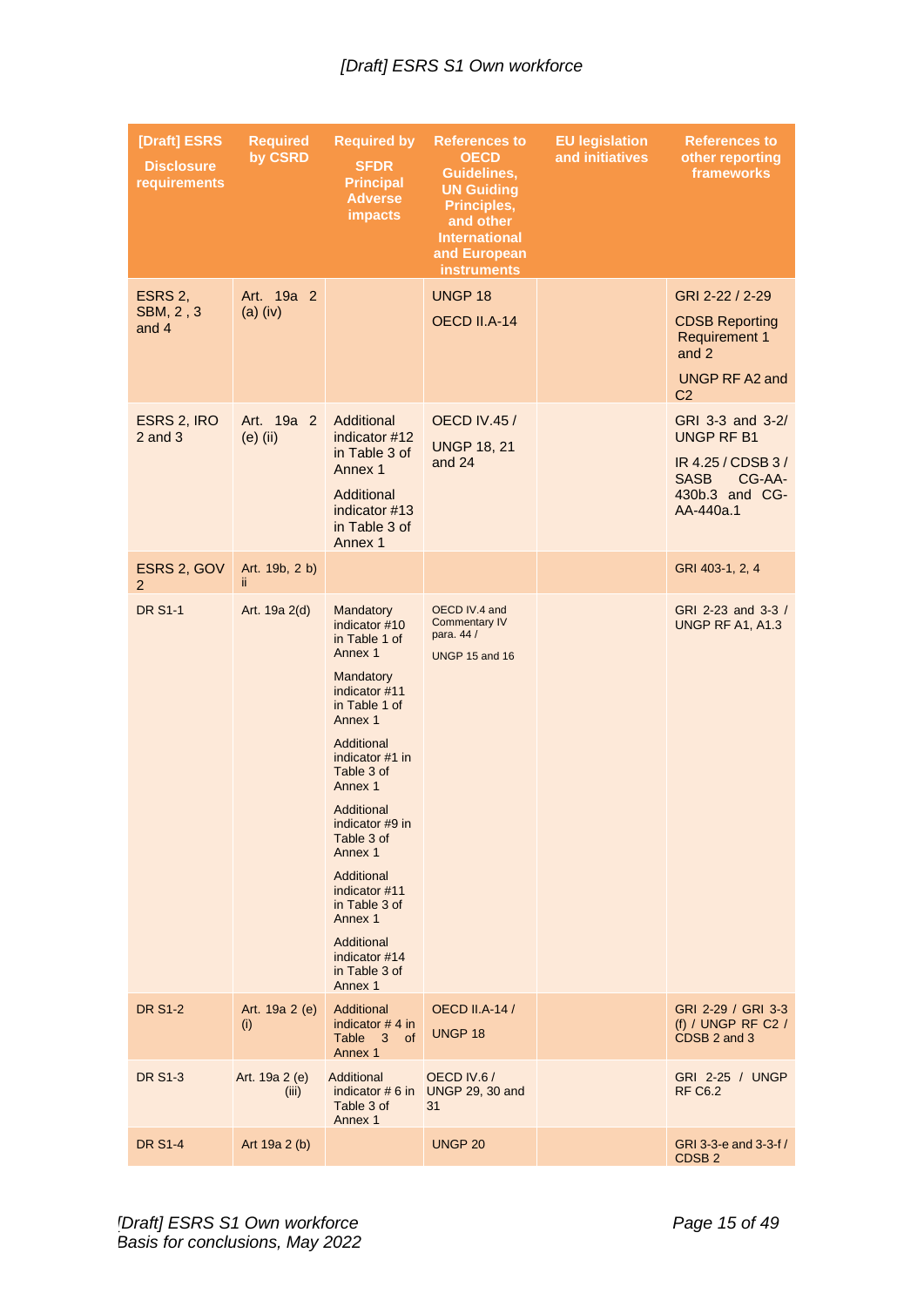| [Draft] ESRS Disclosure requirements | Required by CSRD | Required by SFDR Principal Adverse impacts | References to OECD Guidelines, UN Guiding Principles, and other International and European instruments | EU legislation and initiatives | References to other reporting frameworks |
|---|---|---|---|---|---|
| ESRS 2, SBM, 2 , 3 and 4 | Art. 19a 2 (a) (iv) | | UNGP 18<br>OECD II.A-14 | | GRI 2-22 / 2-29<br>CDSB Reporting Requirement 1 and 2<br>UNGP RF A2 and C2 |
| ESRS 2, IRO 2 and 3 | Art. 19a 2 (e) (ii) | Additional indicator #12 in Table 3 of Annex 1<br>Additional indicator #13 in Table 3 of Annex 1 | OECD IV.45 /<br>UNGP 18, 21 and 24 | | GRI 3-3 and 3-2/ UNGP RF B1<br>IR 4.25 / CDSB 3 / SASB CG-AA-430b.3 and CG-AA-440a.1 |
| ESRS 2, GOV 2 | Art. 19b, 2 b) ii | | | | GRI 403-1, 2, 4 |
| DR S1-1 | Art. 19a 2(d) | Mandatory indicator #10 in Table 1 of Annex 1<br>Mandatory indicator #11 in Table 1 of Annex 1<br>Additional indicator #1 in Table 3 of Annex 1<br>Additional indicator #9 in Table 3 of Annex 1<br>Additional indicator #11 in Table 3 of Annex 1<br>Additional indicator #14 in Table 3 of Annex 1 | OECD IV.4 and Commentary IV para. 44 /<br>UNGP 15 and 16 | | GRI 2-23 and 3-3 / UNGP RF A1, A1.3 |
| DR S1-2 | Art. 19a 2 (e) (i) | Additional indicator # 4 in Table 3 of Annex 1 | OECD II.A-14 /<br>UNGP 18 | | GRI 2-29 / GRI 3-3 (f) / UNGP RF C2 / CDSB 2 and 3 |
| DR S1-3 | Art. 19a 2 (e) (iii) | Additional indicator # 6 in Table 3 of Annex 1 | OECD IV.6 / UNGP 29, 30 and 31 | | GRI 2-25 / UNGP RF C6.2 |
| DR S1-4 | Art 19a 2 (b) | | UNGP 20 | | GRI 3-3-e and 3-3-f / CDSB 2 |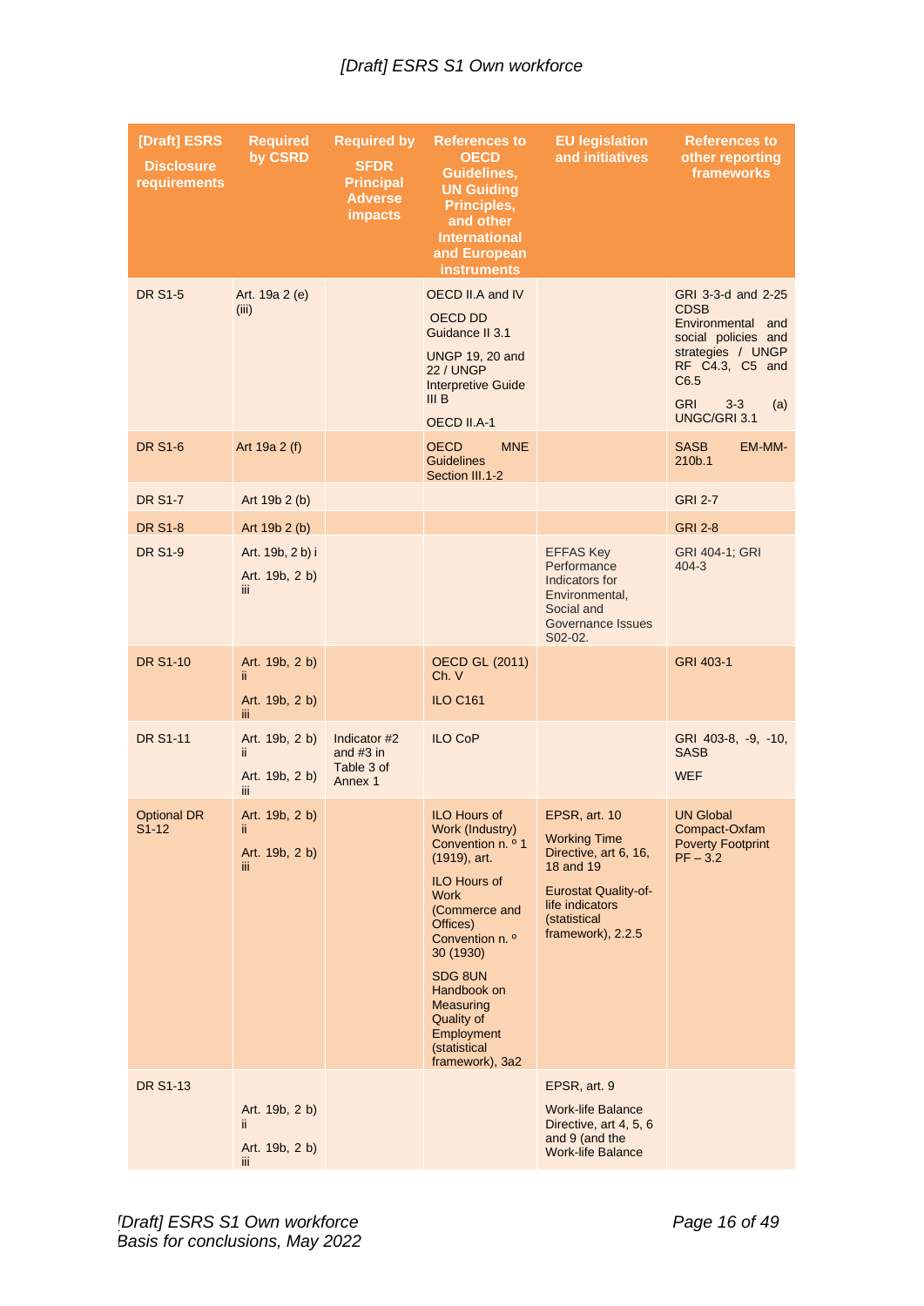| [Draft] ESRS Disclosure requirements | Required by CSRD | Required by SFDR Principal Adverse impacts | References to OECD Guidelines, UN Guiding Principles, and other International and European instruments | EU legislation and initiatives | References to other reporting frameworks |
|---|---|---|---|---|---|
| DR S1-5 | Art. 19a 2 (e) (iii) | | OECD II.A and IV<br>OECD DD Guidance II 3.1<br>UNGP 19, 20 and 22 / UNGP Interpretive Guide III B<br>OECD II.A-1 | | GRI 3-3-d and 2-25 CDSB Environmental and social policies and strategies / UNGP RF C4.3, C5 and C6.5<br>GRI 3-3 (a) UNGC/GRI 3.1 |
| DR S1-6 | Art 19a 2 (f) | | OECD MNE Guidelines Section III.1-2 | | SASB EM-MM-210b.1 |
| DR S1-7 | Art 19b 2 (b) | | | | GRI 2-7 |
| DR S1-8 | Art 19b 2 (b) | | | | GRI 2-8 |
| DR S1-9 | Art. 19b, 2 b) i<br>Art. 19b, 2 b) iii | | | EFFAS Key Performance Indicators for Environmental, Social and Governance Issues S02-02. | GRI 404-1; GRI 404-3 |
| DR S1-10 | Art. 19b, 2 b) ii<br>Art. 19b, 2 b) iii | | OECD GL (2011) Ch. V<br>ILO C161 | | GRI 403-1 |
| DR S1-11 | Art. 19b, 2 b) ii<br>Art. 19b, 2 b) iii | Indicator #2 and #3 in Table 3 of Annex 1 | ILO CoP | | GRI 403-8, -9, -10, SASB<br>WEF |
| Optional DR S1-12 | Art. 19b, 2 b) ii<br>Art. 19b, 2 b) iii | | ILO Hours of Work (Industry) Convention n. º 1 (1919), art.<br>ILO Hours of Work (Commerce and Offices) Convention n. º 30 (1930)<br>SDG 8UN Handbook on Measuring Quality of Employment (statistical framework), 3a2 | EPSR, art. 10<br>Working Time Directive, art 6, 16, 18 and 19<br>Eurostat Quality-of-life indicators (statistical framework), 2.2.5 | UN Global Compact-Oxfam Poverty Footprint PF – 3.2 |
| DR S1-13 | Art. 19b, 2 b) ii<br>Art. 19b, 2 b) iii | | | EPSR, art. 9<br>Work-life Balance Directive, art 4, 5, 6 and 9 (and the Work-life Balance | |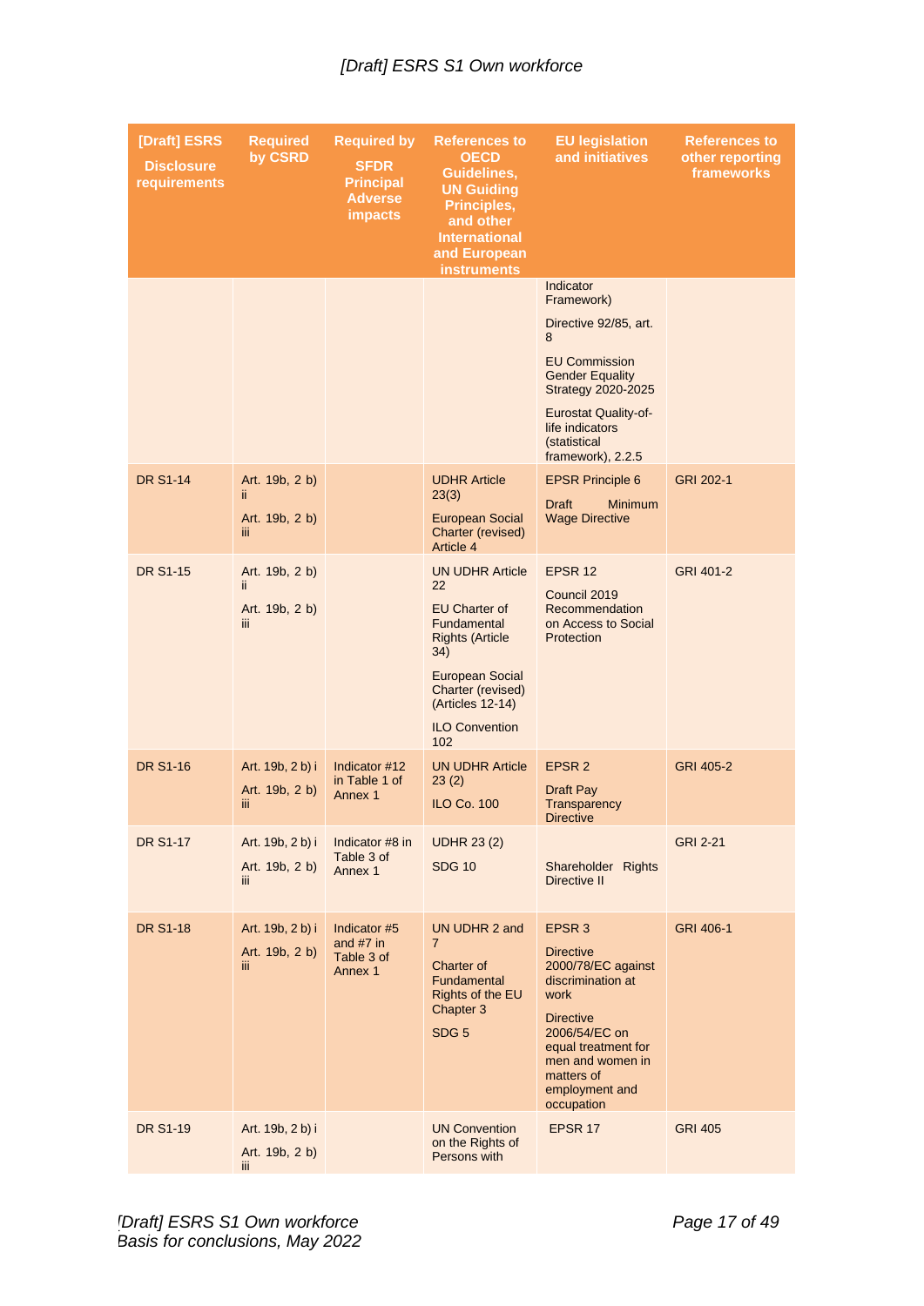| [Draft] ESRS Disclosure requirements | Required by CSRD | Required by SFDR Principal Adverse impacts | References to OECD Guidelines, UN Guiding Principles, and other International and European instruments | EU legislation and initiatives | References to other reporting frameworks |
|---|---|---|---|---|---|
| | | | | Indicator Framework) Directive 92/85, art. 8 EU Commission Gender Equality Strategy 2020-2025 Eurostat Quality-of-life indicators (statistical framework), 2.2.5 | |
| DR S1-14 | Art. 19b, 2 b) ii Art. 19b, 2 b) iii | | UDHR Article 23(3) European Social Charter (revised) Article 4 | EPSR Principle 6 Draft Minimum Wage Directive | GRI 202-1 |
| DR S1-15 | Art. 19b, 2 b) ii Art. 19b, 2 b) iii | | UN UDHR Article 22 EU Charter of Fundamental Rights (Article 34) European Social Charter (revised) (Articles 12-14) ILO Convention 102 | EPSR 12 Council 2019 Recommendation on Access to Social Protection | GRI 401-2 |
| DR S1-16 | Art. 19b, 2 b) i Art. 19b, 2 b) iii | Indicator #12 in Table 1 of Annex 1 | UN UDHR Article 23 (2) ILO Co. 100 | EPSR 2 Draft Pay Transparency Directive | GRI 405-2 |
| DR S1-17 | Art. 19b, 2 b) i Art. 19b, 2 b) iii | Indicator #8 in Table 3 of Annex 1 | UDHR 23 (2) SDG 10 | Shareholder Rights Directive II | GRI 2-21 |
| DR S1-18 | Art. 19b, 2 b) i Art. 19b, 2 b) iii | Indicator #5 and #7 in Table 3 of Annex 1 | UN UDHR 2 and 7 Charter of Fundamental Rights of the EU Chapter 3 SDG 5 | EPSR 3 Directive 2000/78/EC against discrimination at work Directive 2006/54/EC on equal treatment for men and women in matters of employment and occupation | GRI 406-1 |
| DR S1-19 | Art. 19b, 2 b) i Art. 19b, 2 b) iii | | UN Convention on the Rights of Persons with | EPSR 17 | GRI 405 |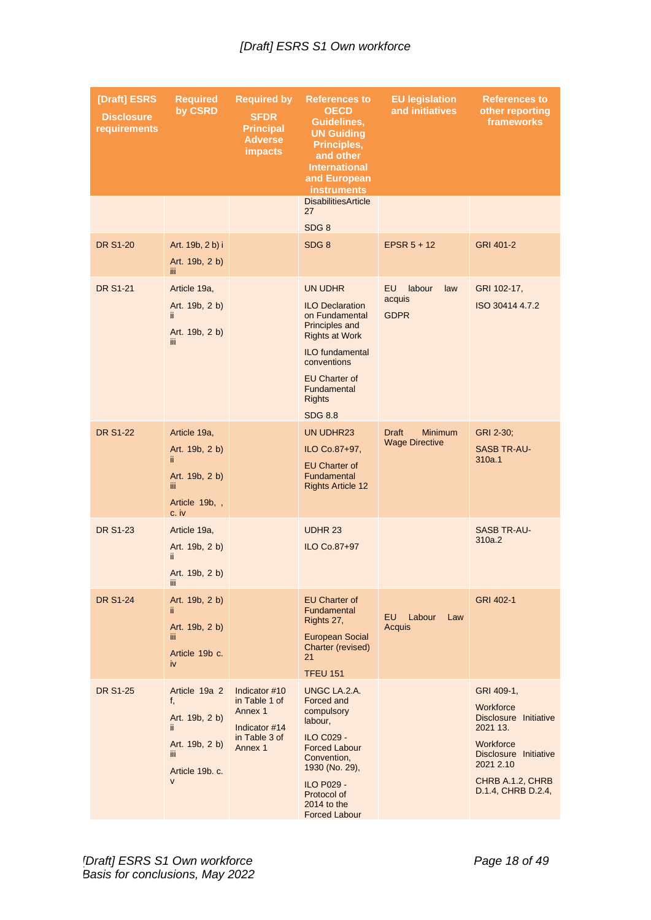| [Draft] ESRS Disclosure requirements | Required by CSRD | Required by SFDR Principal Adverse impacts | References to OECD Guidelines, UN Guiding Principles, and other International and European instruments | EU legislation and initiatives | References to other reporting frameworks |
|---|---|---|---|---|---|
| | | | DisabilitiesArticle 27<br>SDG 8 | | |
| DR S1-20 | Art. 19b, 2 b) i<br>Art. 19b, 2 b) iii | | SDG 8 | EPSR 5 + 12 | GRI 401-2 |
| DR S1-21 | Article 19a,<br>Art. 19b, 2 b) ii<br>Art. 19b, 2 b) iii | | UN UDHR<br>ILO Declaration on Fundamental Principles and Rights at Work<br>ILO fundamental conventions<br>EU Charter of Fundamental Rights<br>SDG 8.8 | EU labour law acquis<br>GDPR | GRI 102-17,<br>ISO 30414 4.7.2 |
| DR S1-22 | Article 19a,<br>Art. 19b, 2 b) ii<br>Art. 19b, 2 b) iii<br>Article 19b, , c. iv | | UN UDHR23<br>ILO Co.87+97,<br>EU Charter of Fundamental Rights Article 12 | Draft Minimum Wage Directive | GRI 2-30;<br>SASB TR-AU-310a.1 |
| DR S1-23 | Article 19a,<br>Art. 19b, 2 b) ii<br>Art. 19b, 2 b) iii | | UDHR 23<br>ILO Co.87+97 | | SASB TR-AU-310a.2 |
| DR S1-24 | Art. 19b, 2 b) ii<br>Art. 19b, 2 b) iii<br>Article 19b c. iv | | EU Charter of Fundamental Rights 27,<br>European Social Charter (revised) 21<br>TFEU 151 | EU Labour Law Acquis | GRI 402-1 |
| DR S1-25 | Article 19a 2 f,<br>Art. 19b, 2 b) ii<br>Art. 19b, 2 b) iii<br>Article 19b. c. v | Indicator #10 in Table 1 of Annex 1<br>Indicator #14 in Table 3 of Annex 1 | UNGC LA.2.A. Forced and compulsory labour,<br>ILO C029 - Forced Labour Convention, 1930 (No. 29),<br>ILO P029 - Protocol of 2014 to the Forced Labour | | GRI 409-1,<br>Workforce Disclosure Initiative 2021 13.<br>Workforce Disclosure Initiative 2021 2.10<br>CHRB A.1.2, CHRB D.1.4, CHRB D.2.4, |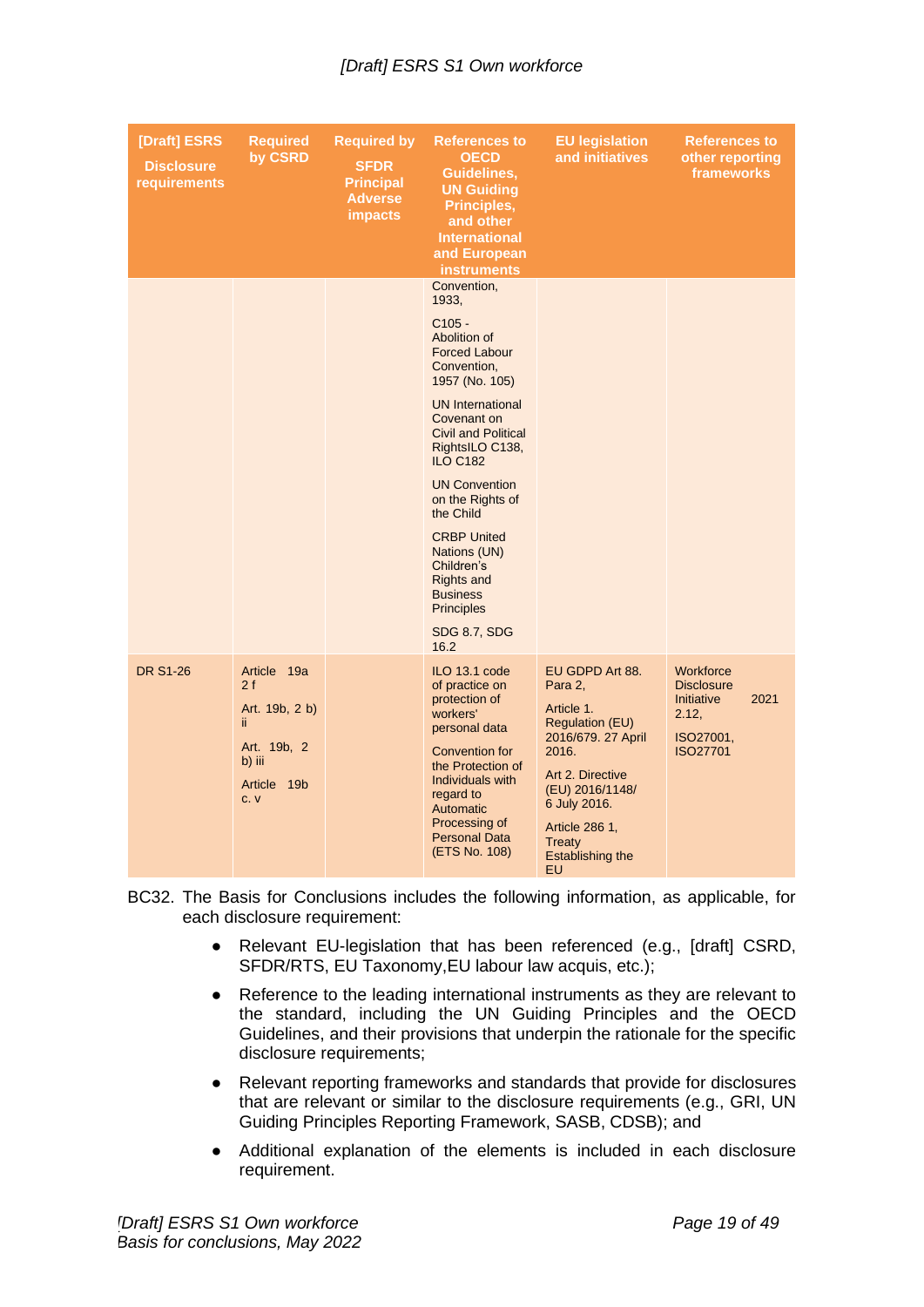| [Draft] ESRS Disclosure requirements | Required by CSRD | Required by SFDR Principal Adverse impacts | References to OECD Guidelines, UN Guiding Principles, and other International and European instruments | EU legislation and initiatives | References to other reporting frameworks |
|---|---|---|---|---|---|
| | | | Convention, 1933,<br><br>C105 - Abolition of Forced Labour Convention, 1957 (No. 105)<br><br>UN International Covenant on Civil and Political RightsILO C138, ILO C182<br><br>UN Convention on the Rights of the Child<br><br>CRBP United Nations (UN) Children's Rights and Business Principles<br><br>SDG 8.7, SDG 16.2 | | |
| DR S1-26 | Article 19a 2 f<br><br>Art. 19b, 2 b) ii<br><br>Art. 19b, 2 b) iii<br><br>Article 19b c. v | | ILO 13.1 code of practice on protection of workers' personal data<br><br>Convention for the Protection of Individuals with regard to Automatic Processing of Personal Data (ETS No. 108) | EU GDPD Art 88. Para 2,<br><br>Article 1. Regulation (EU) 2016/679. 27 April 2016.<br><br>Art 2. Directive (EU) 2016/1148/ 6 July 2016.<br><br>Article 286 1, Treaty Establishing the EU | Workforce Disclosure Initiative 2021 2.12,<br><br>ISO27001, ISO27701 |

BC32. The Basis for Conclusions includes the following information, as applicable, for each disclosure requirement:

- Relevant EU-legislation that has been referenced (e.g., [draft] CSRD, SFDR/RTS, EU Taxonomy,EU labour law acquis, etc.);
- Reference to the leading international instruments as they are relevant to the standard, including the UN Guiding Principles and the OECD Guidelines, and their provisions that underpin the rationale for the specific disclosure requirements;
- Relevant reporting frameworks and standards that provide for disclosures that are relevant or similar to the disclosure requirements (e.g., GRI, UN Guiding Principles Reporting Framework, SASB, CDSB); and
- Additional explanation of the elements is included in each disclosure requirement.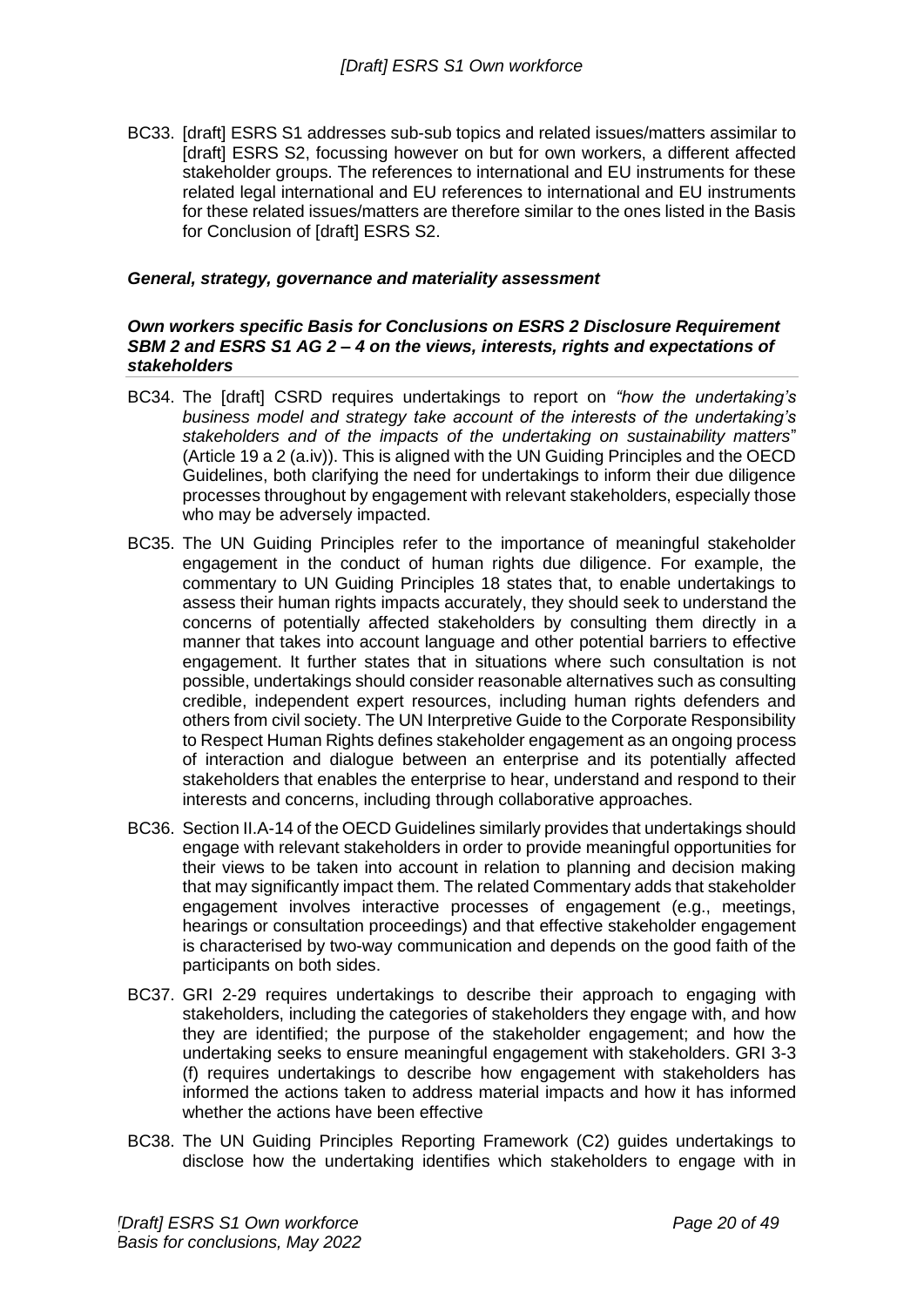BC33. [draft] ESRS S1 addresses sub-sub topics and related issues/matters assimilar to [draft] ESRS S2, focussing however on but for own workers, a different affected stakeholder groups. The references to international and EU instruments for these related legal international and EU references to international and EU instruments for these related issues/matters are therefore similar to the ones listed in the Basis for Conclusion of [draft] ESRS S2.

### *General, strategy, governance and materiality assessment*

#### *Own workers specific Basis for Conclusions on ESRS 2 Disclosure Requirement SBM 2 and ESRS S1 AG 2 – 4 on the views, interests, rights and expectations of stakeholders*

BC34. The [draft] CSRD requires undertakings to report on *"how the undertaking's business model and strategy take account of the interests of the undertaking's stakeholders and of the impacts of the undertaking on sustainability matters*" (Article 19 a 2 (a.iv)). This is aligned with the UN Guiding Principles and the OECD Guidelines, both clarifying the need for undertakings to inform their due diligence processes throughout by engagement with relevant stakeholders, especially those who may be adversely impacted.

BC35. The UN Guiding Principles refer to the importance of meaningful stakeholder engagement in the conduct of human rights due diligence. For example, the commentary to UN Guiding Principles 18 states that, to enable undertakings to assess their human rights impacts accurately, they should seek to understand the concerns of potentially affected stakeholders by consulting them directly in a manner that takes into account language and other potential barriers to effective engagement. It further states that in situations where such consultation is not possible, undertakings should consider reasonable alternatives such as consulting credible, independent expert resources, including human rights defenders and others from civil society. The UN Interpretive Guide to the Corporate Responsibility to Respect Human Rights defines stakeholder engagement as an ongoing process of interaction and dialogue between an enterprise and its potentially affected stakeholders that enables the enterprise to hear, understand and respond to their interests and concerns, including through collaborative approaches.

BC36. Section II.A-14 of the OECD Guidelines similarly provides that undertakings should engage with relevant stakeholders in order to provide meaningful opportunities for their views to be taken into account in relation to planning and decision making that may significantly impact them. The related Commentary adds that stakeholder engagement involves interactive processes of engagement (e.g., meetings, hearings or consultation proceedings) and that effective stakeholder engagement is characterised by two-way communication and depends on the good faith of the participants on both sides.

BC37. GRI 2-29 requires undertakings to describe their approach to engaging with stakeholders, including the categories of stakeholders they engage with, and how they are identified; the purpose of the stakeholder engagement; and how the undertaking seeks to ensure meaningful engagement with stakeholders. GRI 3-3 (f) requires undertakings to describe how engagement with stakeholders has informed the actions taken to address material impacts and how it has informed whether the actions have been effective

BC38. The UN Guiding Principles Reporting Framework (C2) guides undertakings to disclose how the undertaking identifies which stakeholders to engage with in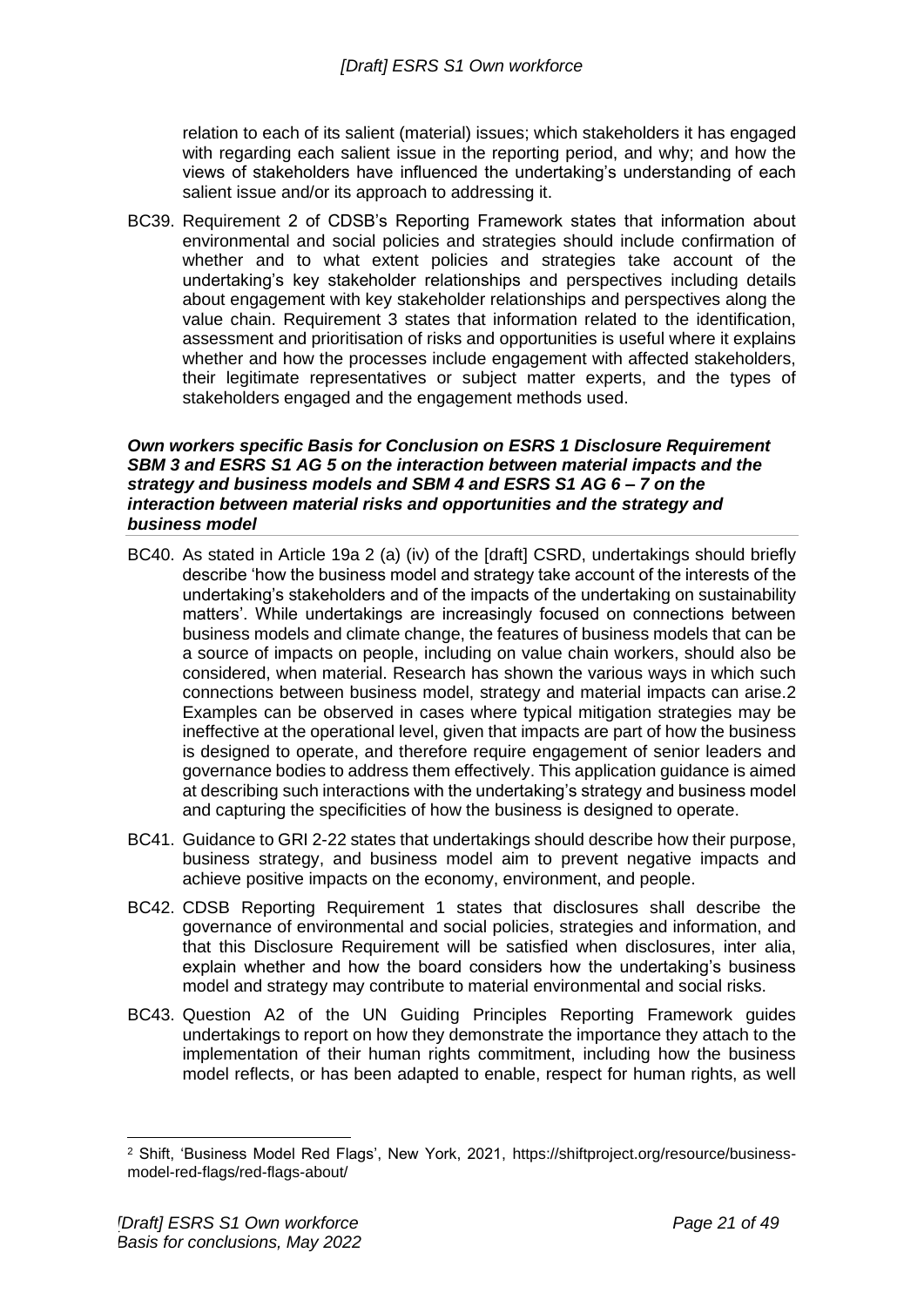relation to each of its salient (material) issues; which stakeholders it has engaged with regarding each salient issue in the reporting period, and why; and how the views of stakeholders have influenced the undertaking's understanding of each salient issue and/or its approach to addressing it.

BC39. Requirement 2 of CDSB's Reporting Framework states that information about environmental and social policies and strategies should include confirmation of whether and to what extent policies and strategies take account of the undertaking's key stakeholder relationships and perspectives including details about engagement with key stakeholder relationships and perspectives along the value chain. Requirement 3 states that information related to the identification, assessment and prioritisation of risks and opportunities is useful where it explains whether and how the processes include engagement with affected stakeholders, their legitimate representatives or subject matter experts, and the types of stakeholders engaged and the engagement methods used.

### *Own workers specific Basis for Conclusion on ESRS 1 Disclosure Requirement SBM 3 and ESRS S1 AG 5 on the interaction between material impacts and the strategy and business models and SBM 4 and ESRS S1 AG 6 – 7 on the interaction between material risks and opportunities and the strategy and business model*

BC40. As stated in Article 19a 2 (a) (iv) of the [draft] CSRD, undertakings should briefly describe 'how the business model and strategy take account of the interests of the undertaking's stakeholders and of the impacts of the undertaking on sustainability matters'. While undertakings are increasingly focused on connections between business models and climate change, the features of business models that can be a source of impacts on people, including on value chain workers, should also be considered, when material. Research has shown the various ways in which such connections between business model, strategy and material impacts can arise.[2] Examples can be observed in cases where typical mitigation strategies may be ineffective at the operational level, given that impacts are part of how the business is designed to operate, and therefore require engagement of senior leaders and governance bodies to address them effectively. This application guidance is aimed at describing such interactions with the undertaking's strategy and business model and capturing the specificities of how the business is designed to operate.

BC41. Guidance to GRI 2-22 states that undertakings should describe how their purpose, business strategy, and business model aim to prevent negative impacts and achieve positive impacts on the economy, environment, and people.

BC42. CDSB Reporting Requirement 1 states that disclosures shall describe the governance of environmental and social policies, strategies and information, and that this Disclosure Requirement will be satisfied when disclosures, inter alia, explain whether and how the board considers how the undertaking's business model and strategy may contribute to material environmental and social risks.

BC43. Question A2 of the UN Guiding Principles Reporting Framework guides undertakings to report on how they demonstrate the importance they attach to the implementation of their human rights commitment, including how the business model reflects, or has been adapted to enable, respect for human rights, as well

[2] Shift, 'Business Model Red Flags', New York, 2021, https://shiftproject.org/resource/business-model-red-flags/red-flags-about/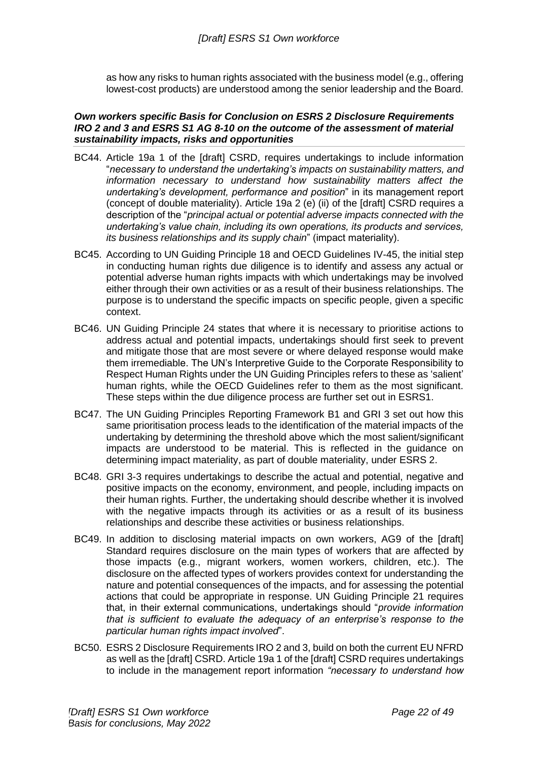as how any risks to human rights associated with the business model (e.g., offering lowest-cost products) are understood among the senior leadership and the Board.

***Own workers specific Basis for Conclusion on ESRS 2 Disclosure Requirements IRO 2 and 3 and ESRS S1 AG 8-10 on the outcome of the assessment of material sustainability impacts, risks and opportunities***

BC44. Article 19a 1 of the [draft] CSRD, requires undertakings to include information "*necessary to understand the undertaking's impacts on sustainability matters, and information necessary to understand how sustainability matters affect the undertaking's development, performance and position*" in its management report (concept of double materiality). Article 19a 2 (e) (ii) of the [draft] CSRD requires a description of the "*principal actual or potential adverse impacts connected with the undertaking's value chain, including its own operations, its products and services, its business relationships and its supply chain*" (impact materiality).

BC45. According to UN Guiding Principle 18 and OECD Guidelines IV-45, the initial step in conducting human rights due diligence is to identify and assess any actual or potential adverse human rights impacts with which undertakings may be involved either through their own activities or as a result of their business relationships. The purpose is to understand the specific impacts on specific people, given a specific context.

BC46. UN Guiding Principle 24 states that where it is necessary to prioritise actions to address actual and potential impacts, undertakings should first seek to prevent and mitigate those that are most severe or where delayed response would make them irremediable. The UN's Interpretive Guide to the Corporate Responsibility to Respect Human Rights under the UN Guiding Principles refers to these as 'salient' human rights, while the OECD Guidelines refer to them as the most significant. These steps within the due diligence process are further set out in ESRS1.

BC47. The UN Guiding Principles Reporting Framework B1 and GRI 3 set out how this same prioritisation process leads to the identification of the material impacts of the undertaking by determining the threshold above which the most salient/significant impacts are understood to be material. This is reflected in the guidance on determining impact materiality, as part of double materiality, under ESRS 2.

BC48. GRI 3-3 requires undertakings to describe the actual and potential, negative and positive impacts on the economy, environment, and people, including impacts on their human rights. Further, the undertaking should describe whether it is involved with the negative impacts through its activities or as a result of its business relationships and describe these activities or business relationships.

BC49. In addition to disclosing material impacts on own workers, AG9 of the [draft] Standard requires disclosure on the main types of workers that are affected by those impacts (e.g., migrant workers, women workers, children, etc.). The disclosure on the affected types of workers provides context for understanding the nature and potential consequences of the impacts, and for assessing the potential actions that could be appropriate in response. UN Guiding Principle 21 requires that, in their external communications, undertakings should "*provide information that is sufficient to evaluate the adequacy of an enterprise's response to the particular human rights impact involved*".

BC50. ESRS 2 Disclosure Requirements IRO 2 and 3, build on both the current EU NFRD as well as the [draft] CSRD. Article 19a 1 of the [draft] CSRD requires undertakings to include in the management report information *"necessary to understand how*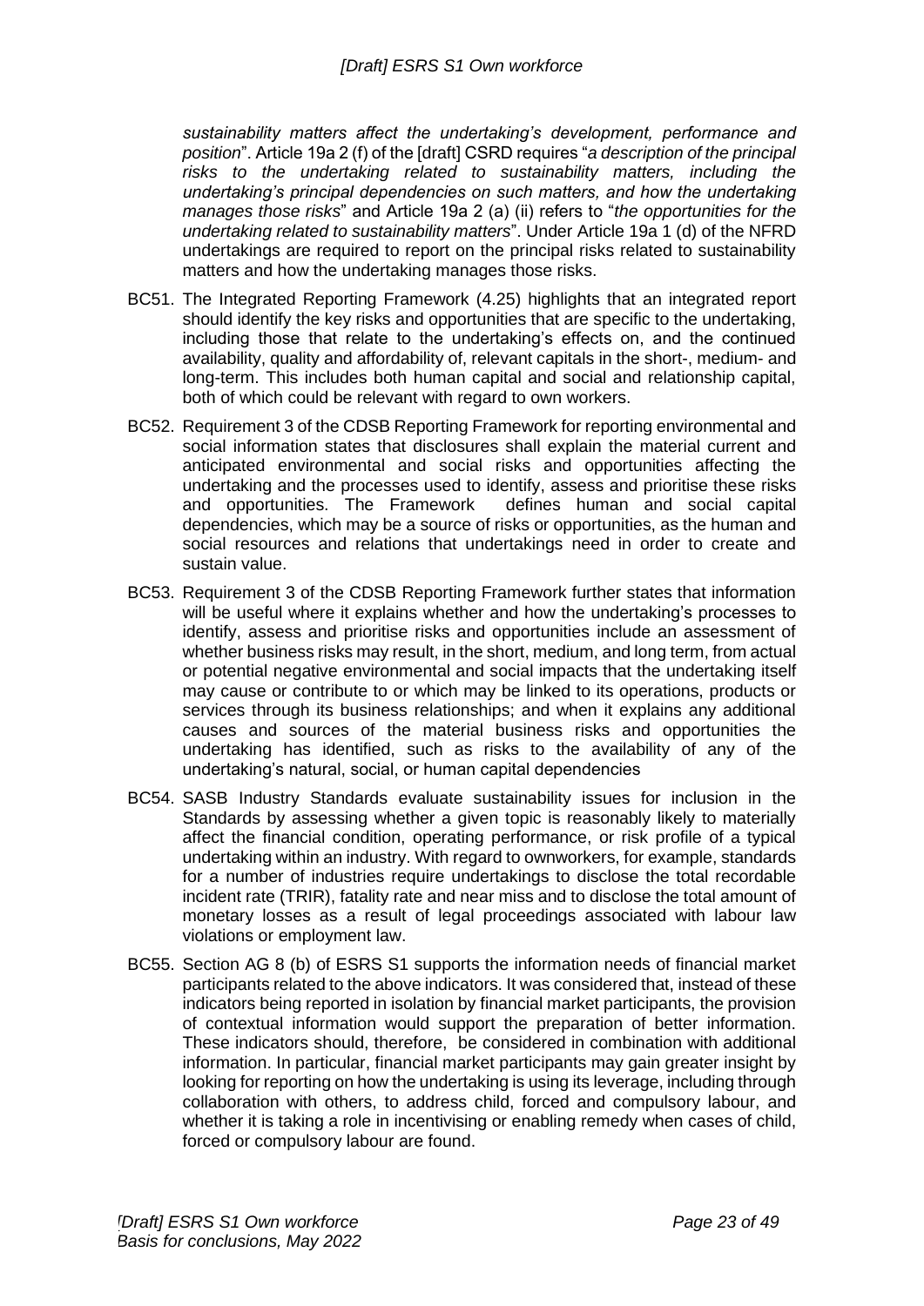*sustainability matters affect the undertaking's development, performance and position*". Article 19a 2 (f) of the [draft] CSRD requires "*a description of the principal risks to the undertaking related to sustainability matters, including the undertaking's principal dependencies on such matters, and how the undertaking manages those risks*" and Article 19a 2 (a) (ii) refers to "*the opportunities for the undertaking related to sustainability matters*". Under Article 19a 1 (d) of the NFRD undertakings are required to report on the principal risks related to sustainability matters and how the undertaking manages those risks.

BC51. The Integrated Reporting Framework (4.25) highlights that an integrated report should identify the key risks and opportunities that are specific to the undertaking, including those that relate to the undertaking's effects on, and the continued availability, quality and affordability of, relevant capitals in the short-, medium- and long-term. This includes both human capital and social and relationship capital, both of which could be relevant with regard to own workers.

BC52. Requirement 3 of the CDSB Reporting Framework for reporting environmental and social information states that disclosures shall explain the material current and anticipated environmental and social risks and opportunities affecting the undertaking and the processes used to identify, assess and prioritise these risks and opportunities. The Framework defines human and social capital dependencies, which may be a source of risks or opportunities, as the human and social resources and relations that undertakings need in order to create and sustain value.

BC53. Requirement 3 of the CDSB Reporting Framework further states that information will be useful where it explains whether and how the undertaking's processes to identify, assess and prioritise risks and opportunities include an assessment of whether business risks may result, in the short, medium, and long term, from actual or potential negative environmental and social impacts that the undertaking itself may cause or contribute to or which may be linked to its operations, products or services through its business relationships; and when it explains any additional causes and sources of the material business risks and opportunities the undertaking has identified, such as risks to the availability of any of the undertaking's natural, social, or human capital dependencies

BC54. SASB Industry Standards evaluate sustainability issues for inclusion in the Standards by assessing whether a given topic is reasonably likely to materially affect the financial condition, operating performance, or risk profile of a typical undertaking within an industry. With regard to ownworkers, for example, standards for a number of industries require undertakings to disclose the total recordable incident rate (TRIR), fatality rate and near miss and to disclose the total amount of monetary losses as a result of legal proceedings associated with labour law violations or employment law.

BC55. Section AG 8 (b) of ESRS S1 supports the information needs of financial market participants related to the above indicators. It was considered that, instead of these indicators being reported in isolation by financial market participants, the provision of contextual information would support the preparation of better information. These indicators should, therefore, be considered in combination with additional information. In particular, financial market participants may gain greater insight by looking for reporting on how the undertaking is using its leverage, including through collaboration with others, to address child, forced and compulsory labour, and whether it is taking a role in incentivising or enabling remedy when cases of child, forced or compulsory labour are found.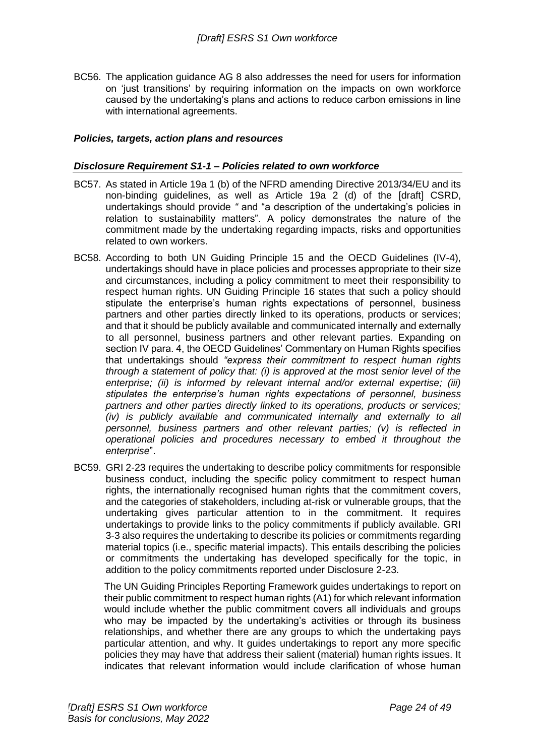BC56. The application guidance AG 8 also addresses the need for users for information on 'just transitions' by requiring information on the impacts on own workforce caused by the undertaking's plans and actions to reduce carbon emissions in line with international agreements.

### *Policies, targets, action plans and resources*

### *Disclosure Requirement S1-1 – Policies related to own workforce*

BC57. As stated in Article 19a 1 (b) of the NFRD amending Directive 2013/34/EU and its non-binding guidelines, as well as Article 19a 2 (d) of the [draft] CSRD, undertakings should provide " and "a description of the undertaking's policies in relation to sustainability matters". A policy demonstrates the nature of the commitment made by the undertaking regarding impacts, risks and opportunities related to own workers.

BC58. According to both UN Guiding Principle 15 and the OECD Guidelines (IV-4), undertakings should have in place policies and processes appropriate to their size and circumstances, including a policy commitment to meet their responsibility to respect human rights. UN Guiding Principle 16 states that such a policy should stipulate the enterprise's human rights expectations of personnel, business partners and other parties directly linked to its operations, products or services; and that it should be publicly available and communicated internally and externally to all personnel, business partners and other relevant parties. Expanding on section IV para. 4, the OECD Guidelines' Commentary on Human Rights specifies that undertakings should *"express their commitment to respect human rights through a statement of policy that: (i) is approved at the most senior level of the enterprise; (ii) is informed by relevant internal and/or external expertise; (iii) stipulates the enterprise's human rights expectations of personnel, business partners and other parties directly linked to its operations, products or services; (iv) is publicly available and communicated internally and externally to all personnel, business partners and other relevant parties; (v) is reflected in operational policies and procedures necessary to embed it throughout the enterprise*".

BC59. GRI 2-23 requires the undertaking to describe policy commitments for responsible business conduct, including the specific policy commitment to respect human rights, the internationally recognised human rights that the commitment covers, and the categories of stakeholders, including at-risk or vulnerable groups, that the undertaking gives particular attention to in the commitment. It requires undertakings to provide links to the policy commitments if publicly available. GRI 3-3 also requires the undertaking to describe its policies or commitments regarding material topics (i.e., specific material impacts). This entails describing the policies or commitments the undertaking has developed specifically for the topic, in addition to the policy commitments reported under Disclosure 2-23.

The UN Guiding Principles Reporting Framework guides undertakings to report on their public commitment to respect human rights (A1) for which relevant information would include whether the public commitment covers all individuals and groups who may be impacted by the undertaking's activities or through its business relationships, and whether there are any groups to which the undertaking pays particular attention, and why. It guides undertakings to report any more specific policies they may have that address their salient (material) human rights issues. It indicates that relevant information would include clarification of whose human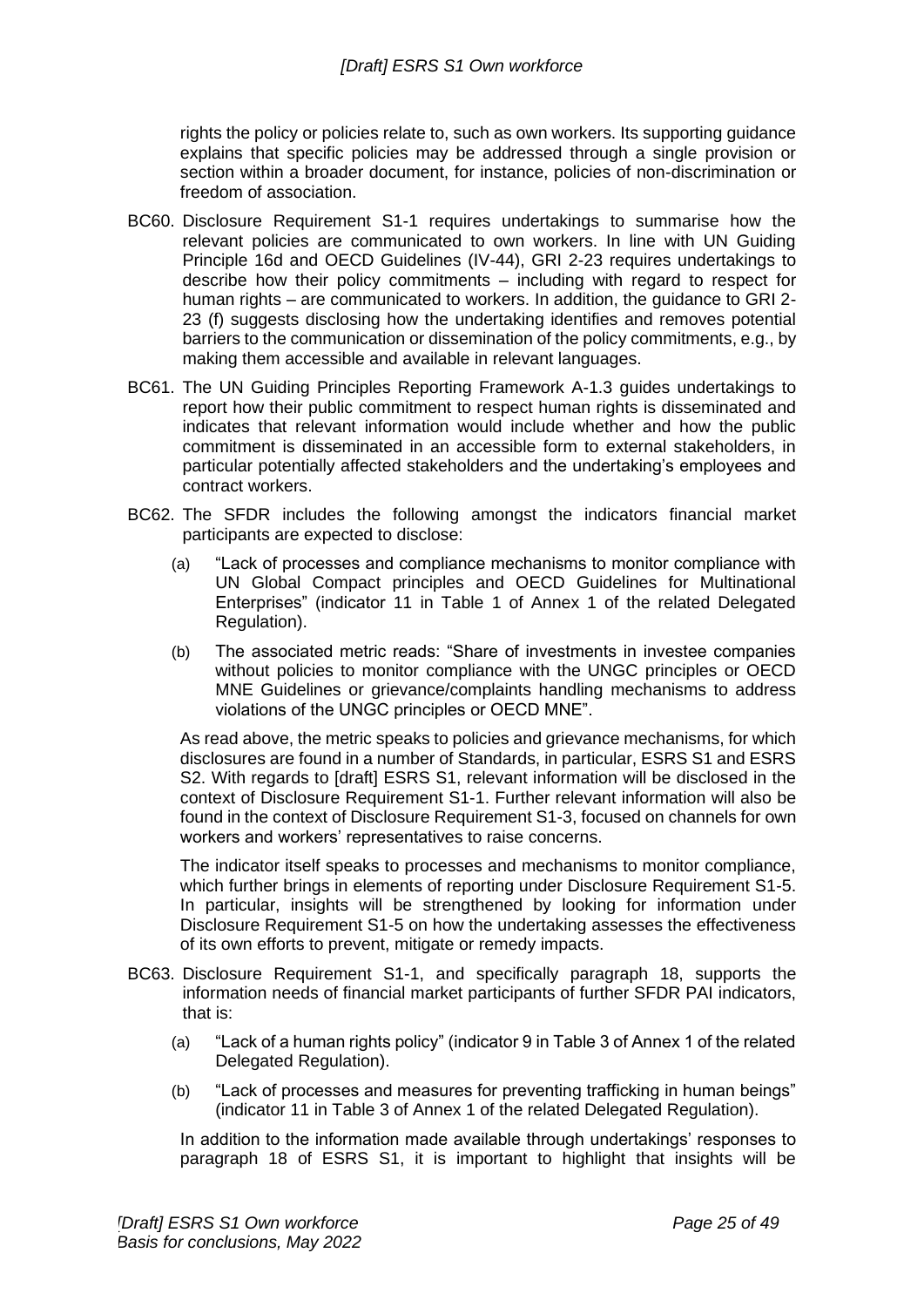rights the policy or policies relate to, such as own workers. Its supporting guidance explains that specific policies may be addressed through a single provision or section within a broader document, for instance, policies of non-discrimination or freedom of association.

BC60. Disclosure Requirement S1-1 requires undertakings to summarise how the relevant policies are communicated to own workers. In line with UN Guiding Principle 16d and OECD Guidelines (IV-44), GRI 2-23 requires undertakings to describe how their policy commitments – including with regard to respect for human rights – are communicated to workers. In addition, the guidance to GRI 2-23 (f) suggests disclosing how the undertaking identifies and removes potential barriers to the communication or dissemination of the policy commitments, e.g., by making them accessible and available in relevant languages.

BC61. The UN Guiding Principles Reporting Framework A-1.3 guides undertakings to report how their public commitment to respect human rights is disseminated and indicates that relevant information would include whether and how the public commitment is disseminated in an accessible form to external stakeholders, in particular potentially affected stakeholders and the undertaking's employees and contract workers.

BC62. The SFDR includes the following amongst the indicators financial market participants are expected to disclose:

(a) "Lack of processes and compliance mechanisms to monitor compliance with UN Global Compact principles and OECD Guidelines for Multinational Enterprises" (indicator 11 in Table 1 of Annex 1 of the related Delegated Regulation).

(b) The associated metric reads: "Share of investments in investee companies without policies to monitor compliance with the UNGC principles or OECD MNE Guidelines or grievance/complaints handling mechanisms to address violations of the UNGC principles or OECD MNE".

As read above, the metric speaks to policies and grievance mechanisms, for which disclosures are found in a number of Standards, in particular, ESRS S1 and ESRS S2. With regards to [draft] ESRS S1, relevant information will be disclosed in the context of Disclosure Requirement S1-1. Further relevant information will also be found in the context of Disclosure Requirement S1-3, focused on channels for own workers and workers' representatives to raise concerns.

The indicator itself speaks to processes and mechanisms to monitor compliance, which further brings in elements of reporting under Disclosure Requirement S1-5. In particular, insights will be strengthened by looking for information under Disclosure Requirement S1-5 on how the undertaking assesses the effectiveness of its own efforts to prevent, mitigate or remedy impacts.

BC63. Disclosure Requirement S1-1, and specifically paragraph 18, supports the information needs of financial market participants of further SFDR PAI indicators, that is:

(a) "Lack of a human rights policy" (indicator 9 in Table 3 of Annex 1 of the related Delegated Regulation).

(b) "Lack of processes and measures for preventing trafficking in human beings" (indicator 11 in Table 3 of Annex 1 of the related Delegated Regulation).

In addition to the information made available through undertakings' responses to paragraph 18 of ESRS S1, it is important to highlight that insights will be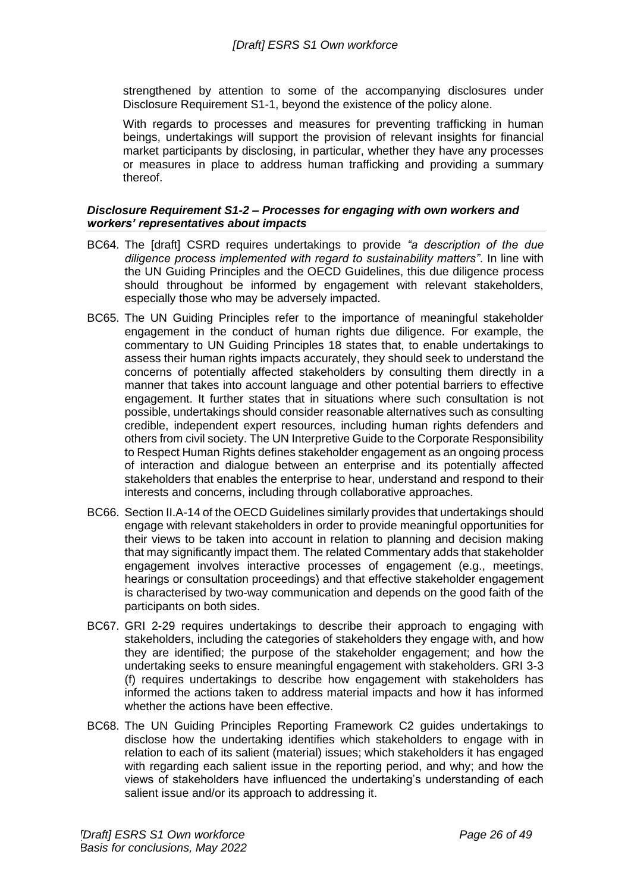strengthened by attention to some of the accompanying disclosures under Disclosure Requirement S1-1, beyond the existence of the policy alone.

With regards to processes and measures for preventing trafficking in human beings, undertakings will support the provision of relevant insights for financial market participants by disclosing, in particular, whether they have any processes or measures in place to address human trafficking and providing a summary thereof.

### *Disclosure Requirement S1-2 – Processes for engaging with own workers and workers' representatives about impacts*

BC64. The [draft] CSRD requires undertakings to provide *"a description of the due diligence process implemented with regard to sustainability matters"*. In line with the UN Guiding Principles and the OECD Guidelines, this due diligence process should throughout be informed by engagement with relevant stakeholders, especially those who may be adversely impacted.

BC65. The UN Guiding Principles refer to the importance of meaningful stakeholder engagement in the conduct of human rights due diligence. For example, the commentary to UN Guiding Principles 18 states that, to enable undertakings to assess their human rights impacts accurately, they should seek to understand the concerns of potentially affected stakeholders by consulting them directly in a manner that takes into account language and other potential barriers to effective engagement. It further states that in situations where such consultation is not possible, undertakings should consider reasonable alternatives such as consulting credible, independent expert resources, including human rights defenders and others from civil society. The UN Interpretive Guide to the Corporate Responsibility to Respect Human Rights defines stakeholder engagement as an ongoing process of interaction and dialogue between an enterprise and its potentially affected stakeholders that enables the enterprise to hear, understand and respond to their interests and concerns, including through collaborative approaches.

BC66. Section II.A-14 of the OECD Guidelines similarly provides that undertakings should engage with relevant stakeholders in order to provide meaningful opportunities for their views to be taken into account in relation to planning and decision making that may significantly impact them. The related Commentary adds that stakeholder engagement involves interactive processes of engagement (e.g., meetings, hearings or consultation proceedings) and that effective stakeholder engagement is characterised by two-way communication and depends on the good faith of the participants on both sides.

BC67. GRI 2-29 requires undertakings to describe their approach to engaging with stakeholders, including the categories of stakeholders they engage with, and how they are identified; the purpose of the stakeholder engagement; and how the undertaking seeks to ensure meaningful engagement with stakeholders. GRI 3-3 (f) requires undertakings to describe how engagement with stakeholders has informed the actions taken to address material impacts and how it has informed whether the actions have been effective.

BC68. The UN Guiding Principles Reporting Framework C2 guides undertakings to disclose how the undertaking identifies which stakeholders to engage with in relation to each of its salient (material) issues; which stakeholders it has engaged with regarding each salient issue in the reporting period, and why; and how the views of stakeholders have influenced the undertaking's understanding of each salient issue and/or its approach to addressing it.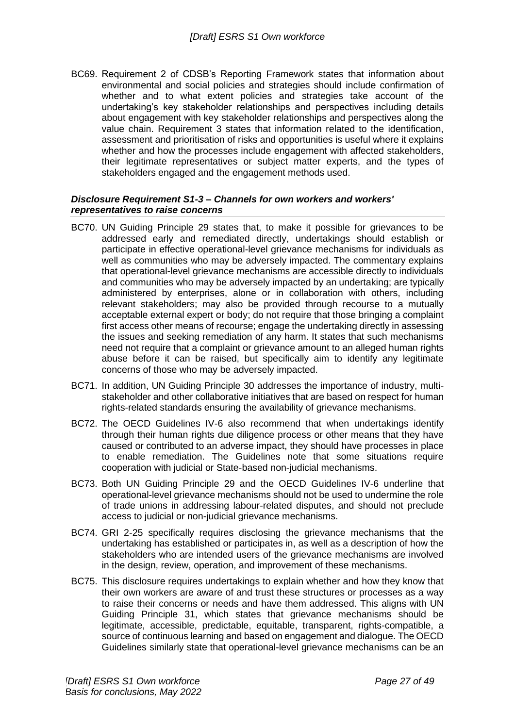BC69. Requirement 2 of CDSB's Reporting Framework states that information about environmental and social policies and strategies should include confirmation of whether and to what extent policies and strategies take account of the undertaking's key stakeholder relationships and perspectives including details about engagement with key stakeholder relationships and perspectives along the value chain. Requirement 3 states that information related to the identification, assessment and prioritisation of risks and opportunities is useful where it explains whether and how the processes include engagement with affected stakeholders, their legitimate representatives or subject matter experts, and the types of stakeholders engaged and the engagement methods used.

### *Disclosure Requirement S1-3 – Channels for own workers and workers' representatives to raise concerns*

BC70. UN Guiding Principle 29 states that, to make it possible for grievances to be addressed early and remediated directly, undertakings should establish or participate in effective operational-level grievance mechanisms for individuals as well as communities who may be adversely impacted. The commentary explains that operational-level grievance mechanisms are accessible directly to individuals and communities who may be adversely impacted by an undertaking; are typically administered by enterprises, alone or in collaboration with others, including relevant stakeholders; may also be provided through recourse to a mutually acceptable external expert or body; do not require that those bringing a complaint first access other means of recourse; engage the undertaking directly in assessing the issues and seeking remediation of any harm. It states that such mechanisms need not require that a complaint or grievance amount to an alleged human rights abuse before it can be raised, but specifically aim to identify any legitimate concerns of those who may be adversely impacted.

BC71. In addition, UN Guiding Principle 30 addresses the importance of industry, multi-stakeholder and other collaborative initiatives that are based on respect for human rights-related standards ensuring the availability of grievance mechanisms.

BC72. The OECD Guidelines IV-6 also recommend that when undertakings identify through their human rights due diligence process or other means that they have caused or contributed to an adverse impact, they should have processes in place to enable remediation. The Guidelines note that some situations require cooperation with judicial or State-based non-judicial mechanisms.

BC73. Both UN Guiding Principle 29 and the OECD Guidelines IV-6 underline that operational-level grievance mechanisms should not be used to undermine the role of trade unions in addressing labour-related disputes, and should not preclude access to judicial or non-judicial grievance mechanisms.

BC74. GRI 2-25 specifically requires disclosing the grievance mechanisms that the undertaking has established or participates in, as well as a description of how the stakeholders who are intended users of the grievance mechanisms are involved in the design, review, operation, and improvement of these mechanisms.

BC75. This disclosure requires undertakings to explain whether and how they know that their own workers are aware of and trust these structures or processes as a way to raise their concerns or needs and have them addressed. This aligns with UN Guiding Principle 31, which states that grievance mechanisms should be legitimate, accessible, predictable, equitable, transparent, rights-compatible, a source of continuous learning and based on engagement and dialogue. The OECD Guidelines similarly state that operational-level grievance mechanisms can be an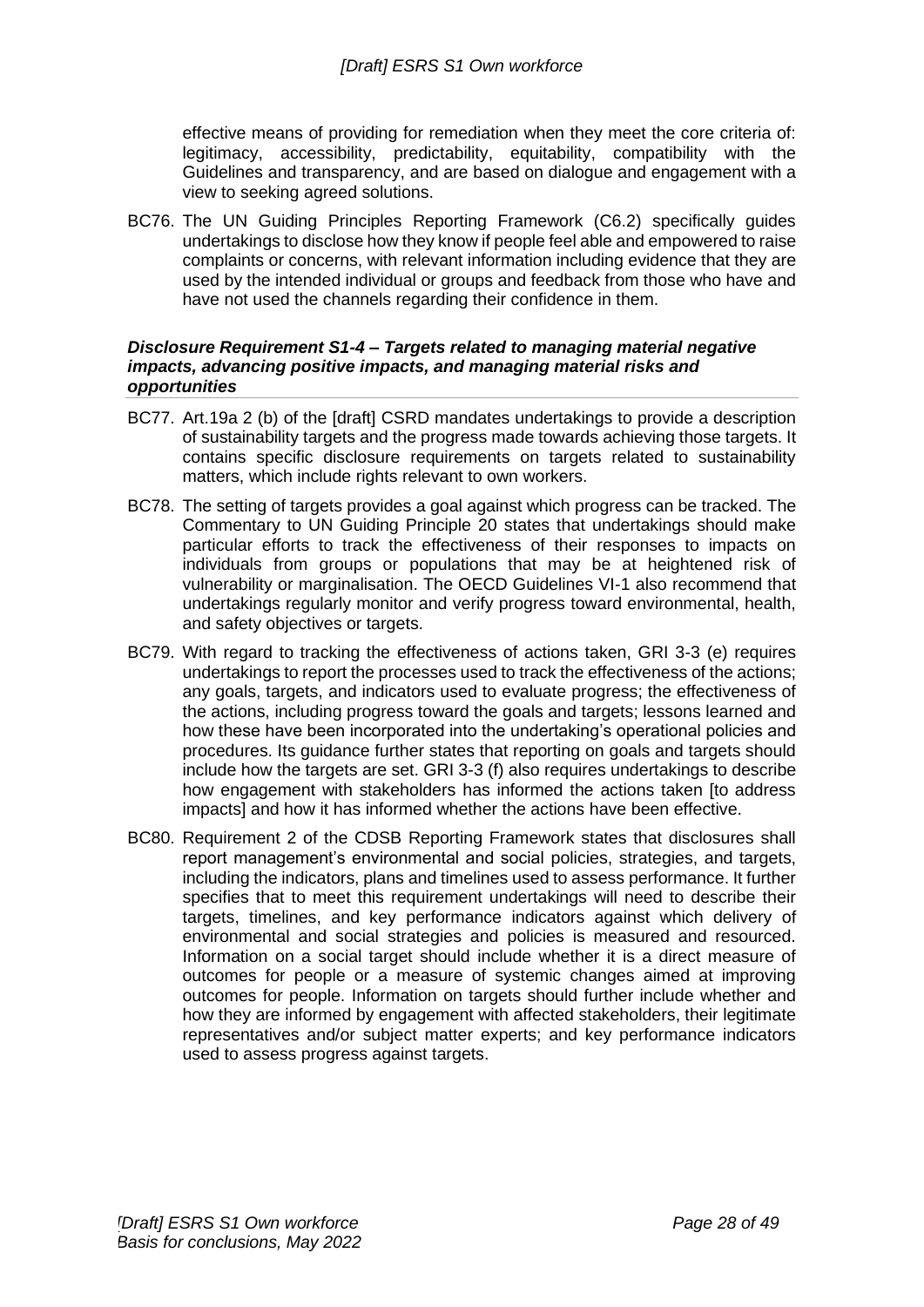effective means of providing for remediation when they meet the core criteria of: legitimacy, accessibility, predictability, equitability, compatibility with the Guidelines and transparency, and are based on dialogue and engagement with a view to seeking agreed solutions.

BC76. The UN Guiding Principles Reporting Framework (C6.2) specifically guides undertakings to disclose how they know if people feel able and empowered to raise complaints or concerns, with relevant information including evidence that they are used by the intended individual or groups and feedback from those who have and have not used the channels regarding their confidence in them.

### *Disclosure Requirement S1-4 – Targets related to managing material negative impacts, advancing positive impacts, and managing material risks and opportunities*

BC77. Art.19a 2 (b) of the [draft] CSRD mandates undertakings to provide a description of sustainability targets and the progress made towards achieving those targets. It contains specific disclosure requirements on targets related to sustainability matters, which include rights relevant to own workers.

BC78. The setting of targets provides a goal against which progress can be tracked. The Commentary to UN Guiding Principle 20 states that undertakings should make particular efforts to track the effectiveness of their responses to impacts on individuals from groups or populations that may be at heightened risk of vulnerability or marginalisation. The OECD Guidelines VI-1 also recommend that undertakings regularly monitor and verify progress toward environmental, health, and safety objectives or targets.

BC79. With regard to tracking the effectiveness of actions taken, GRI 3-3 (e) requires undertakings to report the processes used to track the effectiveness of the actions; any goals, targets, and indicators used to evaluate progress; the effectiveness of the actions, including progress toward the goals and targets; lessons learned and how these have been incorporated into the undertaking's operational policies and procedures. Its guidance further states that reporting on goals and targets should include how the targets are set. GRI 3-3 (f) also requires undertakings to describe how engagement with stakeholders has informed the actions taken [to address impacts] and how it has informed whether the actions have been effective.

BC80. Requirement 2 of the CDSB Reporting Framework states that disclosures shall report management's environmental and social policies, strategies, and targets, including the indicators, plans and timelines used to assess performance. It further specifies that to meet this requirement undertakings will need to describe their targets, timelines, and key performance indicators against which delivery of environmental and social strategies and policies is measured and resourced. Information on a social target should include whether it is a direct measure of outcomes for people or a measure of systemic changes aimed at improving outcomes for people. Information on targets should further include whether and how they are informed by engagement with affected stakeholders, their legitimate representatives and/or subject matter experts; and key performance indicators used to assess progress against targets.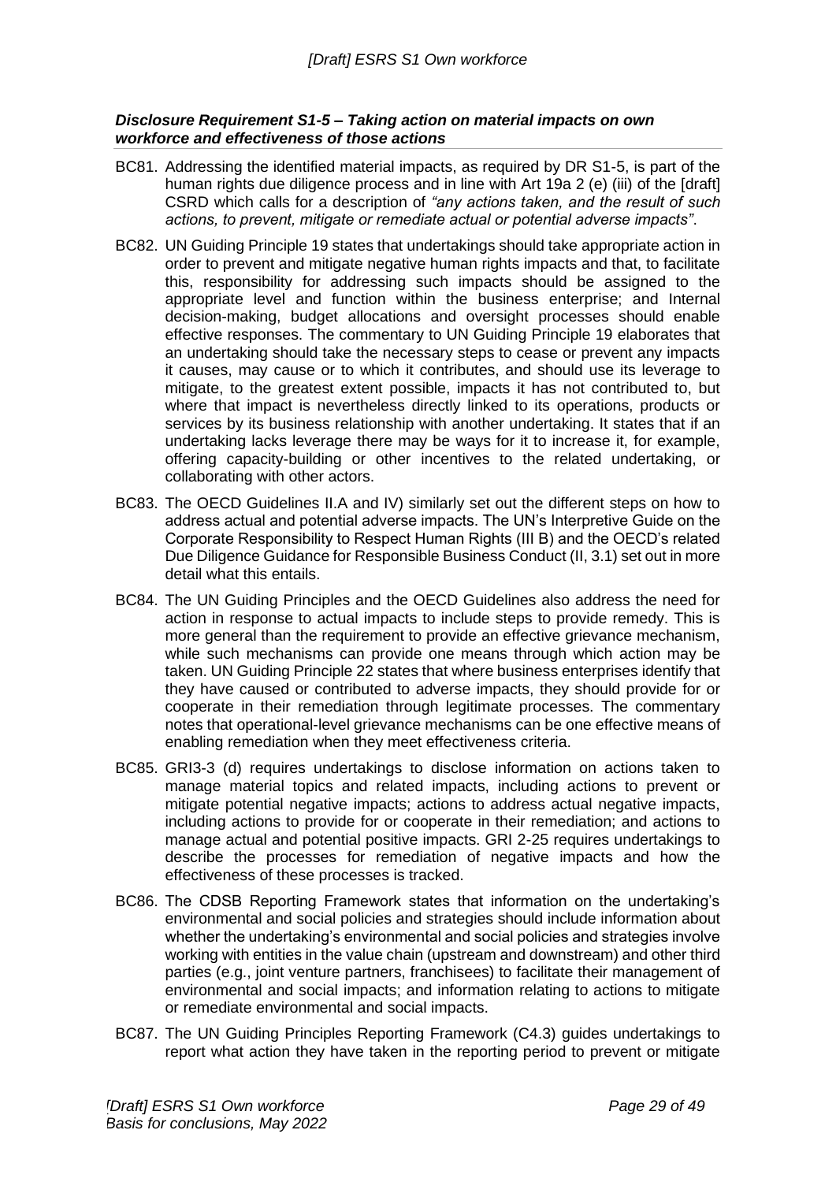### *Disclosure Requirement S1-5 – Taking action on material impacts on own workforce and effectiveness of those actions*

BC81. Addressing the identified material impacts, as required by DR S1-5, is part of the human rights due diligence process and in line with Art 19a 2 (e) (iii) of the [draft] CSRD which calls for a description of *"any actions taken, and the result of such actions, to prevent, mitigate or remediate actual or potential adverse impacts"*.

BC82. UN Guiding Principle 19 states that undertakings should take appropriate action in order to prevent and mitigate negative human rights impacts and that, to facilitate this, responsibility for addressing such impacts should be assigned to the appropriate level and function within the business enterprise; and Internal decision-making, budget allocations and oversight processes should enable effective responses. The commentary to UN Guiding Principle 19 elaborates that an undertaking should take the necessary steps to cease or prevent any impacts it causes, may cause or to which it contributes, and should use its leverage to mitigate, to the greatest extent possible, impacts it has not contributed to, but where that impact is nevertheless directly linked to its operations, products or services by its business relationship with another undertaking. It states that if an undertaking lacks leverage there may be ways for it to increase it, for example, offering capacity-building or other incentives to the related undertaking, or collaborating with other actors.

BC83. The OECD Guidelines II.A and IV) similarly set out the different steps on how to address actual and potential adverse impacts. The UN's Interpretive Guide on the Corporate Responsibility to Respect Human Rights (III B) and the OECD's related Due Diligence Guidance for Responsible Business Conduct (II, 3.1) set out in more detail what this entails.

BC84. The UN Guiding Principles and the OECD Guidelines also address the need for action in response to actual impacts to include steps to provide remedy. This is more general than the requirement to provide an effective grievance mechanism, while such mechanisms can provide one means through which action may be taken. UN Guiding Principle 22 states that where business enterprises identify that they have caused or contributed to adverse impacts, they should provide for or cooperate in their remediation through legitimate processes. The commentary notes that operational-level grievance mechanisms can be one effective means of enabling remediation when they meet effectiveness criteria.

BC85. GRI3-3 (d) requires undertakings to disclose information on actions taken to manage material topics and related impacts, including actions to prevent or mitigate potential negative impacts; actions to address actual negative impacts, including actions to provide for or cooperate in their remediation; and actions to manage actual and potential positive impacts. GRI 2-25 requires undertakings to describe the processes for remediation of negative impacts and how the effectiveness of these processes is tracked.

BC86. The CDSB Reporting Framework states that information on the undertaking's environmental and social policies and strategies should include information about whether the undertaking's environmental and social policies and strategies involve working with entities in the value chain (upstream and downstream) and other third parties (e.g., joint venture partners, franchisees) to facilitate their management of environmental and social impacts; and information relating to actions to mitigate or remediate environmental and social impacts.

BC87. The UN Guiding Principles Reporting Framework (C4.3) guides undertakings to report what action they have taken in the reporting period to prevent or mitigate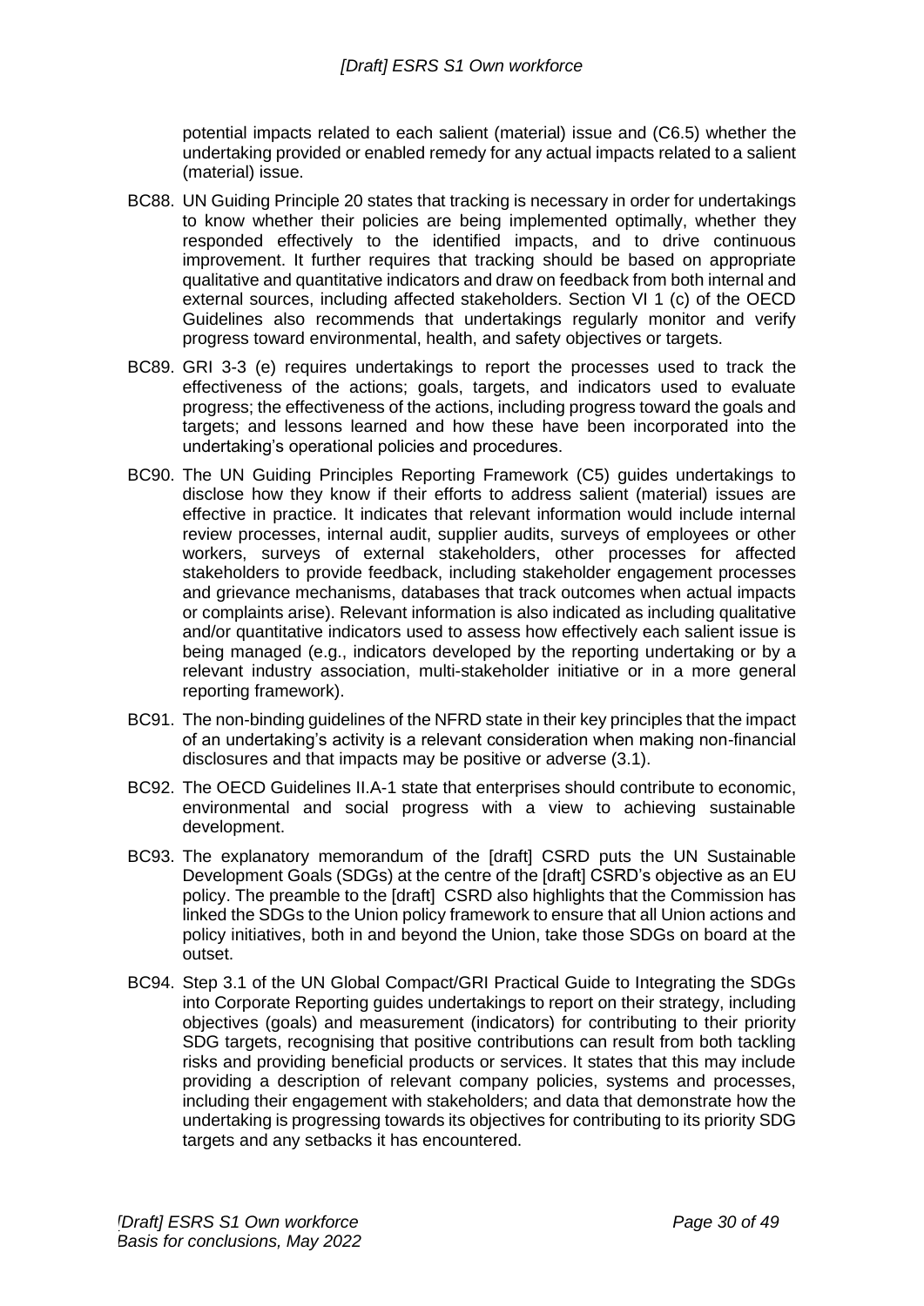potential impacts related to each salient (material) issue and (C6.5) whether the undertaking provided or enabled remedy for any actual impacts related to a salient (material) issue.

BC88. UN Guiding Principle 20 states that tracking is necessary in order for undertakings to know whether their policies are being implemented optimally, whether they responded effectively to the identified impacts, and to drive continuous improvement. It further requires that tracking should be based on appropriate qualitative and quantitative indicators and draw on feedback from both internal and external sources, including affected stakeholders. Section VI 1 (c) of the OECD Guidelines also recommends that undertakings regularly monitor and verify progress toward environmental, health, and safety objectives or targets.

BC89. GRI 3-3 (e) requires undertakings to report the processes used to track the effectiveness of the actions; goals, targets, and indicators used to evaluate progress; the effectiveness of the actions, including progress toward the goals and targets; and lessons learned and how these have been incorporated into the undertaking's operational policies and procedures.

BC90. The UN Guiding Principles Reporting Framework (C5) guides undertakings to disclose how they know if their efforts to address salient (material) issues are effective in practice. It indicates that relevant information would include internal review processes, internal audit, supplier audits, surveys of employees or other workers, surveys of external stakeholders, other processes for affected stakeholders to provide feedback, including stakeholder engagement processes and grievance mechanisms, databases that track outcomes when actual impacts or complaints arise). Relevant information is also indicated as including qualitative and/or quantitative indicators used to assess how effectively each salient issue is being managed (e.g., indicators developed by the reporting undertaking or by a relevant industry association, multi-stakeholder initiative or in a more general reporting framework).

BC91. The non-binding guidelines of the NFRD state in their key principles that the impact of an undertaking's activity is a relevant consideration when making non-financial disclosures and that impacts may be positive or adverse (3.1).

BC92. The OECD Guidelines II.A-1 state that enterprises should contribute to economic, environmental and social progress with a view to achieving sustainable development.

BC93. The explanatory memorandum of the [draft] CSRD puts the UN Sustainable Development Goals (SDGs) at the centre of the [draft] CSRD's objective as an EU policy. The preamble to the [draft] CSRD also highlights that the Commission has linked the SDGs to the Union policy framework to ensure that all Union actions and policy initiatives, both in and beyond the Union, take those SDGs on board at the outset.

BC94. Step 3.1 of the UN Global Compact/GRI Practical Guide to Integrating the SDGs into Corporate Reporting guides undertakings to report on their strategy, including objectives (goals) and measurement (indicators) for contributing to their priority SDG targets, recognising that positive contributions can result from both tackling risks and providing beneficial products or services. It states that this may include providing a description of relevant company policies, systems and processes, including their engagement with stakeholders; and data that demonstrate how the undertaking is progressing towards its objectives for contributing to its priority SDG targets and any setbacks it has encountered.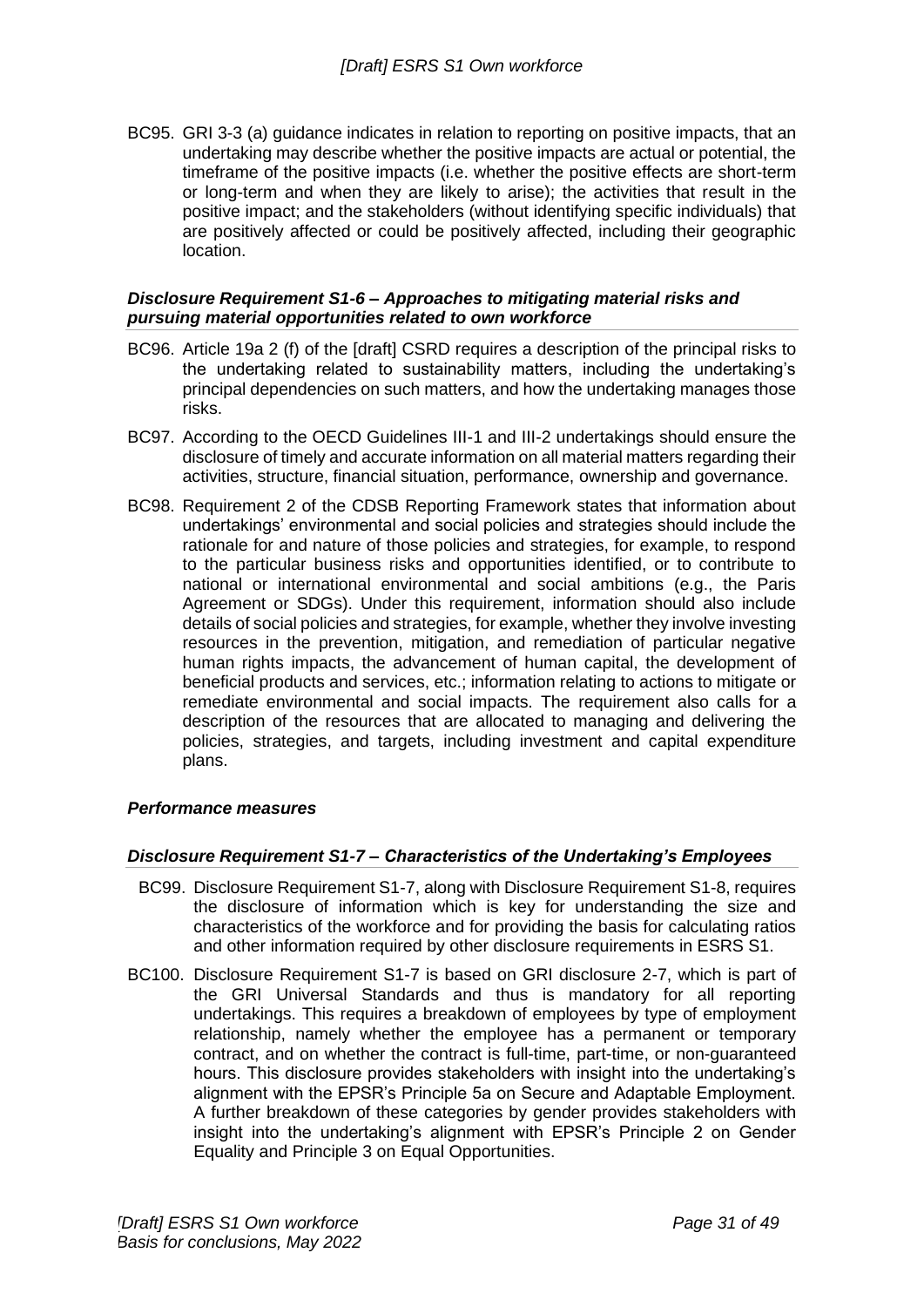BC95. GRI 3-3 (a) guidance indicates in relation to reporting on positive impacts, that an undertaking may describe whether the positive impacts are actual or potential, the timeframe of the positive impacts (i.e. whether the positive effects are short-term or long-term and when they are likely to arise); the activities that result in the positive impact; and the stakeholders (without identifying specific individuals) that are positively affected or could be positively affected, including their geographic location.

### *Disclosure Requirement S1-6 – Approaches to mitigating material risks and pursuing material opportunities related to own workforce*

BC96. Article 19a 2 (f) of the [draft] CSRD requires a description of the principal risks to the undertaking related to sustainability matters, including the undertaking's principal dependencies on such matters, and how the undertaking manages those risks.

BC97. According to the OECD Guidelines III-1 and III-2 undertakings should ensure the disclosure of timely and accurate information on all material matters regarding their activities, structure, financial situation, performance, ownership and governance.

BC98. Requirement 2 of the CDSB Reporting Framework states that information about undertakings' environmental and social policies and strategies should include the rationale for and nature of those policies and strategies, for example, to respond to the particular business risks and opportunities identified, or to contribute to national or international environmental and social ambitions (e.g., the Paris Agreement or SDGs). Under this requirement, information should also include details of social policies and strategies, for example, whether they involve investing resources in the prevention, mitigation, and remediation of particular negative human rights impacts, the advancement of human capital, the development of beneficial products and services, etc.; information relating to actions to mitigate or remediate environmental and social impacts. The requirement also calls for a description of the resources that are allocated to managing and delivering the policies, strategies, and targets, including investment and capital expenditure plans.

### *Performance measures*

### *Disclosure Requirement S1-7 – Characteristics of the Undertaking's Employees*

BC99. Disclosure Requirement S1-7, along with Disclosure Requirement S1-8, requires the disclosure of information which is key for understanding the size and characteristics of the workforce and for providing the basis for calculating ratios and other information required by other disclosure requirements in ESRS S1.

BC100. Disclosure Requirement S1-7 is based on GRI disclosure 2-7, which is part of the GRI Universal Standards and thus is mandatory for all reporting undertakings. This requires a breakdown of employees by type of employment relationship, namely whether the employee has a permanent or temporary contract, and on whether the contract is full-time, part-time, or non-guaranteed hours. This disclosure provides stakeholders with insight into the undertaking's alignment with the EPSR's Principle 5a on Secure and Adaptable Employment. A further breakdown of these categories by gender provides stakeholders with insight into the undertaking's alignment with EPSR's Principle 2 on Gender Equality and Principle 3 on Equal Opportunities.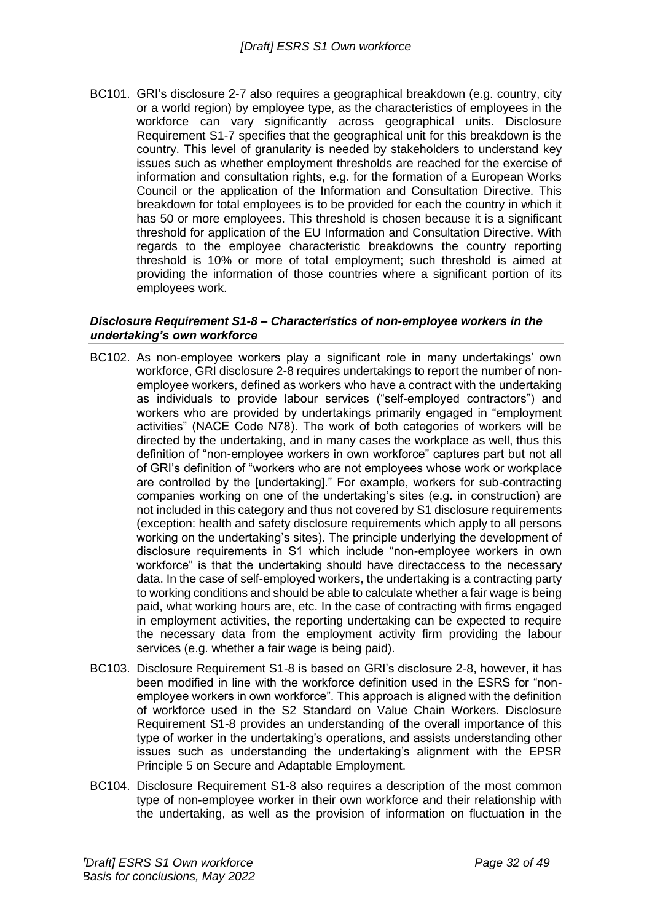BC101. GRI's disclosure 2-7 also requires a geographical breakdown (e.g. country, city or a world region) by employee type, as the characteristics of employees in the workforce can vary significantly across geographical units. Disclosure Requirement S1-7 specifies that the geographical unit for this breakdown is the country. This level of granularity is needed by stakeholders to understand key issues such as whether employment thresholds are reached for the exercise of information and consultation rights, e.g. for the formation of a European Works Council or the application of the Information and Consultation Directive. This breakdown for total employees is to be provided for each the country in which it has 50 or more employees. This threshold is chosen because it is a significant threshold for application of the EU Information and Consultation Directive. With regards to the employee characteristic breakdowns the country reporting threshold is 10% or more of total employment; such threshold is aimed at providing the information of those countries where a significant portion of its employees work.

#### *Disclosure Requirement S1-8 – Characteristics of non-employee workers in the undertaking's own workforce*

BC102. As non-employee workers play a significant role in many undertakings' own workforce, GRI disclosure 2-8 requires undertakings to report the number of non-employee workers, defined as workers who have a contract with the undertaking as individuals to provide labour services ("self-employed contractors") and workers who are provided by undertakings primarily engaged in "employment activities" (NACE Code N78). The work of both categories of workers will be directed by the undertaking, and in many cases the workplace as well, thus this definition of "non-employee workers in own workforce" captures part but not all of GRI's definition of "workers who are not employees whose work or workplace are controlled by the [undertaking]." For example, workers for sub-contracting companies working on one of the undertaking's sites (e.g. in construction) are not included in this category and thus not covered by S1 disclosure requirements (exception: health and safety disclosure requirements which apply to all persons working on the undertaking's sites). The principle underlying the development of disclosure requirements in S1 which include "non-employee workers in own workforce" is that the undertaking should have directaccess to the necessary data. In the case of self-employed workers, the undertaking is a contracting party to working conditions and should be able to calculate whether a fair wage is being paid, what working hours are, etc. In the case of contracting with firms engaged in employment activities, the reporting undertaking can be expected to require the necessary data from the employment activity firm providing the labour services (e.g. whether a fair wage is being paid).

BC103. Disclosure Requirement S1-8 is based on GRI's disclosure 2-8, however, it has been modified in line with the workforce definition used in the ESRS for "non-employee workers in own workforce". This approach is aligned with the definition of workforce used in the S2 Standard on Value Chain Workers. Disclosure Requirement S1-8 provides an understanding of the overall importance of this type of worker in the undertaking's operations, and assists understanding other issues such as understanding the undertaking's alignment with the EPSR Principle 5 on Secure and Adaptable Employment.

BC104. Disclosure Requirement S1-8 also requires a description of the most common type of non-employee worker in their own workforce and their relationship with the undertaking, as well as the provision of information on fluctuation in the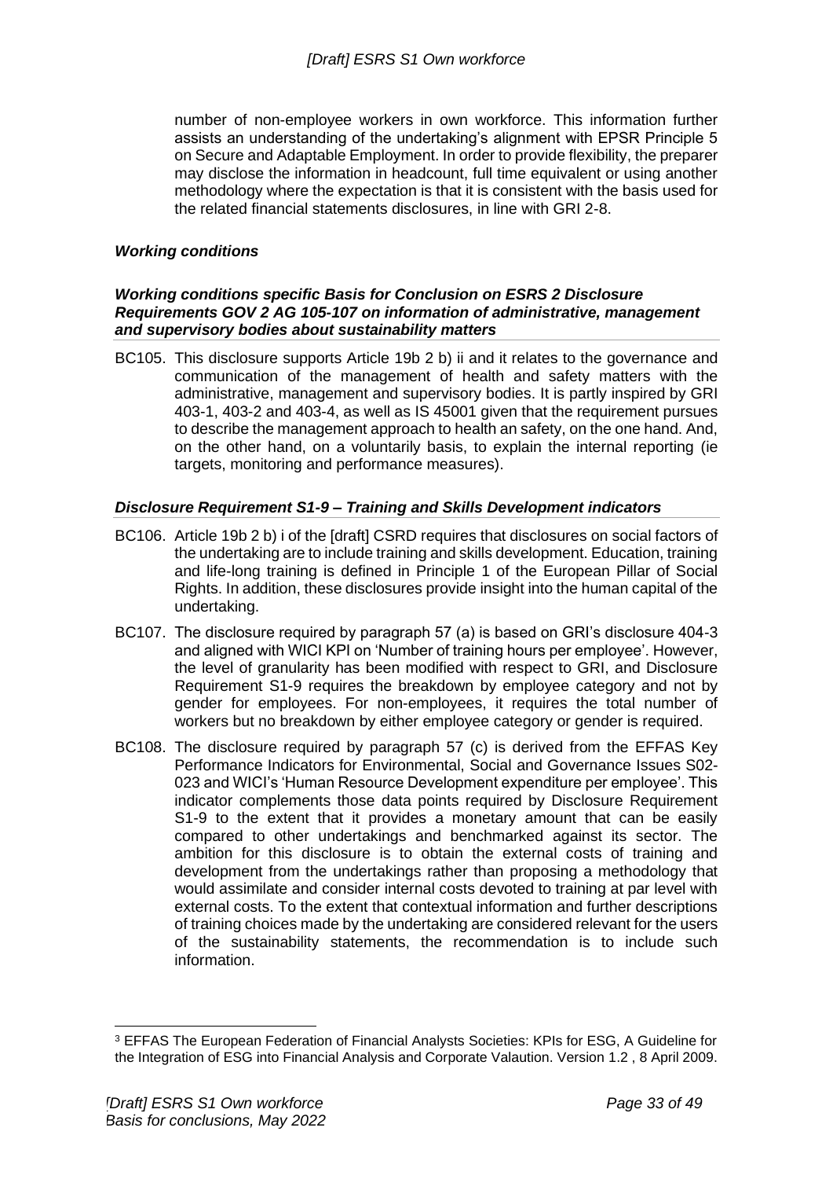number of non-employee workers in own workforce. This information further assists an understanding of the undertaking's alignment with EPSR Principle 5 on Secure and Adaptable Employment. In order to provide flexibility, the preparer may disclose the information in headcount, full time equivalent or using another methodology where the expectation is that it is consistent with the basis used for the related financial statements disclosures, in line with GRI 2-8.

### *Working conditions*

### *Working conditions specific Basis for Conclusion on ESRS 2 Disclosure Requirements GOV 2 AG 105-107 on information of administrative, management and supervisory bodies about sustainability matters*

BC105. This disclosure supports Article 19b 2 b) ii and it relates to the governance and communication of the management of health and safety matters with the administrative, management and supervisory bodies. It is partly inspired by GRI 403-1, 403-2 and 403-4, as well as IS 45001 given that the requirement pursues to describe the management approach to health an safety, on the one hand. And, on the other hand, on a voluntarily basis, to explain the internal reporting (ie targets, monitoring and performance measures).

### *Disclosure Requirement S1-9 – Training and Skills Development indicators*

BC106. Article 19b 2 b) i of the [draft] CSRD requires that disclosures on social factors of the undertaking are to include training and skills development. Education, training and life-long training is defined in Principle 1 of the European Pillar of Social Rights. In addition, these disclosures provide insight into the human capital of the undertaking.

BC107. The disclosure required by paragraph 57 (a) is based on GRI's disclosure 404-3 and aligned with WICI KPI on 'Number of training hours per employee'. However, the level of granularity has been modified with respect to GRI, and Disclosure Requirement S1-9 requires the breakdown by employee category and not by gender for employees. For non-employees, it requires the total number of workers but no breakdown by either employee category or gender is required.

BC108. The disclosure required by paragraph 57 (c) is derived from the EFFAS Key Performance Indicators for Environmental, Social and Governance Issues S02-023 and WICI's 'Human Resource Development expenditure per employee'. This indicator complements those data points required by Disclosure Requirement S1-9 to the extent that it provides a monetary amount that can be easily compared to other undertakings and benchmarked against its sector. The ambition for this disclosure is to obtain the external costs of training and development from the undertakings rather than proposing a methodology that would assimilate and consider internal costs devoted to training at par level with external costs. To the extent that contextual information and further descriptions of training choices made by the undertaking are considered relevant for the users of the sustainability statements, the recommendation is to include such information.

---

[3] EFFAS The European Federation of Financial Analysts Societies: KPIs for ESG, A Guideline for the Integration of ESG into Financial Analysis and Corporate Valaution. Version 1.2 , 8 April 2009.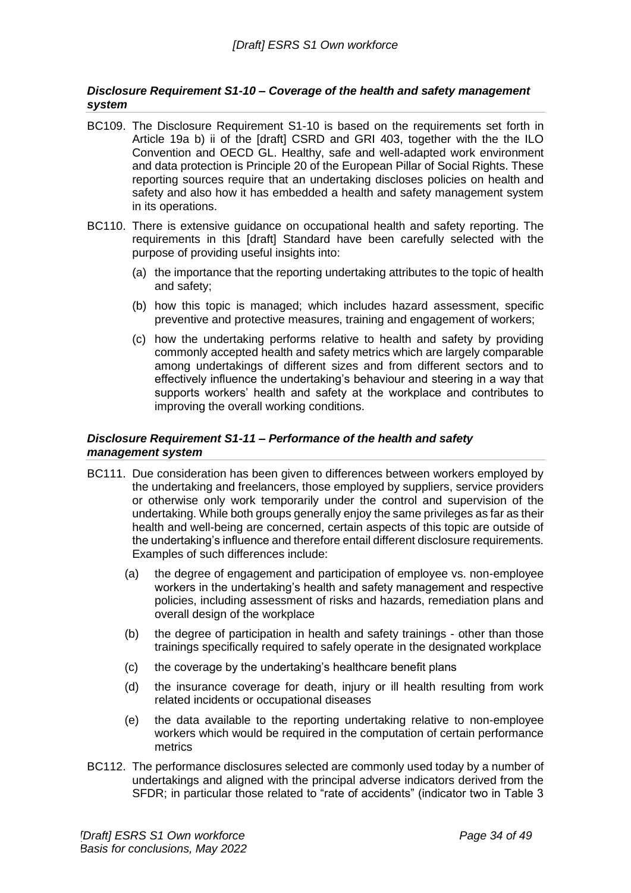### *Disclosure Requirement S1-10 – Coverage of the health and safety management system*

BC109. The Disclosure Requirement S1-10 is based on the requirements set forth in Article 19a b) ii of the [draft] CSRD and GRI 403, together with the the ILO Convention and OECD GL. Healthy, safe and well-adapted work environment and data protection is Principle 20 of the European Pillar of Social Rights. These reporting sources require that an undertaking discloses policies on health and safety and also how it has embedded a health and safety management system in its operations.

BC110. There is extensive guidance on occupational health and safety reporting. The requirements in this [draft] Standard have been carefully selected with the purpose of providing useful insights into:

- (a) the importance that the reporting undertaking attributes to the topic of health and safety;
- (b) how this topic is managed; which includes hazard assessment, specific preventive and protective measures, training and engagement of workers;
- (c) how the undertaking performs relative to health and safety by providing commonly accepted health and safety metrics which are largely comparable among undertakings of different sizes and from different sectors and to effectively influence the undertaking's behaviour and steering in a way that supports workers' health and safety at the workplace and contributes to improving the overall working conditions.

### *Disclosure Requirement S1-11 – Performance of the health and safety management system*

BC111. Due consideration has been given to differences between workers employed by the undertaking and freelancers, those employed by suppliers, service providers or otherwise only work temporarily under the control and supervision of the undertaking. While both groups generally enjoy the same privileges as far as their health and well-being are concerned, certain aspects of this topic are outside of the undertaking's influence and therefore entail different disclosure requirements. Examples of such differences include:

- (a) the degree of engagement and participation of employee vs. non-employee workers in the undertaking's health and safety management and respective policies, including assessment of risks and hazards, remediation plans and overall design of the workplace
- (b) the degree of participation in health and safety trainings - other than those trainings specifically required to safely operate in the designated workplace
- (c) the coverage by the undertaking's healthcare benefit plans
- (d) the insurance coverage for death, injury or ill health resulting from work related incidents or occupational diseases
- (e) the data available to the reporting undertaking relative to non-employee workers which would be required in the computation of certain performance metrics

BC112. The performance disclosures selected are commonly used today by a number of undertakings and aligned with the principal adverse indicators derived from the SFDR; in particular those related to "rate of accidents" (indicator two in Table 3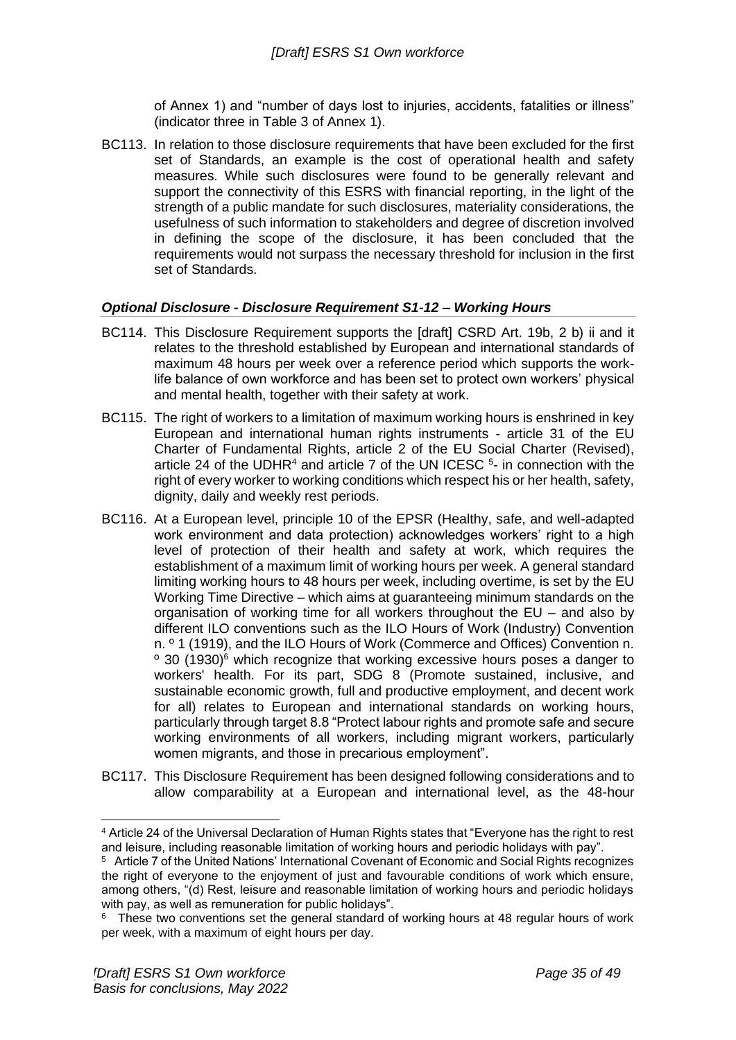of Annex 1) and "number of days lost to injuries, accidents, fatalities or illness" (indicator three in Table 3 of Annex 1).

BC113. In relation to those disclosure requirements that have been excluded for the first set of Standards, an example is the cost of operational health and safety measures. While such disclosures were found to be generally relevant and support the connectivity of this ESRS with financial reporting, in the light of the strength of a public mandate for such disclosures, materiality considerations, the usefulness of such information to stakeholders and degree of discretion involved in defining the scope of the disclosure, it has been concluded that the requirements would not surpass the necessary threshold for inclusion in the first set of Standards.

### *Optional Disclosure - Disclosure Requirement S1-12 – Working Hours*

BC114. This Disclosure Requirement supports the [draft] CSRD Art. 19b, 2 b) ii and it relates to the threshold established by European and international standards of maximum 48 hours per week over a reference period which supports the work-life balance of own workforce and has been set to protect own workers' physical and mental health, together with their safety at work.

BC115. The right of workers to a limitation of maximum working hours is enshrined in key European and international human rights instruments - article 31 of the EU Charter of Fundamental Rights, article 2 of the EU Social Charter (Revised), article 24 of the UDHR[4] and article 7 of the UN ICESC [5]- in connection with the right of every worker to working conditions which respect his or her health, safety, dignity, daily and weekly rest periods.

BC116. At a European level, principle 10 of the EPSR (Healthy, safe, and well-adapted work environment and data protection) acknowledges workers' right to a high level of protection of their health and safety at work, which requires the establishment of a maximum limit of working hours per week. A general standard limiting working hours to 48 hours per week, including overtime, is set by the EU Working Time Directive – which aims at guaranteeing minimum standards on the organisation of working time for all workers throughout the EU – and also by different ILO conventions such as the ILO Hours of Work (Industry) Convention n. º 1 (1919), and the ILO Hours of Work (Commerce and Offices) Convention n. º 30 (1930)[6] which recognize that working excessive hours poses a danger to workers' health. For its part, SDG 8 (Promote sustained, inclusive, and sustainable economic growth, full and productive employment, and decent work for all) relates to European and international standards on working hours, particularly through target 8.8 "Protect labour rights and promote safe and secure working environments of all workers, including migrant workers, particularly women migrants, and those in precarious employment".

BC117. This Disclosure Requirement has been designed following considerations and to allow comparability at a European and international level, as the 48-hour

---

[4] Article 24 of the Universal Declaration of Human Rights states that "Everyone has the right to rest and leisure, including reasonable limitation of working hours and periodic holidays with pay".

[5] Article 7 of the United Nations' International Covenant of Economic and Social Rights recognizes the right of everyone to the enjoyment of just and favourable conditions of work which ensure, among others, "(d) Rest, leisure and reasonable limitation of working hours and periodic holidays with pay, as well as remuneration for public holidays".

[6] These two conventions set the general standard of working hours at 48 regular hours of work per week, with a maximum of eight hours per day.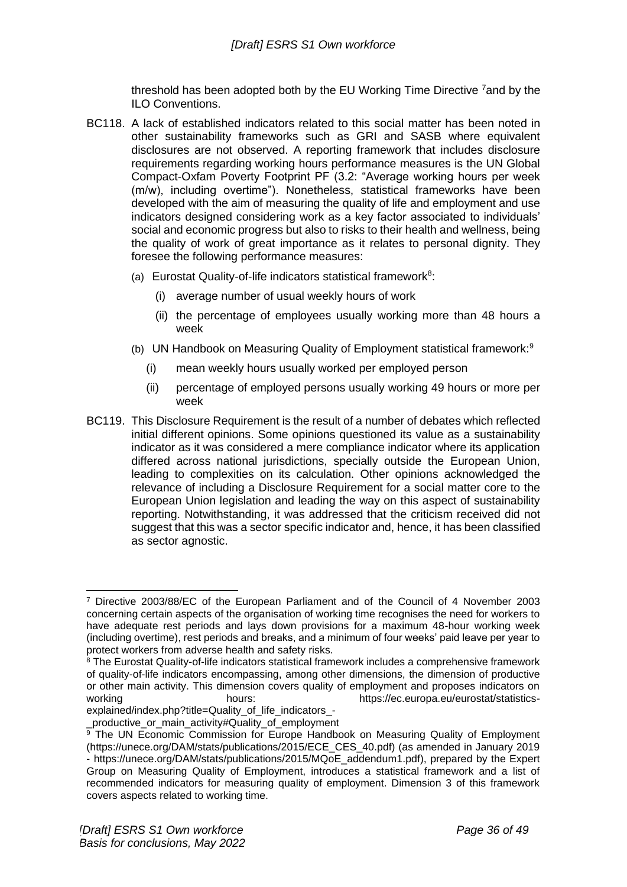threshold has been adopted both by the EU Working Time Directive [7] and by the ILO Conventions.

BC118. A lack of established indicators related to this social matter has been noted in other sustainability frameworks such as GRI and SASB where equivalent disclosures are not observed. A reporting framework that includes disclosure requirements regarding working hours performance measures is the UN Global Compact-Oxfam Poverty Footprint PF (3.2: "Average working hours per week (m/w), including overtime"). Nonetheless, statistical frameworks have been developed with the aim of measuring the quality of life and employment and use indicators designed considering work as a key factor associated to individuals' social and economic progress but also to risks to their health and wellness, being the quality of work of great importance as it relates to personal dignity. They foresee the following performance measures:

(a) Eurostat Quality-of-life indicators statistical framework[8]:

  (i) average number of usual weekly hours of work

  (ii) the percentage of employees usually working more than 48 hours a week

(b) UN Handbook on Measuring Quality of Employment statistical framework:[9]

  (i) mean weekly hours usually worked per employed person

  (ii) percentage of employed persons usually working 49 hours or more per week

BC119. This Disclosure Requirement is the result of a number of debates which reflected initial different opinions. Some opinions questioned its value as a sustainability indicator as it was considered a mere compliance indicator where its application differed across national jurisdictions, specially outside the European Union, leading to complexities on its calculation. Other opinions acknowledged the relevance of including a Disclosure Requirement for a social matter core to the European Union legislation and leading the way on this aspect of sustainability reporting. Notwithstanding, it was addressed that the criticism received did not suggest that this was a sector specific indicator and, hence, it has been classified as sector agnostic.

---

[7] Directive 2003/88/EC of the European Parliament and of the Council of 4 November 2003 concerning certain aspects of the organisation of working time recognises the need for workers to have adequate rest periods and lays down provisions for a maximum 48-hour working week (including overtime), rest periods and breaks, and a minimum of four weeks' paid leave per year to protect workers from adverse health and safety risks.

[8] The Eurostat Quality-of-life indicators statistical framework includes a comprehensive framework of quality-of-life indicators encompassing, among other dimensions, the dimension of productive or other main activity. This dimension covers quality of employment and proposes indicators on working hours: https://ec.europa.eu/eurostat/statistics-explained/index.php?title=Quality_of_life_indicators_-_productive_or_main_activity#Quality_of_employment

[9] The UN Economic Commission for Europe Handbook on Measuring Quality of Employment (https://unece.org/DAM/stats/publications/2015/ECE_CES_40.pdf) (as amended in January 2019 - https://unece.org/DAM/stats/publications/2015/MQoE_addendum1.pdf), prepared by the Expert Group on Measuring Quality of Employment, introduces a statistical framework and a list of recommended indicators for measuring quality of employment. Dimension 3 of this framework covers aspects related to working time.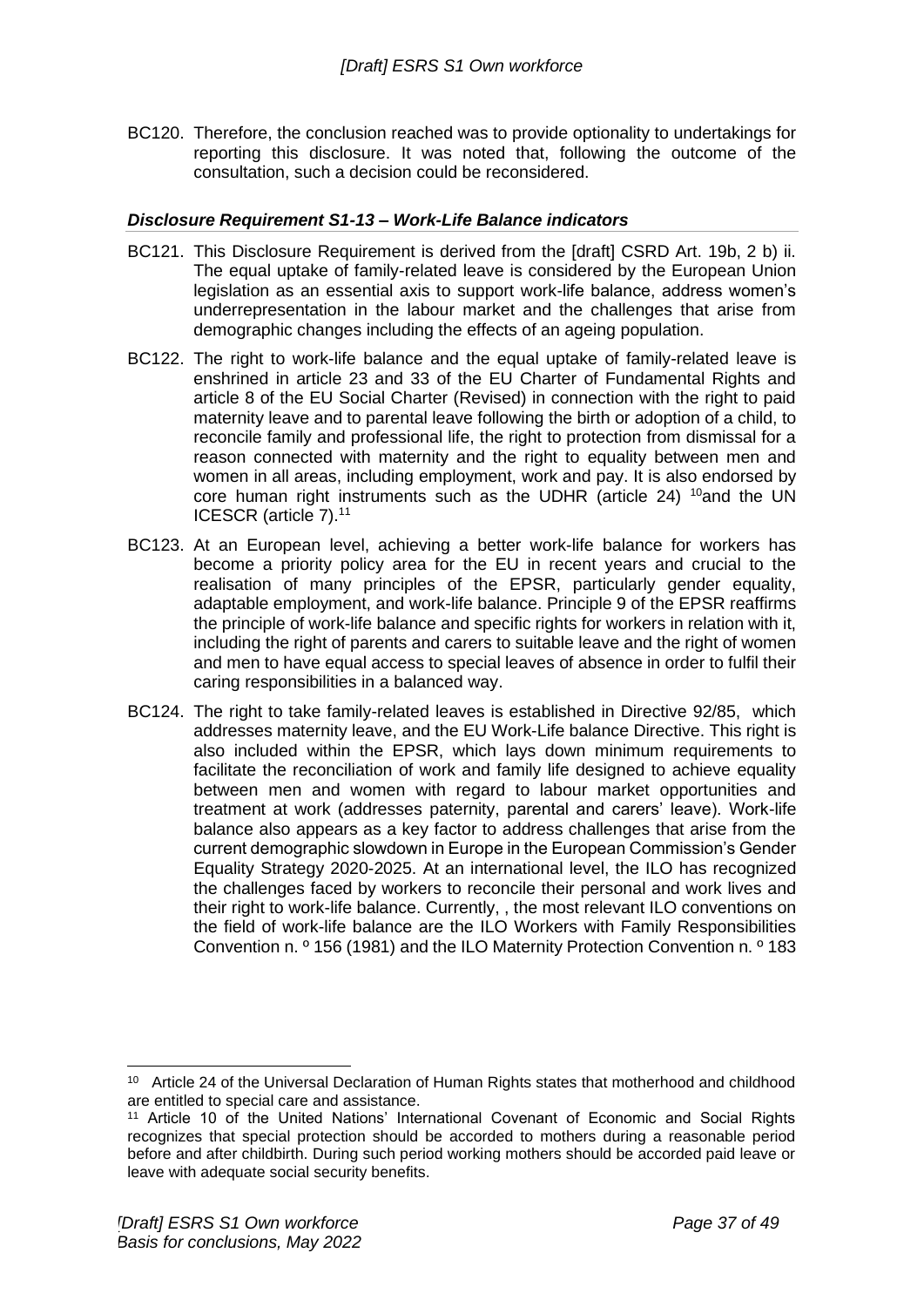BC120. Therefore, the conclusion reached was to provide optionality to undertakings for reporting this disclosure. It was noted that, following the outcome of the consultation, such a decision could be reconsidered.

### *Disclosure Requirement S1-13 – Work-Life Balance indicators*

BC121. This Disclosure Requirement is derived from the [draft] CSRD Art. 19b, 2 b) ii. The equal uptake of family-related leave is considered by the European Union legislation as an essential axis to support work-life balance, address women's underrepresentation in the labour market and the challenges that arise from demographic changes including the effects of an ageing population.

BC122. The right to work-life balance and the equal uptake of family-related leave is enshrined in article 23 and 33 of the EU Charter of Fundamental Rights and article 8 of the EU Social Charter (Revised) in connection with the right to paid maternity leave and to parental leave following the birth or adoption of a child, to reconcile family and professional life, the right to protection from dismissal for a reason connected with maternity and the right to equality between men and women in all areas, including employment, work and pay. It is also endorsed by core human right instruments such as the UDHR (article 24) [10]and the UN ICESCR (article 7).[11]

BC123. At an European level, achieving a better work-life balance for workers has become a priority policy area for the EU in recent years and crucial to the realisation of many principles of the EPSR, particularly gender equality, adaptable employment, and work-life balance. Principle 9 of the EPSR reaffirms the principle of work-life balance and specific rights for workers in relation with it, including the right of parents and carers to suitable leave and the right of women and men to have equal access to special leaves of absence in order to fulfil their caring responsibilities in a balanced way.

BC124. The right to take family-related leaves is established in Directive 92/85, which addresses maternity leave, and the EU Work-Life balance Directive. This right is also included within the EPSR, which lays down minimum requirements to facilitate the reconciliation of work and family life designed to achieve equality between men and women with regard to labour market opportunities and treatment at work (addresses paternity, parental and carers' leave). Work-life balance also appears as a key factor to address challenges that arise from the current demographic slowdown in Europe in the European Commission's Gender Equality Strategy 2020-2025. At an international level, the ILO has recognized the challenges faced by workers to reconcile their personal and work lives and their right to work-life balance. Currently, , the most relevant ILO conventions on the field of work-life balance are the ILO Workers with Family Responsibilities Convention n. º 156 (1981) and the ILO Maternity Protection Convention n. º 183

---

[10] Article 24 of the Universal Declaration of Human Rights states that motherhood and childhood are entitled to special care and assistance.

[11] Article 10 of the United Nations' International Covenant of Economic and Social Rights recognizes that special protection should be accorded to mothers during a reasonable period before and after childbirth. During such period working mothers should be accorded paid leave or leave with adequate social security benefits.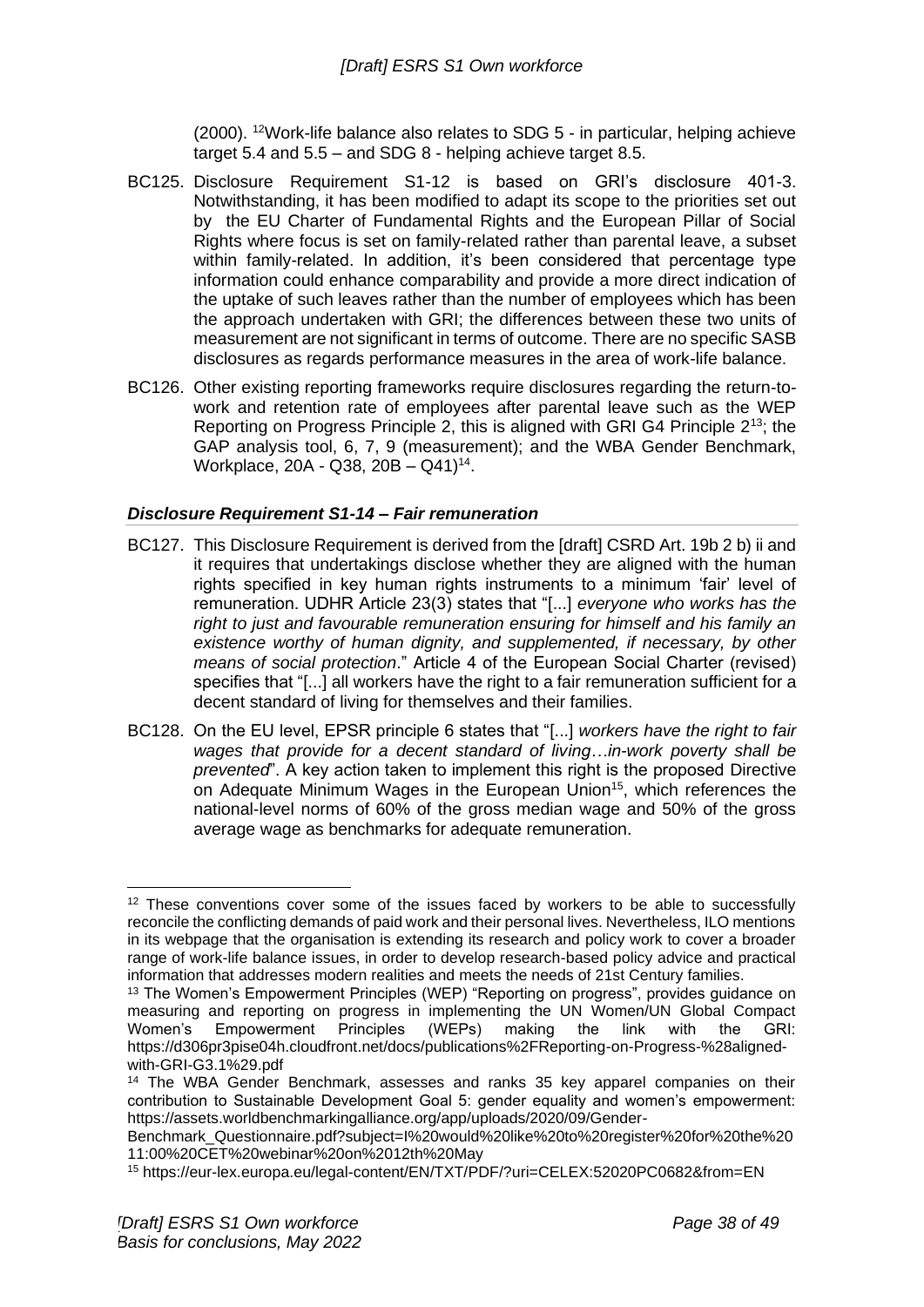(2000). [12]Work-life balance also relates to SDG 5 - in particular, helping achieve target 5.4 and 5.5 – and SDG 8 - helping achieve target 8.5.

BC125. Disclosure Requirement S1-12 is based on GRI's disclosure 401-3. Notwithstanding, it has been modified to adapt its scope to the priorities set out by the EU Charter of Fundamental Rights and the European Pillar of Social Rights where focus is set on family-related rather than parental leave, a subset within family-related. In addition, it's been considered that percentage type information could enhance comparability and provide a more direct indication of the uptake of such leaves rather than the number of employees which has been the approach undertaken with GRI; the differences between these two units of measurement are not significant in terms of outcome. There are no specific SASB disclosures as regards performance measures in the area of work-life balance.

BC126. Other existing reporting frameworks require disclosures regarding the return-to-work and retention rate of employees after parental leave such as the WEP Reporting on Progress Principle 2, this is aligned with GRI G4 Principle 2[13]; the GAP analysis tool, 6, 7, 9 (measurement); and the WBA Gender Benchmark, Workplace, 20A - Q38, 20B – Q41)[14].

### *Disclosure Requirement S1-14 – Fair remuneration*

BC127. This Disclosure Requirement is derived from the [draft] CSRD Art. 19b 2 b) ii and it requires that undertakings disclose whether they are aligned with the human rights specified in key human rights instruments to a minimum 'fair' level of remuneration. UDHR Article 23(3) states that "[...] *everyone who works has the right to just and favourable remuneration ensuring for himself and his family an existence worthy of human dignity, and supplemented, if necessary, by other means of social protection*." Article 4 of the European Social Charter (revised) specifies that "[...] all workers have the right to a fair remuneration sufficient for a decent standard of living for themselves and their families.

BC128. On the EU level, EPSR principle 6 states that "[...] *workers have the right to fair wages that provide for a decent standard of living…in-work poverty shall be prevented*". A key action taken to implement this right is the proposed Directive on Adequate Minimum Wages in the European Union[15], which references the national-level norms of 60% of the gross median wage and 50% of the gross average wage as benchmarks for adequate remuneration.

---

[12] These conventions cover some of the issues faced by workers to be able to successfully reconcile the conflicting demands of paid work and their personal lives. Nevertheless, ILO mentions in its webpage that the organisation is extending its research and policy work to cover a broader range of work-life balance issues, in order to develop research-based policy advice and practical information that addresses modern realities and meets the needs of 21st Century families.

[13] The Women's Empowerment Principles (WEP) "Reporting on progress", provides guidance on measuring and reporting on progress in implementing the UN Women/UN Global Compact Women's Empowerment Principles (WEPs) making the link with the GRI: https://d306pr3pise04h.cloudfront.net/docs/publications%2FReporting-on-Progress-%28aligned-with-GRI-G3.1%29.pdf

[14] The WBA Gender Benchmark, assesses and ranks 35 key apparel companies on their contribution to Sustainable Development Goal 5: gender equality and women's empowerment: https://assets.worldbenchmarkingalliance.org/app/uploads/2020/09/Gender-Benchmark_Questionnaire.pdf?subject=I%20would%20like%20to%20register%20for%20the%2011:00%20CET%20webinar%20on%2012th%20May

[15] https://eur-lex.europa.eu/legal-content/EN/TXT/PDF/?uri=CELEX:52020PC0682&from=EN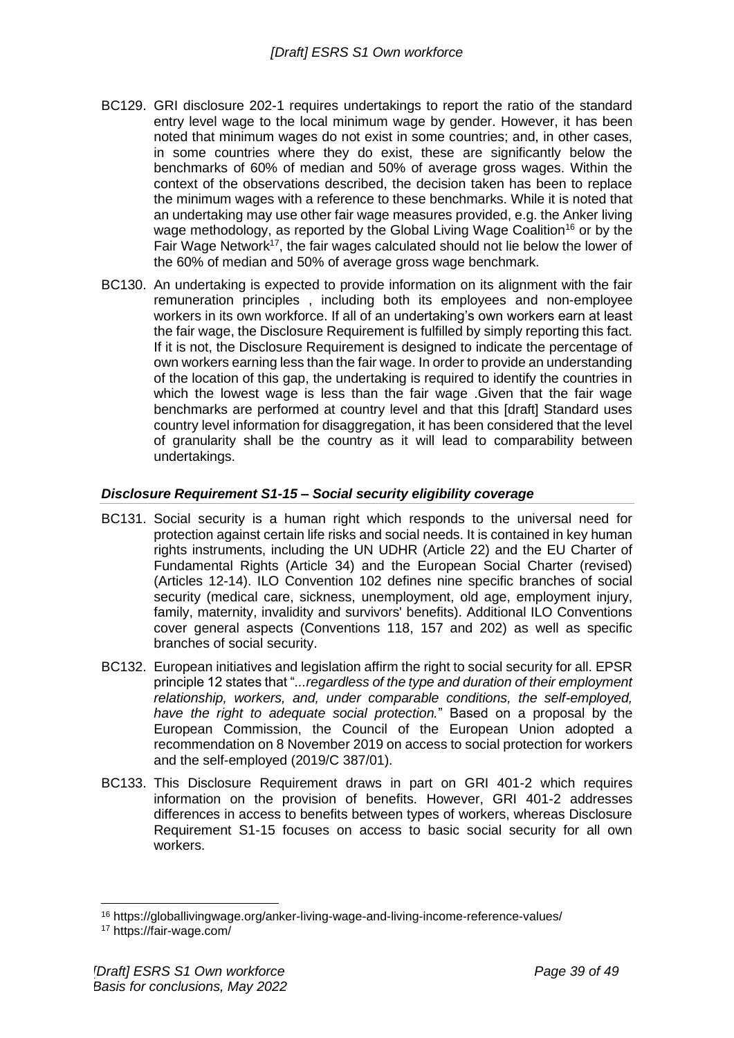BC129. GRI disclosure 202-1 requires undertakings to report the ratio of the standard entry level wage to the local minimum wage by gender. However, it has been noted that minimum wages do not exist in some countries; and, in other cases, in some countries where they do exist, these are significantly below the benchmarks of 60% of median and 50% of average gross wages. Within the context of the observations described, the decision taken has been to replace the minimum wages with a reference to these benchmarks. While it is noted that an undertaking may use other fair wage measures provided, e.g. the Anker living wage methodology, as reported by the Global Living Wage Coalition[16] or by the Fair Wage Network[17], the fair wages calculated should not lie below the lower of the 60% of median and 50% of average gross wage benchmark.

BC130. An undertaking is expected to provide information on its alignment with the fair remuneration principles , including both its employees and non-employee workers in its own workforce. If all of an undertaking's own workers earn at least the fair wage, the Disclosure Requirement is fulfilled by simply reporting this fact. If it is not, the Disclosure Requirement is designed to indicate the percentage of own workers earning less than the fair wage. In order to provide an understanding of the location of this gap, the undertaking is required to identify the countries in which the lowest wage is less than the fair wage .Given that the fair wage benchmarks are performed at country level and that this [draft] Standard uses country level information for disaggregation, it has been considered that the level of granularity shall be the country as it will lead to comparability between undertakings.

### *Disclosure Requirement S1-15 – Social security eligibility coverage*

BC131. Social security is a human right which responds to the universal need for protection against certain life risks and social needs. It is contained in key human rights instruments, including the UN UDHR (Article 22) and the EU Charter of Fundamental Rights (Article 34) and the European Social Charter (revised) (Articles 12-14). ILO Convention 102 defines nine specific branches of social security (medical care, sickness, unemployment, old age, employment injury, family, maternity, invalidity and survivors' benefits). Additional ILO Conventions cover general aspects (Conventions 118, 157 and 202) as well as specific branches of social security.

BC132. European initiatives and legislation affirm the right to social security for all. EPSR principle 12 states that "*...regardless of the type and duration of their employment relationship, workers, and, under comparable conditions, the self-employed, have the right to adequate social protection.*" Based on a proposal by the European Commission, the Council of the European Union adopted a recommendation on 8 November 2019 on access to social protection for workers and the self-employed (2019/C 387/01).

BC133. This Disclosure Requirement draws in part on GRI 401-2 which requires information on the provision of benefits. However, GRI 401-2 addresses differences in access to benefits between types of workers, whereas Disclosure Requirement S1-15 focuses on access to basic social security for all own workers.

[16] https://globallivingwage.org/anker-living-wage-and-living-income-reference-values/

[17] https://fair-wage.com/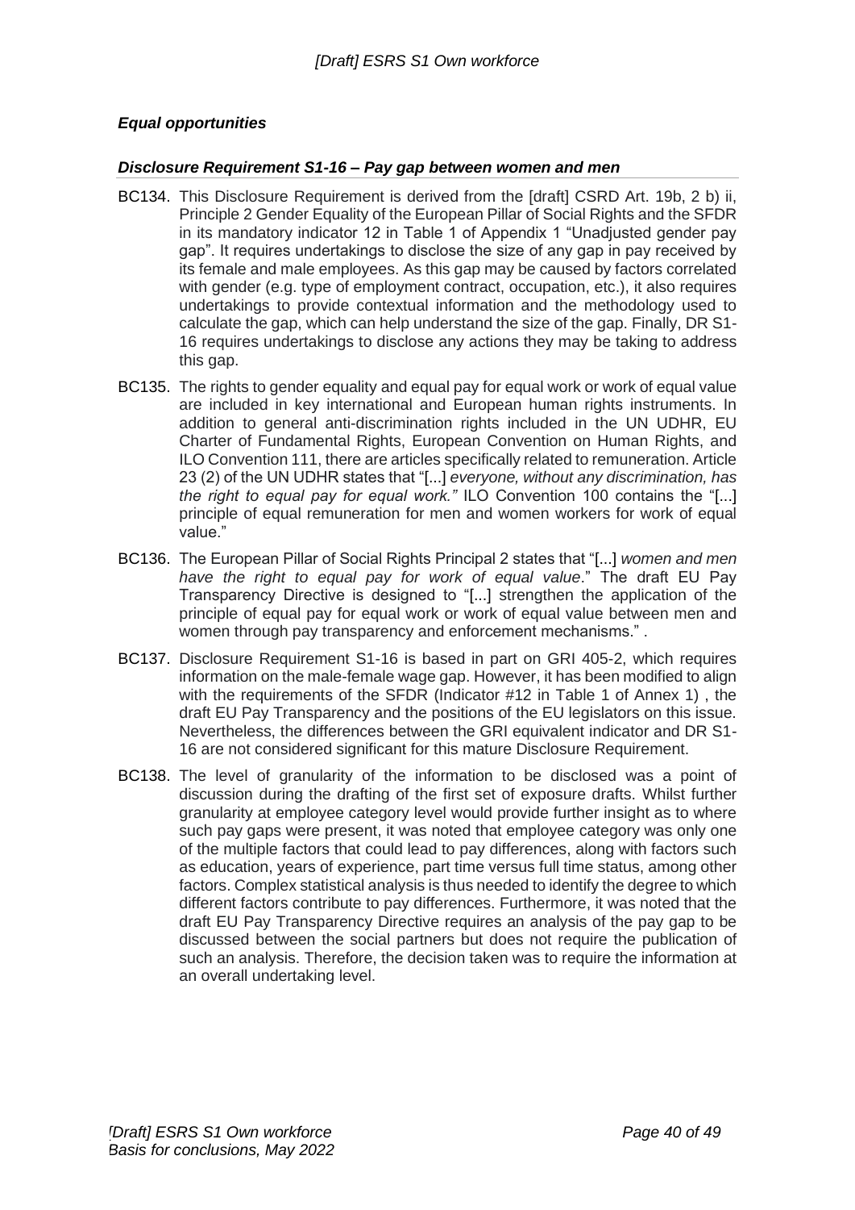### *Equal opportunities*

#### *Disclosure Requirement S1-16 – Pay gap between women and men*

BC134. This Disclosure Requirement is derived from the [draft] CSRD Art. 19b, 2 b) ii, Principle 2 Gender Equality of the European Pillar of Social Rights and the SFDR in its mandatory indicator 12 in Table 1 of Appendix 1 "Unadjusted gender pay gap". It requires undertakings to disclose the size of any gap in pay received by its female and male employees. As this gap may be caused by factors correlated with gender (e.g. type of employment contract, occupation, etc.), it also requires undertakings to provide contextual information and the methodology used to calculate the gap, which can help understand the size of the gap. Finally, DR S1-16 requires undertakings to disclose any actions they may be taking to address this gap.

BC135. The rights to gender equality and equal pay for equal work or work of equal value are included in key international and European human rights instruments. In addition to general anti-discrimination rights included in the UN UDHR, EU Charter of Fundamental Rights, European Convention on Human Rights, and ILO Convention 111, there are articles specifically related to remuneration. Article 23 (2) of the UN UDHR states that "[...] *everyone, without any discrimination, has the right to equal pay for equal work."* ILO Convention 100 contains the "[...] principle of equal remuneration for men and women workers for work of equal value."

BC136. The European Pillar of Social Rights Principal 2 states that "[...] *women and men have the right to equal pay for work of equal value*." The draft EU Pay Transparency Directive is designed to "[...] strengthen the application of the principle of equal pay for equal work or work of equal value between men and women through pay transparency and enforcement mechanisms." .

BC137. Disclosure Requirement S1-16 is based in part on GRI 405-2, which requires information on the male-female wage gap. However, it has been modified to align with the requirements of the SFDR (Indicator #12 in Table 1 of Annex 1) , the draft EU Pay Transparency and the positions of the EU legislators on this issue. Nevertheless, the differences between the GRI equivalent indicator and DR S1-16 are not considered significant for this mature Disclosure Requirement.

BC138. The level of granularity of the information to be disclosed was a point of discussion during the drafting of the first set of exposure drafts. Whilst further granularity at employee category level would provide further insight as to where such pay gaps were present, it was noted that employee category was only one of the multiple factors that could lead to pay differences, along with factors such as education, years of experience, part time versus full time status, among other factors. Complex statistical analysis is thus needed to identify the degree to which different factors contribute to pay differences. Furthermore, it was noted that the draft EU Pay Transparency Directive requires an analysis of the pay gap to be discussed between the social partners but does not require the publication of such an analysis. Therefore, the decision taken was to require the information at an overall undertaking level.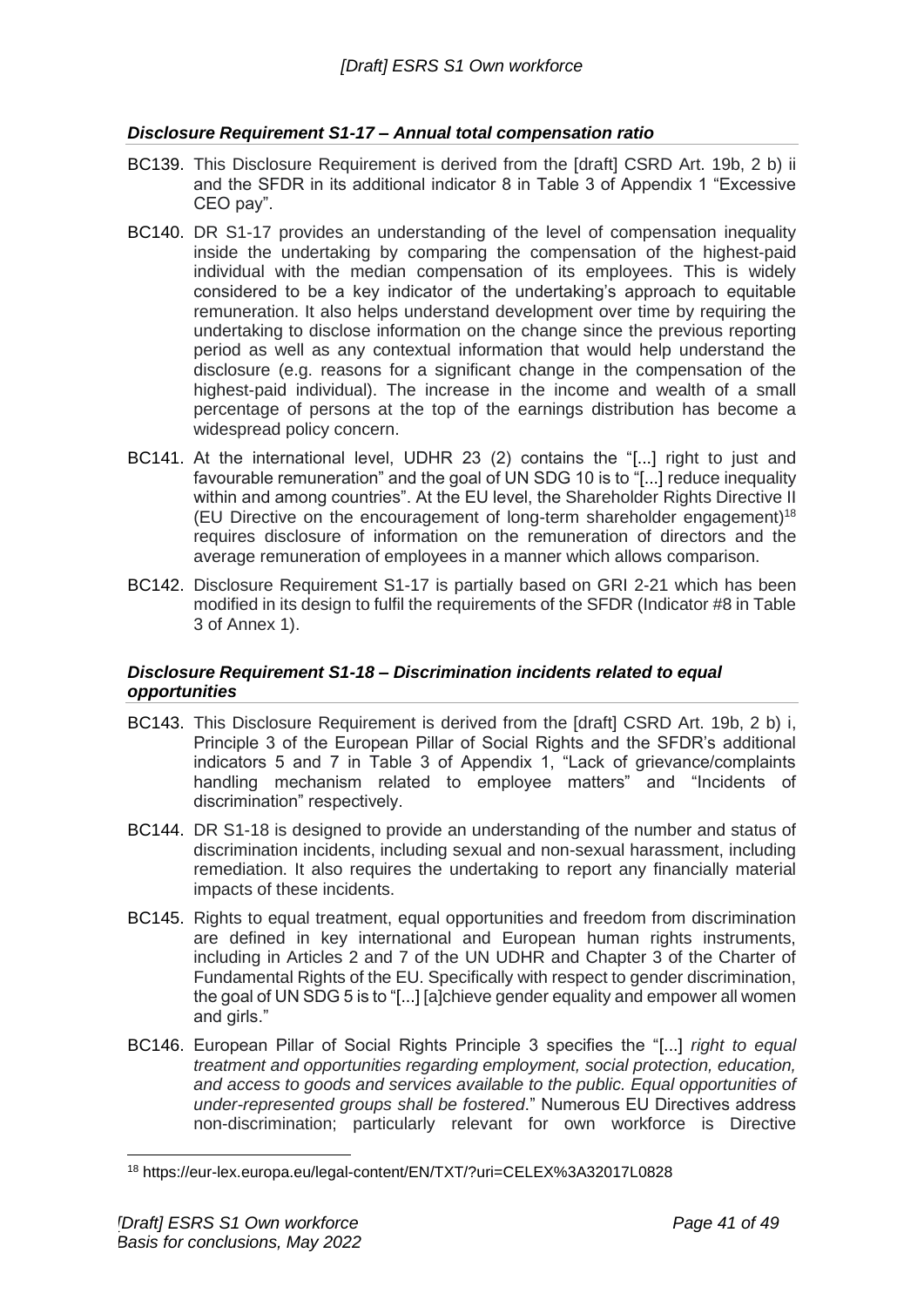### *Disclosure Requirement S1-17 – Annual total compensation ratio*

BC139. This Disclosure Requirement is derived from the [draft] CSRD Art. 19b, 2 b) ii and the SFDR in its additional indicator 8 in Table 3 of Appendix 1 "Excessive CEO pay".

BC140. DR S1-17 provides an understanding of the level of compensation inequality inside the undertaking by comparing the compensation of the highest-paid individual with the median compensation of its employees. This is widely considered to be a key indicator of the undertaking's approach to equitable remuneration. It also helps understand development over time by requiring the undertaking to disclose information on the change since the previous reporting period as well as any contextual information that would help understand the disclosure (e.g. reasons for a significant change in the compensation of the highest-paid individual). The increase in the income and wealth of a small percentage of persons at the top of the earnings distribution has become a widespread policy concern.

BC141. At the international level, UDHR 23 (2) contains the "[...] right to just and favourable remuneration" and the goal of UN SDG 10 is to "[...] reduce inequality within and among countries". At the EU level, the Shareholder Rights Directive II (EU Directive on the encouragement of long-term shareholder engagement)[18] requires disclosure of information on the remuneration of directors and the average remuneration of employees in a manner which allows comparison.

BC142. Disclosure Requirement S1-17 is partially based on GRI 2-21 which has been modified in its design to fulfil the requirements of the SFDR (Indicator #8 in Table 3 of Annex 1).

### *Disclosure Requirement S1-18 – Discrimination incidents related to equal opportunities*

BC143. This Disclosure Requirement is derived from the [draft] CSRD Art. 19b, 2 b) i, Principle 3 of the European Pillar of Social Rights and the SFDR's additional indicators 5 and 7 in Table 3 of Appendix 1, "Lack of grievance/complaints handling mechanism related to employee matters" and "Incidents of discrimination" respectively.

BC144. DR S1-18 is designed to provide an understanding of the number and status of discrimination incidents, including sexual and non-sexual harassment, including remediation. It also requires the undertaking to report any financially material impacts of these incidents.

BC145. Rights to equal treatment, equal opportunities and freedom from discrimination are defined in key international and European human rights instruments, including in Articles 2 and 7 of the UN UDHR and Chapter 3 of the Charter of Fundamental Rights of the EU. Specifically with respect to gender discrimination, the goal of UN SDG 5 is to "[...] [a]chieve gender equality and empower all women and girls."

BC146. European Pillar of Social Rights Principle 3 specifies the "[...] *right to equal treatment and opportunities regarding employment, social protection, education, and access to goods and services available to the public. Equal opportunities of under-represented groups shall be fostered*." Numerous EU Directives address non-discrimination; particularly relevant for own workforce is Directive

---

[18] https://eur-lex.europa.eu/legal-content/EN/TXT/?uri=CELEX%3A32017L0828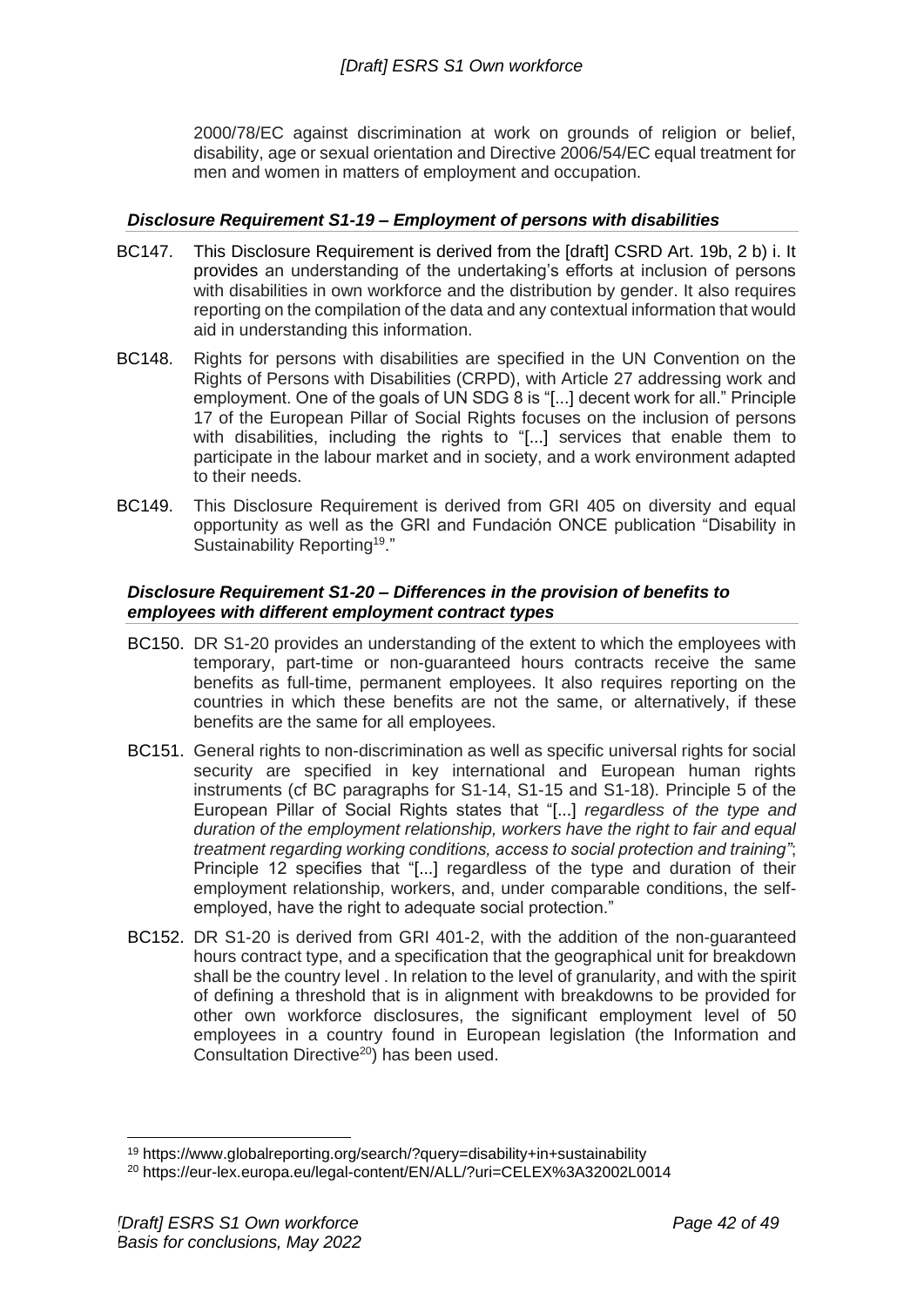2000/78/EC against discrimination at work on grounds of religion or belief, disability, age or sexual orientation and Directive 2006/54/EC equal treatment for men and women in matters of employment and occupation.

### *Disclosure Requirement S1-19 – Employment of persons with disabilities*

BC147. This Disclosure Requirement is derived from the [draft] CSRD Art. 19b, 2 b) i. It provides an understanding of the undertaking's efforts at inclusion of persons with disabilities in own workforce and the distribution by gender. It also requires reporting on the compilation of the data and any contextual information that would aid in understanding this information.

BC148. Rights for persons with disabilities are specified in the UN Convention on the Rights of Persons with Disabilities (CRPD), with Article 27 addressing work and employment. One of the goals of UN SDG 8 is "[...] decent work for all." Principle 17 of the European Pillar of Social Rights focuses on the inclusion of persons with disabilities, including the rights to "[...] services that enable them to participate in the labour market and in society, and a work environment adapted to their needs.

BC149. This Disclosure Requirement is derived from GRI 405 on diversity and equal opportunity as well as the GRI and Fundación ONCE publication "Disability in Sustainability Reporting[19]."

### *Disclosure Requirement S1-20 – Differences in the provision of benefits to employees with different employment contract types*

BC150. DR S1-20 provides an understanding of the extent to which the employees with temporary, part-time or non-guaranteed hours contracts receive the same benefits as full-time, permanent employees. It also requires reporting on the countries in which these benefits are not the same, or alternatively, if these benefits are the same for all employees.

BC151. General rights to non-discrimination as well as specific universal rights for social security are specified in key international and European human rights instruments (cf BC paragraphs for S1-14, S1-15 and S1-18). Principle 5 of the European Pillar of Social Rights states that "[...] *regardless of the type and duration of the employment relationship, workers have the right to fair and equal treatment regarding working conditions, access to social protection and training"*; Principle 12 specifies that "[...] regardless of the type and duration of their employment relationship, workers, and, under comparable conditions, the self-employed, have the right to adequate social protection."

BC152. DR S1-20 is derived from GRI 401-2, with the addition of the non-guaranteed hours contract type, and a specification that the geographical unit for breakdown shall be the country level . In relation to the level of granularity, and with the spirit of defining a threshold that is in alignment with breakdowns to be provided for other own workforce disclosures, the significant employment level of 50 employees in a country found in European legislation (the Information and Consultation Directive[20]) has been used.

---

[19] https://www.globalreporting.org/search/?query=disability+in+sustainability

[20] https://eur-lex.europa.eu/legal-content/EN/ALL/?uri=CELEX%3A32002L0014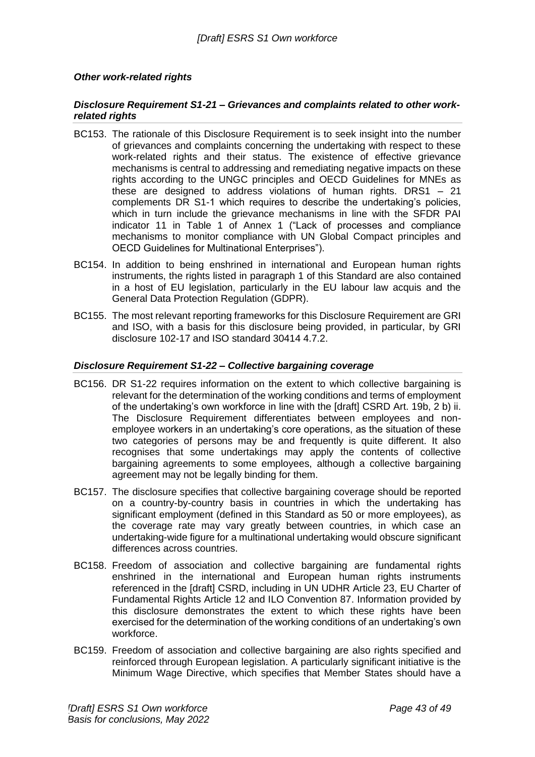### *Other work-related rights*

#### *Disclosure Requirement S1-21 – Grievances and complaints related to other work-related rights*

BC153. The rationale of this Disclosure Requirement is to seek insight into the number of grievances and complaints concerning the undertaking with respect to these work-related rights and their status. The existence of effective grievance mechanisms is central to addressing and remediating negative impacts on these rights according to the UNGC principles and OECD Guidelines for MNEs as these are designed to address violations of human rights. DRS1 – 21 complements DR S1-1 which requires to describe the undertaking's policies, which in turn include the grievance mechanisms in line with the SFDR PAI indicator 11 in Table 1 of Annex 1 ("Lack of processes and compliance mechanisms to monitor compliance with UN Global Compact principles and OECD Guidelines for Multinational Enterprises").

BC154. In addition to being enshrined in international and European human rights instruments, the rights listed in paragraph 1 of this Standard are also contained in a host of EU legislation, particularly in the EU labour law acquis and the General Data Protection Regulation (GDPR).

BC155. The most relevant reporting frameworks for this Disclosure Requirement are GRI and ISO, with a basis for this disclosure being provided, in particular, by GRI disclosure 102-17 and ISO standard 30414 4.7.2.

#### *Disclosure Requirement S1-22 – Collective bargaining coverage*

BC156. DR S1-22 requires information on the extent to which collective bargaining is relevant for the determination of the working conditions and terms of employment of the undertaking's own workforce in line with the [draft] CSRD Art. 19b, 2 b) ii. The Disclosure Requirement differentiates between employees and non-employee workers in an undertaking's core operations, as the situation of these two categories of persons may be and frequently is quite different. It also recognises that some undertakings may apply the contents of collective bargaining agreements to some employees, although a collective bargaining agreement may not be legally binding for them.

BC157. The disclosure specifies that collective bargaining coverage should be reported on a country-by-country basis in countries in which the undertaking has significant employment (defined in this Standard as 50 or more employees), as the coverage rate may vary greatly between countries, in which case an undertaking-wide figure for a multinational undertaking would obscure significant differences across countries.

BC158. Freedom of association and collective bargaining are fundamental rights enshrined in the international and European human rights instruments referenced in the [draft] CSRD, including in UN UDHR Article 23, EU Charter of Fundamental Rights Article 12 and ILO Convention 87. Information provided by this disclosure demonstrates the extent to which these rights have been exercised for the determination of the working conditions of an undertaking's own workforce.

BC159. Freedom of association and collective bargaining are also rights specified and reinforced through European legislation. A particularly significant initiative is the Minimum Wage Directive, which specifies that Member States should have a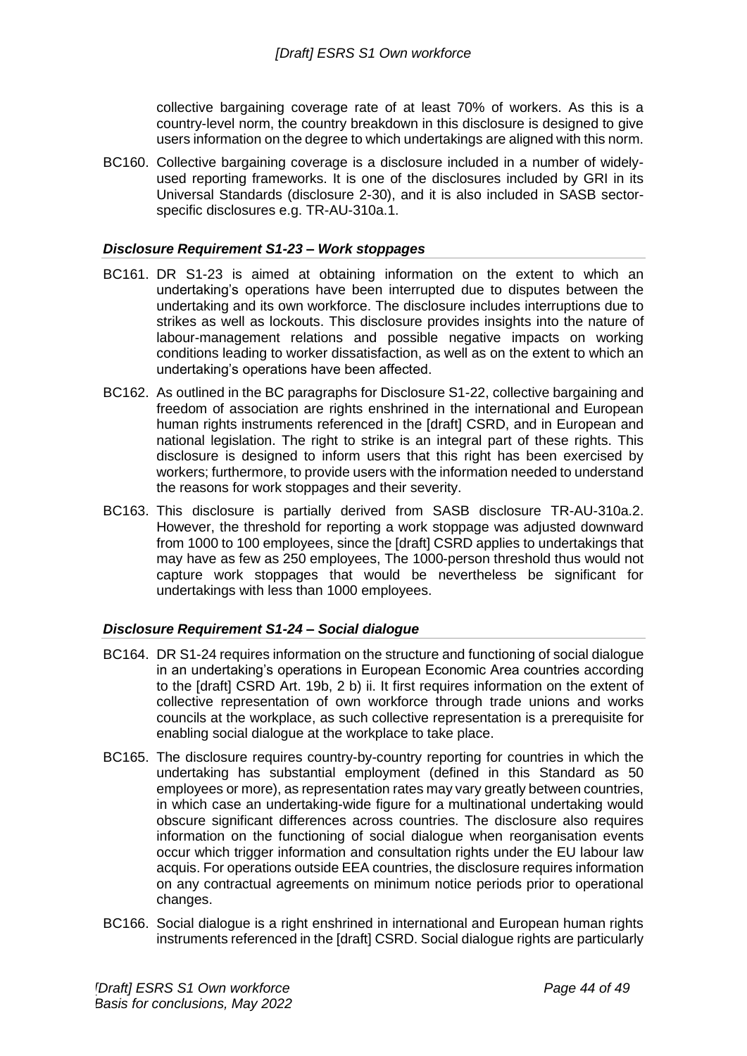collective bargaining coverage rate of at least 70% of workers. As this is a country-level norm, the country breakdown in this disclosure is designed to give users information on the degree to which undertakings are aligned with this norm.

BC160. Collective bargaining coverage is a disclosure included in a number of widely-used reporting frameworks. It is one of the disclosures included by GRI in its Universal Standards (disclosure 2-30), and it is also included in SASB sector-specific disclosures e.g. TR-AU-310a.1.

### *Disclosure Requirement S1-23 – Work stoppages*

BC161. DR S1-23 is aimed at obtaining information on the extent to which an undertaking's operations have been interrupted due to disputes between the undertaking and its own workforce. The disclosure includes interruptions due to strikes as well as lockouts. This disclosure provides insights into the nature of labour-management relations and possible negative impacts on working conditions leading to worker dissatisfaction, as well as on the extent to which an undertaking's operations have been affected.

BC162. As outlined in the BC paragraphs for Disclosure S1-22, collective bargaining and freedom of association are rights enshrined in the international and European human rights instruments referenced in the [draft] CSRD, and in European and national legislation. The right to strike is an integral part of these rights. This disclosure is designed to inform users that this right has been exercised by workers; furthermore, to provide users with the information needed to understand the reasons for work stoppages and their severity.

BC163. This disclosure is partially derived from SASB disclosure TR-AU-310a.2. However, the threshold for reporting a work stoppage was adjusted downward from 1000 to 100 employees, since the [draft] CSRD applies to undertakings that may have as few as 250 employees, The 1000-person threshold thus would not capture work stoppages that would be nevertheless be significant for undertakings with less than 1000 employees.

### *Disclosure Requirement S1-24 – Social dialogue*

BC164. DR S1-24 requires information on the structure and functioning of social dialogue in an undertaking's operations in European Economic Area countries according to the [draft] CSRD Art. 19b, 2 b) ii. It first requires information on the extent of collective representation of own workforce through trade unions and works councils at the workplace, as such collective representation is a prerequisite for enabling social dialogue at the workplace to take place.

BC165. The disclosure requires country-by-country reporting for countries in which the undertaking has substantial employment (defined in this Standard as 50 employees or more), as representation rates may vary greatly between countries, in which case an undertaking-wide figure for a multinational undertaking would obscure significant differences across countries. The disclosure also requires information on the functioning of social dialogue when reorganisation events occur which trigger information and consultation rights under the EU labour law acquis. For operations outside EEA countries, the disclosure requires information on any contractual agreements on minimum notice periods prior to operational changes.

BC166. Social dialogue is a right enshrined in international and European human rights instruments referenced in the [draft] CSRD. Social dialogue rights are particularly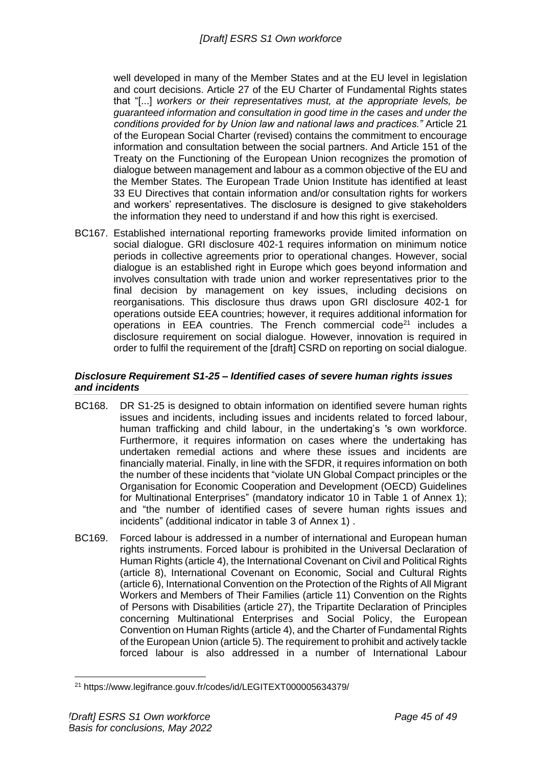well developed in many of the Member States and at the EU level in legislation and court decisions. Article 27 of the EU Charter of Fundamental Rights states that "[...] *workers or their representatives must, at the appropriate levels, be guaranteed information and consultation in good time in the cases and under the conditions provided for by Union law and national laws and practices."* Article 21 of the European Social Charter (revised) contains the commitment to encourage information and consultation between the social partners. And Article 151 of the Treaty on the Functioning of the European Union recognizes the promotion of dialogue between management and labour as a common objective of the EU and the Member States. The European Trade Union Institute has identified at least 33 EU Directives that contain information and/or consultation rights for workers and workers' representatives. The disclosure is designed to give stakeholders the information they need to understand if and how this right is exercised.

BC167. Established international reporting frameworks provide limited information on social dialogue. GRI disclosure 402-1 requires information on minimum notice periods in collective agreements prior to operational changes. However, social dialogue is an established right in Europe which goes beyond information and involves consultation with trade union and worker representatives prior to the final decision by management on key issues, including decisions on reorganisations. This disclosure thus draws upon GRI disclosure 402-1 for operations outside EEA countries; however, it requires additional information for operations in EEA countries. The French commercial code[21] includes a disclosure requirement on social dialogue. However, innovation is required in order to fulfil the requirement of the [draft] CSRD on reporting on social dialogue.

### *Disclosure Requirement S1-25 – Identified cases of severe human rights issues and incidents*

BC168. DR S1-25 is designed to obtain information on identified severe human rights issues and incidents, including issues and incidents related to forced labour, human trafficking and child labour, in the undertaking's 's own workforce. Furthermore, it requires information on cases where the undertaking has undertaken remedial actions and where these issues and incidents are financially material. Finally, in line with the SFDR, it requires information on both the number of these incidents that "violate UN Global Compact principles or the Organisation for Economic Cooperation and Development (OECD) Guidelines for Multinational Enterprises" (mandatory indicator 10 in Table 1 of Annex 1); and "the number of identified cases of severe human rights issues and incidents" (additional indicator in table 3 of Annex 1) .

BC169. Forced labour is addressed in a number of international and European human rights instruments. Forced labour is prohibited in the Universal Declaration of Human Rights (article 4), the International Covenant on Civil and Political Rights (article 8), International Covenant on Economic, Social and Cultural Rights (article 6), International Convention on the Protection of the Rights of All Migrant Workers and Members of Their Families (article 11) Convention on the Rights of Persons with Disabilities (article 27), the Tripartite Declaration of Principles concerning Multinational Enterprises and Social Policy, the European Convention on Human Rights (article 4), and the Charter of Fundamental Rights of the European Union (article 5). The requirement to prohibit and actively tackle forced labour is also addressed in a number of International Labour

[21] https://www.legifrance.gouv.fr/codes/id/LEGITEXT000005634379/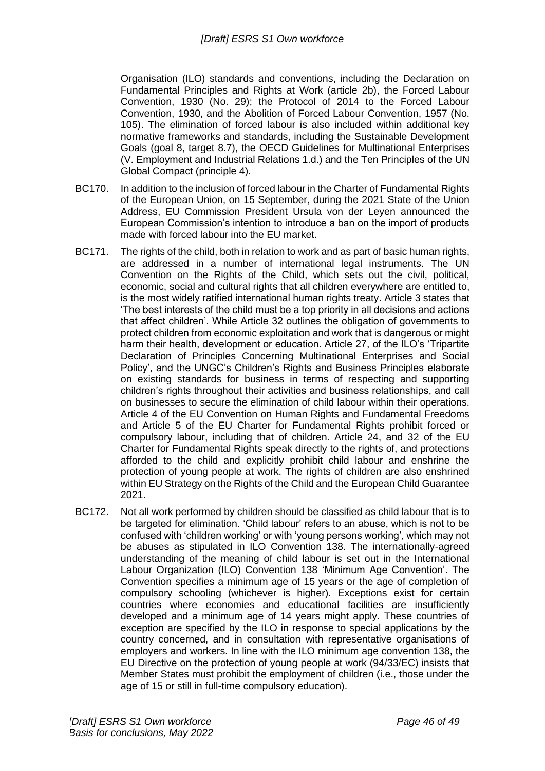Organisation (ILO) standards and conventions, including the Declaration on Fundamental Principles and Rights at Work (article 2b), the Forced Labour Convention, 1930 (No. 29); the Protocol of 2014 to the Forced Labour Convention, 1930, and the Abolition of Forced Labour Convention, 1957 (No. 105). The elimination of forced labour is also included within additional key normative frameworks and standards, including the Sustainable Development Goals (goal 8, target 8.7), the OECD Guidelines for Multinational Enterprises (V. Employment and Industrial Relations 1.d.) and the Ten Principles of the UN Global Compact (principle 4).

BC170. In addition to the inclusion of forced labour in the Charter of Fundamental Rights of the European Union, on 15 September, during the 2021 State of the Union Address, EU Commission President Ursula von der Leyen announced the European Commission's intention to introduce a ban on the import of products made with forced labour into the EU market.

BC171. The rights of the child, both in relation to work and as part of basic human rights, are addressed in a number of international legal instruments. The UN Convention on the Rights of the Child, which sets out the civil, political, economic, social and cultural rights that all children everywhere are entitled to, is the most widely ratified international human rights treaty. Article 3 states that 'The best interests of the child must be a top priority in all decisions and actions that affect children'. While Article 32 outlines the obligation of governments to protect children from economic exploitation and work that is dangerous or might harm their health, development or education. Article 27, of the ILO's 'Tripartite Declaration of Principles Concerning Multinational Enterprises and Social Policy', and the UNGC's Children's Rights and Business Principles elaborate on existing standards for business in terms of respecting and supporting children's rights throughout their activities and business relationships, and call on businesses to secure the elimination of child labour within their operations. Article 4 of the EU Convention on Human Rights and Fundamental Freedoms and Article 5 of the EU Charter for Fundamental Rights prohibit forced or compulsory labour, including that of children. Article 24, and 32 of the EU Charter for Fundamental Rights speak directly to the rights of, and protections afforded to the child and explicitly prohibit child labour and enshrine the protection of young people at work. The rights of children are also enshrined within EU Strategy on the Rights of the Child and the European Child Guarantee 2021.

BC172. Not all work performed by children should be classified as child labour that is to be targeted for elimination. 'Child labour' refers to an abuse, which is not to be confused with 'children working' or with 'young persons working', which may not be abuses as stipulated in ILO Convention 138. The internationally-agreed understanding of the meaning of child labour is set out in the International Labour Organization (ILO) Convention 138 'Minimum Age Convention'. The Convention specifies a minimum age of 15 years or the age of completion of compulsory schooling (whichever is higher). Exceptions exist for certain countries where economies and educational facilities are insufficiently developed and a minimum age of 14 years might apply. These countries of exception are specified by the ILO in response to special applications by the country concerned, and in consultation with representative organisations of employers and workers. In line with the ILO minimum age convention 138, the EU Directive on the protection of young people at work (94/33/EC) insists that Member States must prohibit the employment of children (i.e., those under the age of 15 or still in full-time compulsory education).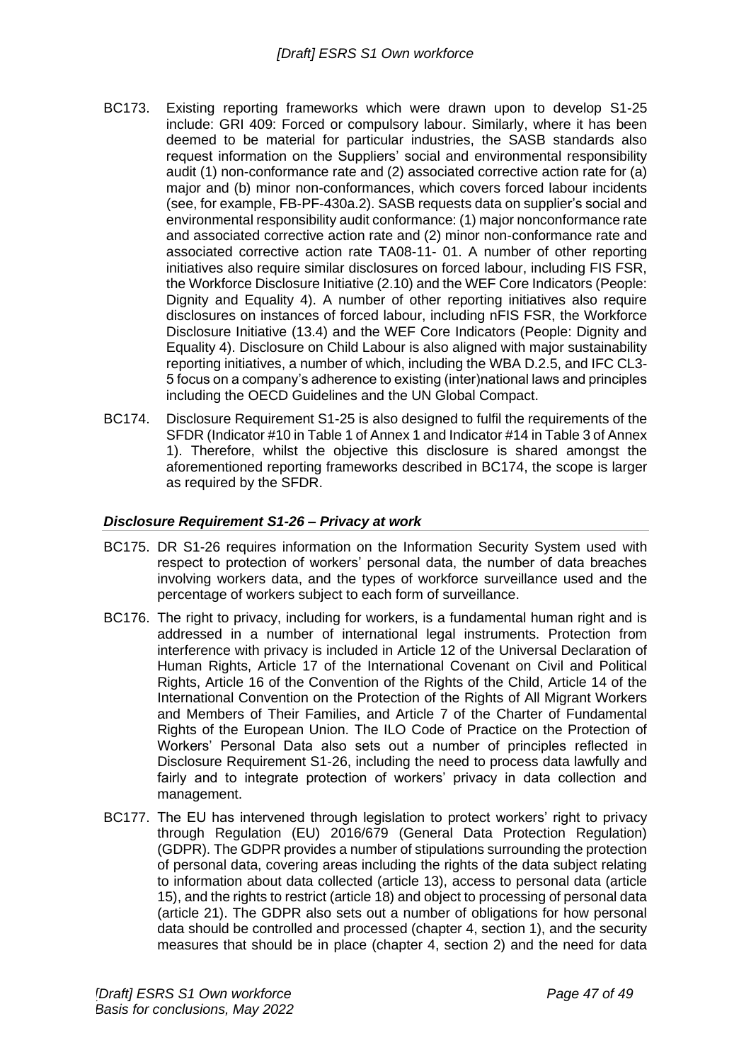BC173. Existing reporting frameworks which were drawn upon to develop S1-25 include: GRI 409: Forced or compulsory labour. Similarly, where it has been deemed to be material for particular industries, the SASB standards also request information on the Suppliers' social and environmental responsibility audit (1) non-conformance rate and (2) associated corrective action rate for (a) major and (b) minor non-conformances, which covers forced labour incidents (see, for example, FB-PF-430a.2). SASB requests data on supplier's social and environmental responsibility audit conformance: (1) major nonconformance rate and associated corrective action rate and (2) minor non-conformance rate and associated corrective action rate TA08-11- 01. A number of other reporting initiatives also require similar disclosures on forced labour, including FIS FSR, the Workforce Disclosure Initiative (2.10) and the WEF Core Indicators (People: Dignity and Equality 4). A number of other reporting initiatives also require disclosures on instances of forced labour, including nFIS FSR, the Workforce Disclosure Initiative (13.4) and the WEF Core Indicators (People: Dignity and Equality 4). Disclosure on Child Labour is also aligned with major sustainability reporting initiatives, a number of which, including the WBA D.2.5, and IFC CL3-5 focus on a company's adherence to existing (inter)national laws and principles including the OECD Guidelines and the UN Global Compact.

BC174. Disclosure Requirement S1-25 is also designed to fulfil the requirements of the SFDR (Indicator #10 in Table 1 of Annex 1 and Indicator #14 in Table 3 of Annex 1). Therefore, whilst the objective this disclosure is shared amongst the aforementioned reporting frameworks described in BC174, the scope is larger as required by the SFDR.

### *Disclosure Requirement S1-26 – Privacy at work*

BC175. DR S1-26 requires information on the Information Security System used with respect to protection of workers' personal data, the number of data breaches involving workers data, and the types of workforce surveillance used and the percentage of workers subject to each form of surveillance.

BC176. The right to privacy, including for workers, is a fundamental human right and is addressed in a number of international legal instruments. Protection from interference with privacy is included in Article 12 of the Universal Declaration of Human Rights, Article 17 of the International Covenant on Civil and Political Rights, Article 16 of the Convention of the Rights of the Child, Article 14 of the International Convention on the Protection of the Rights of All Migrant Workers and Members of Their Families, and Article 7 of the Charter of Fundamental Rights of the European Union. The ILO Code of Practice on the Protection of Workers' Personal Data also sets out a number of principles reflected in Disclosure Requirement S1-26, including the need to process data lawfully and fairly and to integrate protection of workers' privacy in data collection and management.

BC177. The EU has intervened through legislation to protect workers' right to privacy through Regulation (EU) 2016/679 (General Data Protection Regulation) (GDPR). The GDPR provides a number of stipulations surrounding the protection of personal data, covering areas including the rights of the data subject relating to information about data collected (article 13), access to personal data (article 15), and the rights to restrict (article 18) and object to processing of personal data (article 21). The GDPR also sets out a number of obligations for how personal data should be controlled and processed (chapter 4, section 1), and the security measures that should be in place (chapter 4, section 2) and the need for data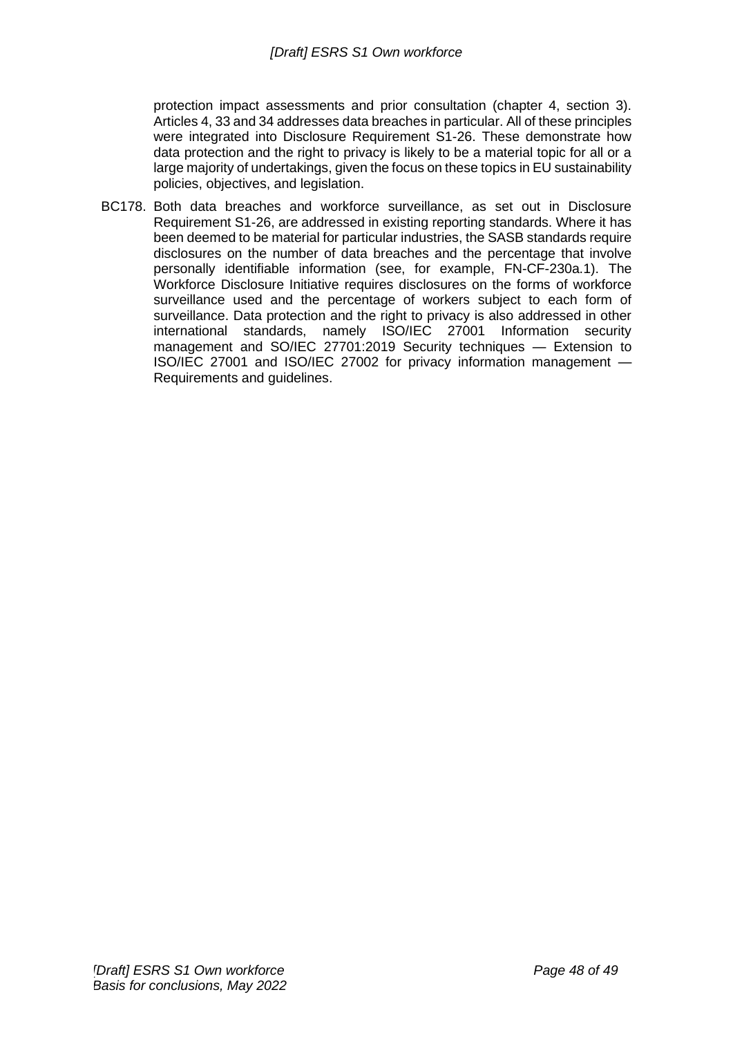protection impact assessments and prior consultation (chapter 4, section 3). Articles 4, 33 and 34 addresses data breaches in particular. All of these principles were integrated into Disclosure Requirement S1-26. These demonstrate how data protection and the right to privacy is likely to be a material topic for all or a large majority of undertakings, given the focus on these topics in EU sustainability policies, objectives, and legislation.

BC178. Both data breaches and workforce surveillance, as set out in Disclosure Requirement S1-26, are addressed in existing reporting standards. Where it has been deemed to be material for particular industries, the SASB standards require disclosures on the number of data breaches and the percentage that involve personally identifiable information (see, for example, FN-CF-230a.1). The Workforce Disclosure Initiative requires disclosures on the forms of workforce surveillance used and the percentage of workers subject to each form of surveillance. Data protection and the right to privacy is also addressed in other international standards, namely ISO/IEC 27001 Information security management and SO/IEC 27701:2019 Security techniques — Extension to ISO/IEC 27001 and ISO/IEC 27002 for privacy information management — Requirements and guidelines.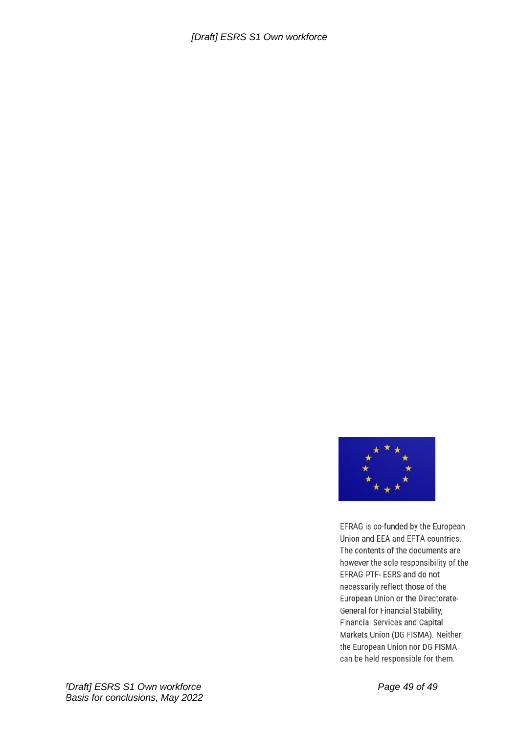EFRAG is co-funded by the European Union and EEA and EFTA countries. The contents of the documents are however the sole responsibility of the EFRAG PTF- ESRS and do not necessarily reflect those of the European Union or the Directorate-General for Financial Stability, Financial Services and Capital Markets Union (DG FISMA). Neither the European Union nor DG FISMA can be held responsible for them.